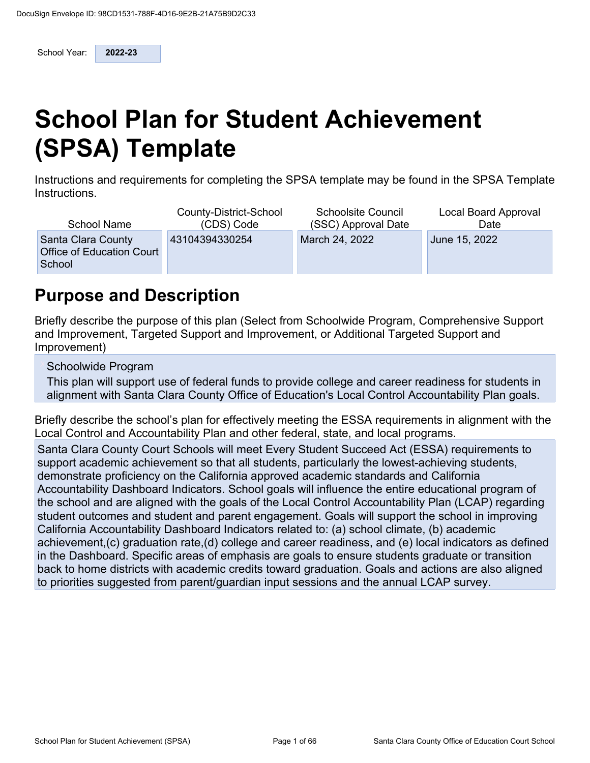School Year: **2022-23**

# School Plan for Student Achievement (SPSA) Template

Instructions and requirements for completing the SPSA template may be found in the SPSA Template Instructions.

| School Name | County-District-School (CDS) Code | Schoolsite Council (SSC) Approval Date | Local Board Approval Date |
|---|---|---|---|
| Santa Clara County Office of Education Court School | 43104394330254 | March 24, 2022 | June 15, 2022 |

## Purpose and Description

Briefly describe the purpose of this plan (Select from Schoolwide Program, Comprehensive Support and Improvement, Targeted Support and Improvement, or Additional Targeted Support and Improvement)

Schoolwide Program
This plan will support use of federal funds to provide college and career readiness for students in alignment with Santa Clara County Office of Education's Local Control Accountability Plan goals.

Briefly describe the school's plan for effectively meeting the ESSA requirements in alignment with the Local Control and Accountability Plan and other federal, state, and local programs.

Santa Clara County Court Schools will meet Every Student Succeed Act (ESSA) requirements to support academic achievement so that all students, particularly the lowest-achieving students, demonstrate proficiency on the California approved academic standards and California Accountability Dashboard Indicators. School goals will influence the entire educational program of the school and are aligned with the goals of the Local Control Accountability Plan (LCAP) regarding student outcomes and student and parent engagement. Goals will support the school in improving California Accountability Dashboard Indicators related to: (a) school climate, (b) academic achievement,(c) graduation rate,(d) college and career readiness, and (e) local indicators as defined in the Dashboard. Specific areas of emphasis are goals to ensure students graduate or transition back to home districts with academic credits toward graduation. Goals and actions are also aligned to priorities suggested from parent/guardian input sessions and the annual LCAP survey.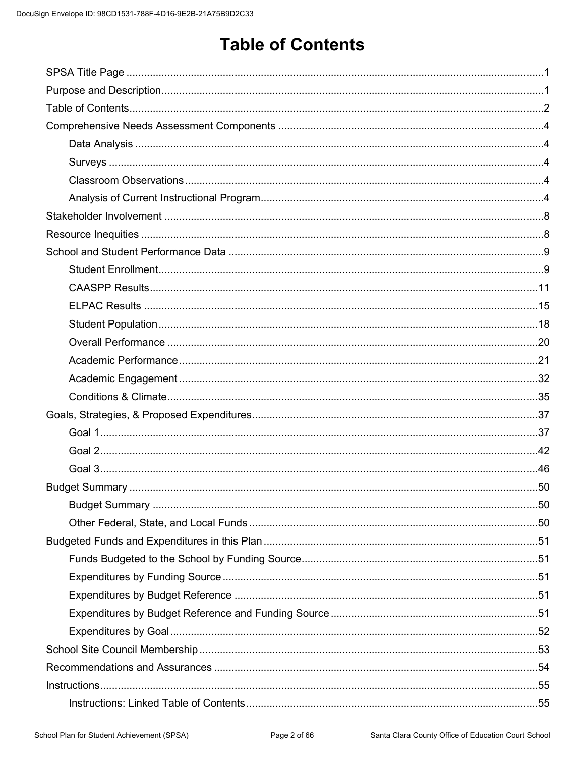# Table of Contents

- SPSA Title Page ... 1
- Purpose and Description ... 1
- Table of Contents ... 2
- Comprehensive Needs Assessment Components ... 4
  - Data Analysis ... 4
  - Surveys ... 4
  - Classroom Observations ... 4
  - Analysis of Current Instructional Program ... 4
- Stakeholder Involvement ... 8
- Resource Inequities ... 8
- School and Student Performance Data ... 9
  - Student Enrollment ... 9
  - CAASPP Results ... 11
  - ELPAC Results ... 15
  - Student Population ... 18
  - Overall Performance ... 20
  - Academic Performance ... 21
  - Academic Engagement ... 32
  - Conditions & Climate ... 35
- Goals, Strategies, & Proposed Expenditures ... 37
  - Goal 1 ... 37
  - Goal 2 ... 42
  - Goal 3 ... 46
- Budget Summary ... 50
  - Budget Summary ... 50
  - Other Federal, State, and Local Funds ... 50
- Budgeted Funds and Expenditures in this Plan ... 51
  - Funds Budgeted to the School by Funding Source ... 51
  - Expenditures by Funding Source ... 51
  - Expenditures by Budget Reference ... 51
  - Expenditures by Budget Reference and Funding Source ... 51
  - Expenditures by Goal ... 52
- School Site Council Membership ... 53
- Recommendations and Assurances ... 54
- Instructions ... 55
  - Instructions: Linked Table of Contents ... 55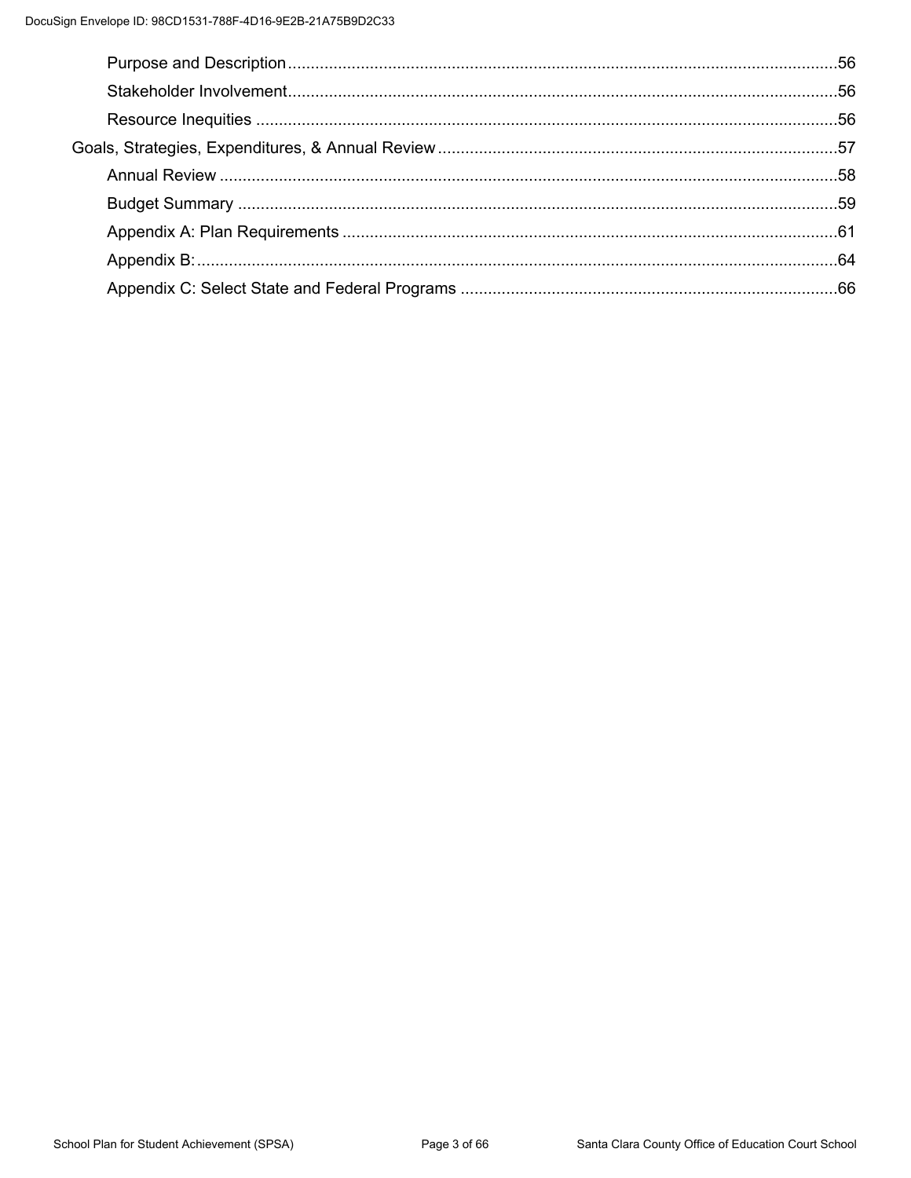Purpose and Description ..........56
Stakeholder Involvement ..........56
Resource Inequities ..........56

Goals, Strategies, Expenditures, & Annual Review ..........57

Annual Review ..........58
Budget Summary ..........59
Appendix A: Plan Requirements ..........61
Appendix B: ..........64
Appendix C: Select State and Federal Programs ..........66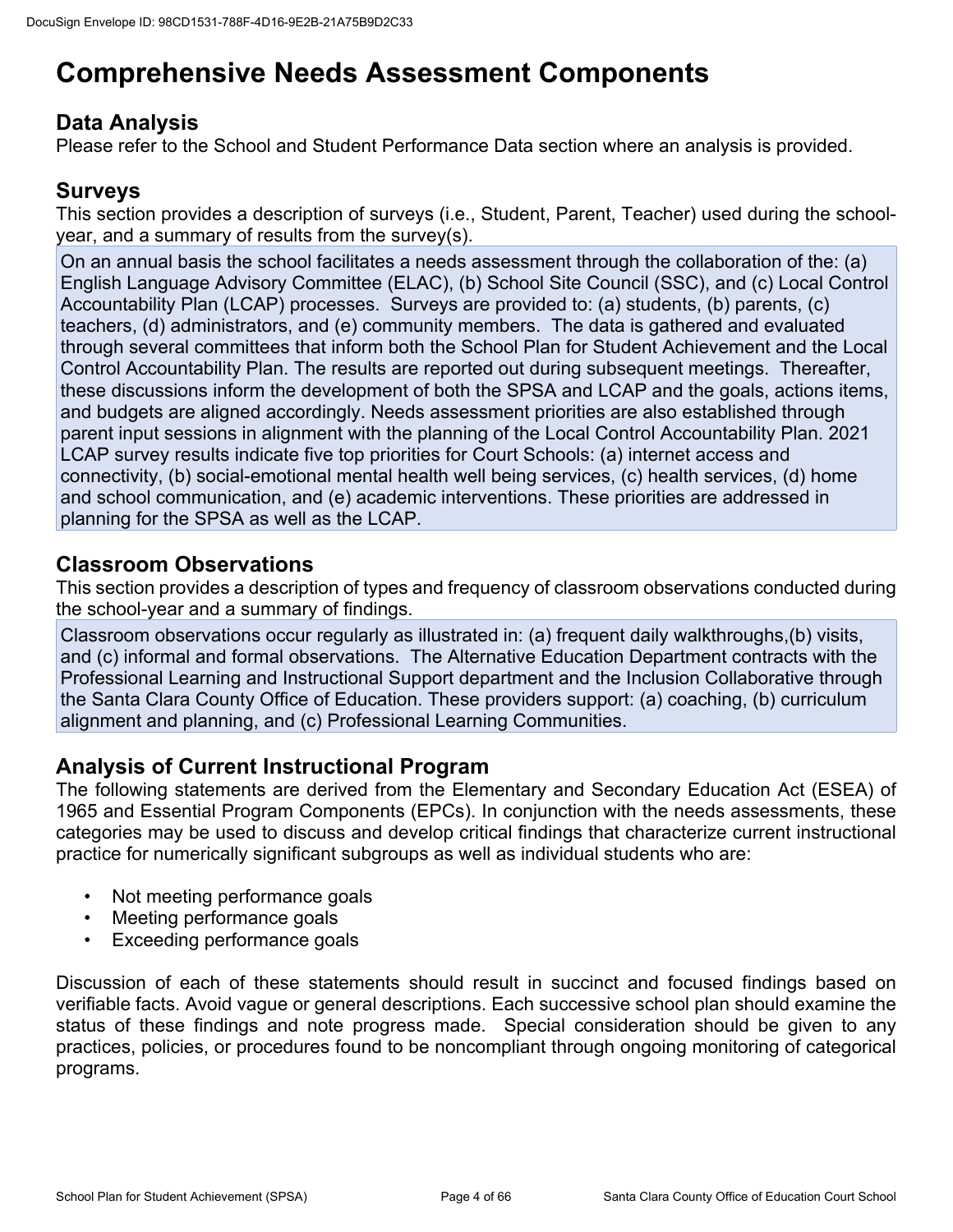# Comprehensive Needs Assessment Components

## Data Analysis

Please refer to the School and Student Performance Data section where an analysis is provided.

## Surveys

This section provides a description of surveys (i.e., Student, Parent, Teacher) used during the school-year, and a summary of results from the survey(s).

On an annual basis the school facilitates a needs assessment through the collaboration of the: (a) English Language Advisory Committee (ELAC), (b) School Site Council (SSC), and (c) Local Control Accountability Plan (LCAP) processes. Surveys are provided to: (a) students, (b) parents, (c) teachers, (d) administrators, and (e) community members. The data is gathered and evaluated through several committees that inform both the School Plan for Student Achievement and the Local Control Accountability Plan. The results are reported out during subsequent meetings. Thereafter, these discussions inform the development of both the SPSA and LCAP and the goals, actions items, and budgets are aligned accordingly. Needs assessment priorities are also established through parent input sessions in alignment with the planning of the Local Control Accountability Plan. 2021 LCAP survey results indicate five top priorities for Court Schools: (a) internet access and connectivity, (b) social-emotional mental health well being services, (c) health services, (d) home and school communication, and (e) academic interventions. These priorities are addressed in planning for the SPSA as well as the LCAP.

## Classroom Observations

This section provides a description of types and frequency of classroom observations conducted during the school-year and a summary of findings.

Classroom observations occur regularly as illustrated in: (a) frequent daily walkthroughs,(b) visits, and (c) informal and formal observations. The Alternative Education Department contracts with the Professional Learning and Instructional Support department and the Inclusion Collaborative through the Santa Clara County Office of Education. These providers support: (a) coaching, (b) curriculum alignment and planning, and (c) Professional Learning Communities.

## Analysis of Current Instructional Program

The following statements are derived from the Elementary and Secondary Education Act (ESEA) of 1965 and Essential Program Components (EPCs). In conjunction with the needs assessments, these categories may be used to discuss and develop critical findings that characterize current instructional practice for numerically significant subgroups as well as individual students who are:

- Not meeting performance goals
- Meeting performance goals
- Exceeding performance goals

Discussion of each of these statements should result in succinct and focused findings based on verifiable facts. Avoid vague or general descriptions. Each successive school plan should examine the status of these findings and note progress made. Special consideration should be given to any practices, policies, or procedures found to be noncompliant through ongoing monitoring of categorical programs.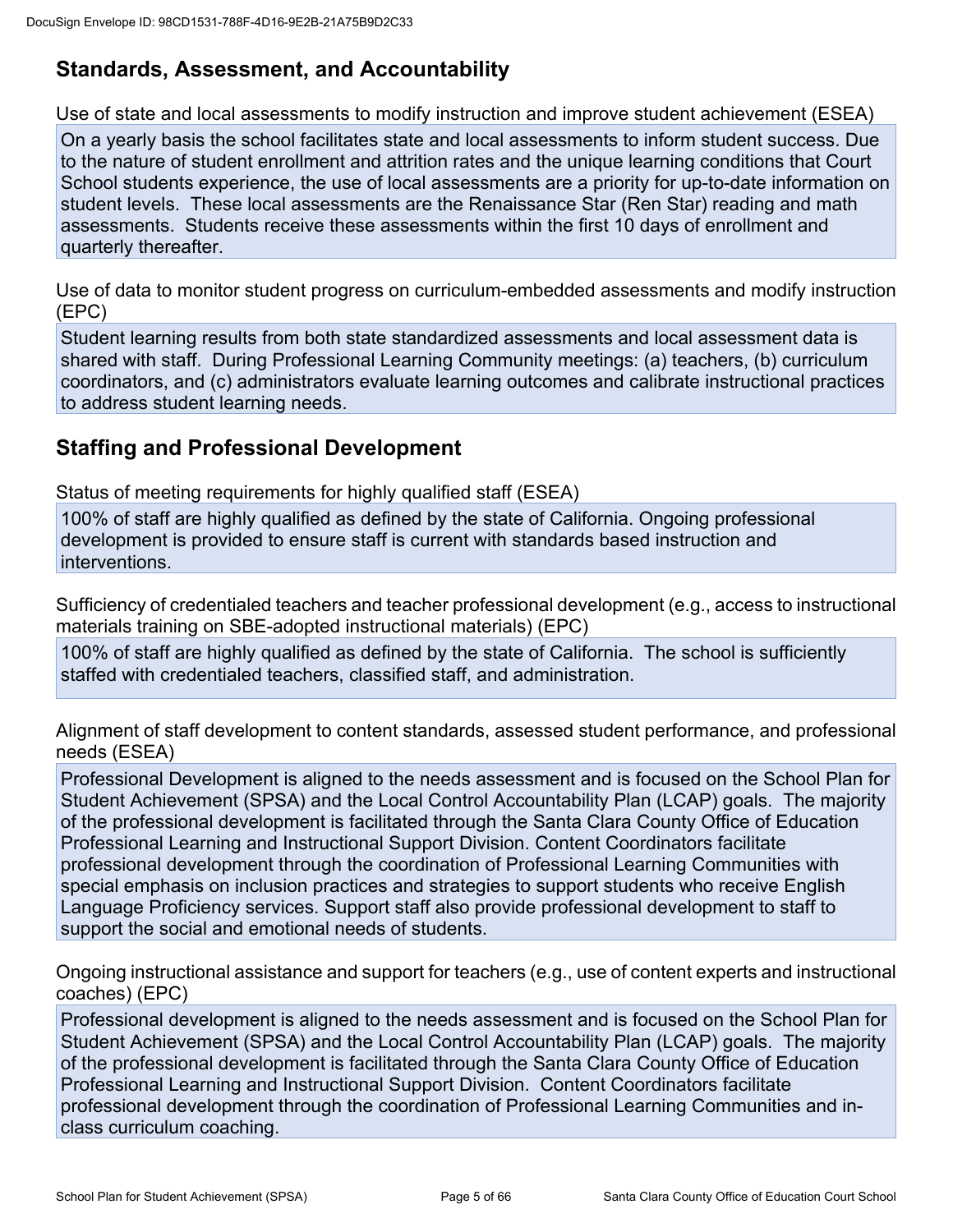## Standards, Assessment, and Accountability

Use of state and local assessments to modify instruction and improve student achievement (ESEA)

On a yearly basis the school facilitates state and local assessments to inform student success. Due to the nature of student enrollment and attrition rates and the unique learning conditions that Court School students experience, the use of local assessments are a priority for up-to-date information on student levels. These local assessments are the Renaissance Star (Ren Star) reading and math assessments. Students receive these assessments within the first 10 days of enrollment and quarterly thereafter.

Use of data to monitor student progress on curriculum-embedded assessments and modify instruction (EPC)

Student learning results from both state standardized assessments and local assessment data is shared with staff. During Professional Learning Community meetings: (a) teachers, (b) curriculum coordinators, and (c) administrators evaluate learning outcomes and calibrate instructional practices to address student learning needs.

## Staffing and Professional Development

Status of meeting requirements for highly qualified staff (ESEA)

100% of staff are highly qualified as defined by the state of California. Ongoing professional development is provided to ensure staff is current with standards based instruction and interventions.

Sufficiency of credentialed teachers and teacher professional development (e.g., access to instructional materials training on SBE-adopted instructional materials) (EPC)

100% of staff are highly qualified as defined by the state of California. The school is sufficiently staffed with credentialed teachers, classified staff, and administration.

Alignment of staff development to content standards, assessed student performance, and professional needs (ESEA)

Professional Development is aligned to the needs assessment and is focused on the School Plan for Student Achievement (SPSA) and the Local Control Accountability Plan (LCAP) goals. The majority of the professional development is facilitated through the Santa Clara County Office of Education Professional Learning and Instructional Support Division. Content Coordinators facilitate professional development through the coordination of Professional Learning Communities with special emphasis on inclusion practices and strategies to support students who receive English Language Proficiency services. Support staff also provide professional development to staff to support the social and emotional needs of students.

Ongoing instructional assistance and support for teachers (e.g., use of content experts and instructional coaches) (EPC)

Professional development is aligned to the needs assessment and is focused on the School Plan for Student Achievement (SPSA) and the Local Control Accountability Plan (LCAP) goals. The majority of the professional development is facilitated through the Santa Clara County Office of Education Professional Learning and Instructional Support Division. Content Coordinators facilitate professional development through the coordination of Professional Learning Communities and in-class curriculum coaching.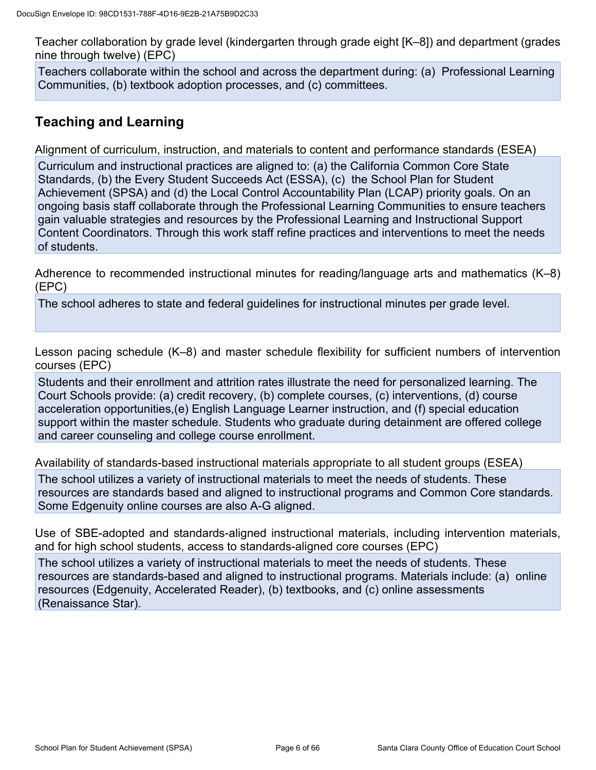Teacher collaboration by grade level (kindergarten through grade eight [K–8]) and department (grades nine through twelve) (EPC)

Teachers collaborate within the school and across the department during: (a) Professional Learning Communities, (b) textbook adoption processes, and (c) committees.

## Teaching and Learning

Alignment of curriculum, instruction, and materials to content and performance standards (ESEA)

Curriculum and instructional practices are aligned to: (a) the California Common Core State Standards, (b) the Every Student Succeeds Act (ESSA), (c) the School Plan for Student Achievement (SPSA) and (d) the Local Control Accountability Plan (LCAP) priority goals. On an ongoing basis staff collaborate through the Professional Learning Communities to ensure teachers gain valuable strategies and resources by the Professional Learning and Instructional Support Content Coordinators. Through this work staff refine practices and interventions to meet the needs of students.

Adherence to recommended instructional minutes for reading/language arts and mathematics (K–8) (EPC)

The school adheres to state and federal guidelines for instructional minutes per grade level.

Lesson pacing schedule (K–8) and master schedule flexibility for sufficient numbers of intervention courses (EPC)

Students and their enrollment and attrition rates illustrate the need for personalized learning. The Court Schools provide: (a) credit recovery, (b) complete courses, (c) interventions, (d) course acceleration opportunities,(e) English Language Learner instruction, and (f) special education support within the master schedule. Students who graduate during detainment are offered college and career counseling and college course enrollment.

Availability of standards-based instructional materials appropriate to all student groups (ESEA)

The school utilizes a variety of instructional materials to meet the needs of students. These resources are standards based and aligned to instructional programs and Common Core standards. Some Edgenuity online courses are also A-G aligned.

Use of SBE-adopted and standards-aligned instructional materials, including intervention materials, and for high school students, access to standards-aligned core courses (EPC)

The school utilizes a variety of instructional materials to meet the needs of students. These resources are standards-based and aligned to instructional programs. Materials include: (a) online resources (Edgenuity, Accelerated Reader), (b) textbooks, and (c) online assessments (Renaissance Star).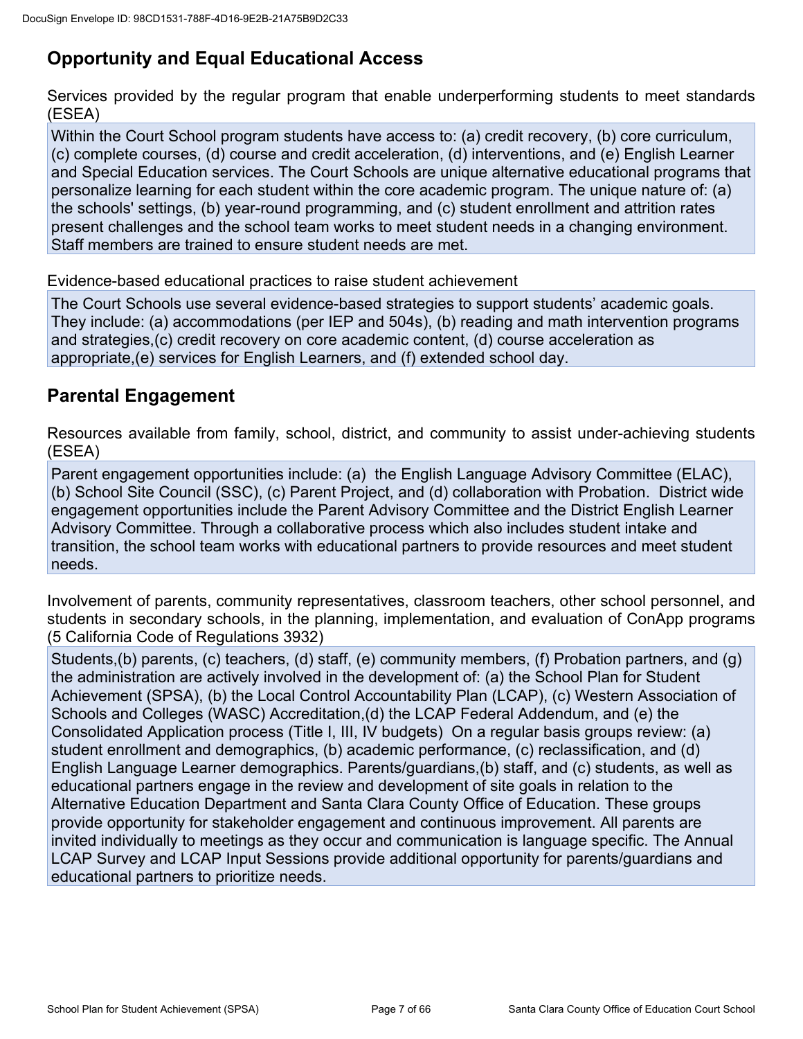## Opportunity and Equal Educational Access

Services provided by the regular program that enable underperforming students to meet standards (ESEA)

Within the Court School program students have access to: (a) credit recovery, (b) core curriculum, (c) complete courses, (d) course and credit acceleration, (d) interventions, and (e) English Learner and Special Education services. The Court Schools are unique alternative educational programs that personalize learning for each student within the core academic program. The unique nature of: (a) the schools' settings, (b) year-round programming, and (c) student enrollment and attrition rates present challenges and the school team works to meet student needs in a changing environment. Staff members are trained to ensure student needs are met.

Evidence-based educational practices to raise student achievement

The Court Schools use several evidence-based strategies to support students' academic goals. They include: (a) accommodations (per IEP and 504s), (b) reading and math intervention programs and strategies,(c) credit recovery on core academic content, (d) course acceleration as appropriate,(e) services for English Learners, and (f) extended school day.

## Parental Engagement

Resources available from family, school, district, and community to assist under-achieving students (ESEA)

Parent engagement opportunities include: (a) the English Language Advisory Committee (ELAC), (b) School Site Council (SSC), (c) Parent Project, and (d) collaboration with Probation. District wide engagement opportunities include the Parent Advisory Committee and the District English Learner Advisory Committee. Through a collaborative process which also includes student intake and transition, the school team works with educational partners to provide resources and meet student needs.

Involvement of parents, community representatives, classroom teachers, other school personnel, and students in secondary schools, in the planning, implementation, and evaluation of ConApp programs (5 California Code of Regulations 3932)

Students,(b) parents, (c) teachers, (d) staff, (e) community members, (f) Probation partners, and (g) the administration are actively involved in the development of: (a) the School Plan for Student Achievement (SPSA), (b) the Local Control Accountability Plan (LCAP), (c) Western Association of Schools and Colleges (WASC) Accreditation,(d) the LCAP Federal Addendum, and (e) the Consolidated Application process (Title I, III, IV budgets) On a regular basis groups review: (a) student enrollment and demographics, (b) academic performance, (c) reclassification, and (d) English Language Learner demographics. Parents/guardians,(b) staff, and (c) students, as well as educational partners engage in the review and development of site goals in relation to the Alternative Education Department and Santa Clara County Office of Education. These groups provide opportunity for stakeholder engagement and continuous improvement. All parents are invited individually to meetings as they occur and communication is language specific. The Annual LCAP Survey and LCAP Input Sessions provide additional opportunity for parents/guardians and educational partners to prioritize needs.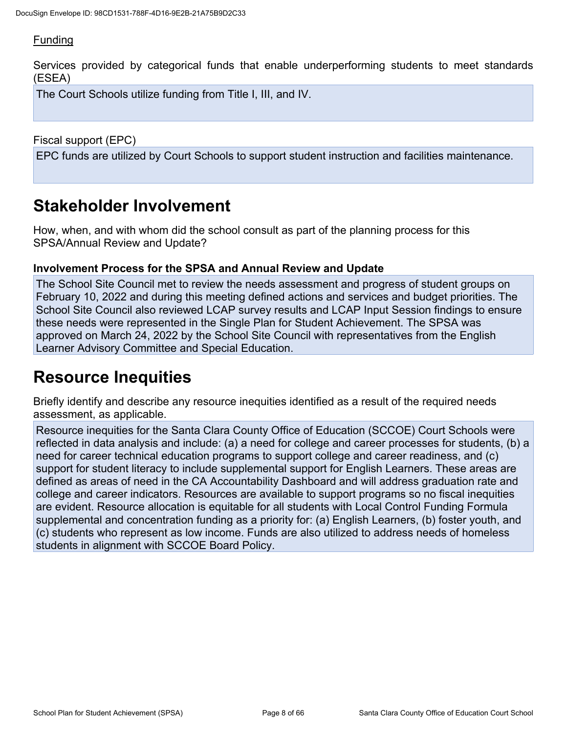Funding

Services provided by categorical funds that enable underperforming students to meet standards (ESEA)

The Court Schools utilize funding from Title I, III, and IV.

Fiscal support (EPC)

EPC funds are utilized by Court Schools to support student instruction and facilities maintenance.

# Stakeholder Involvement

How, when, and with whom did the school consult as part of the planning process for this SPSA/Annual Review and Update?

### Involvement Process for the SPSA and Annual Review and Update

The School Site Council met to review the needs assessment and progress of student groups on February 10, 2022 and during this meeting defined actions and services and budget priorities. The School Site Council also reviewed LCAP survey results and LCAP Input Session findings to ensure these needs were represented in the Single Plan for Student Achievement. The SPSA was approved on March 24, 2022 by the School Site Council with representatives from the English Learner Advisory Committee and Special Education.

# Resource Inequities

Briefly identify and describe any resource inequities identified as a result of the required needs assessment, as applicable.

Resource inequities for the Santa Clara County Office of Education (SCCOE) Court Schools were reflected in data analysis and include: (a) a need for college and career processes for students, (b) a need for career technical education programs to support college and career readiness, and (c) support for student literacy to include supplemental support for English Learners. These areas are defined as areas of need in the CA Accountability Dashboard and will address graduation rate and college and career indicators. Resources are available to support programs so no fiscal inequities are evident. Resource allocation is equitable for all students with Local Control Funding Formula supplemental and concentration funding as a priority for: (a) English Learners, (b) foster youth, and (c) students who represent as low income. Funds are also utilized to address needs of homeless students in alignment with SCCOE Board Policy.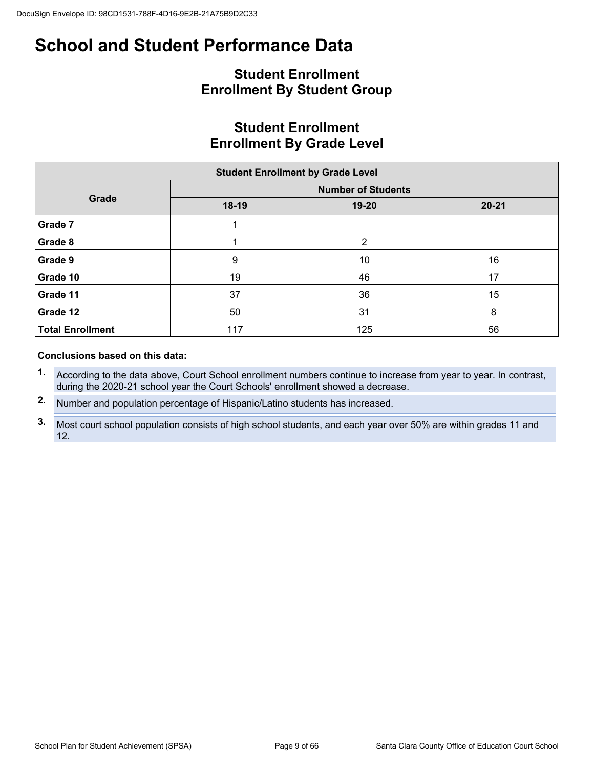# School and Student Performance Data

## Student Enrollment
## Enrollment By Student Group

## Student Enrollment
## Enrollment By Grade Level

| Student Enrollment by Grade Level | | | |
|---|---|---|---|
| Grade | Number of Students | | |
| | 18-19 | 19-20 | 20-21 |
| **Grade 7** | 1 | | |
| **Grade 8** | 1 | 2 | |
| **Grade 9** | 9 | 10 | 16 |
| **Grade 10** | 19 | 46 | 17 |
| **Grade 11** | 37 | 36 | 15 |
| **Grade 12** | 50 | 31 | 8 |
| **Total Enrollment** | 117 | 125 | 56 |

**Conclusions based on this data:**

1. According to the data above, Court School enrollment numbers continue to increase from year to year. In contrast, during the 2020-21 school year the Court Schools' enrollment showed a decrease.
2. Number and population percentage of Hispanic/Latino students has increased.
3. Most court school population consists of high school students, and each year over 50% are within grades 11 and 12.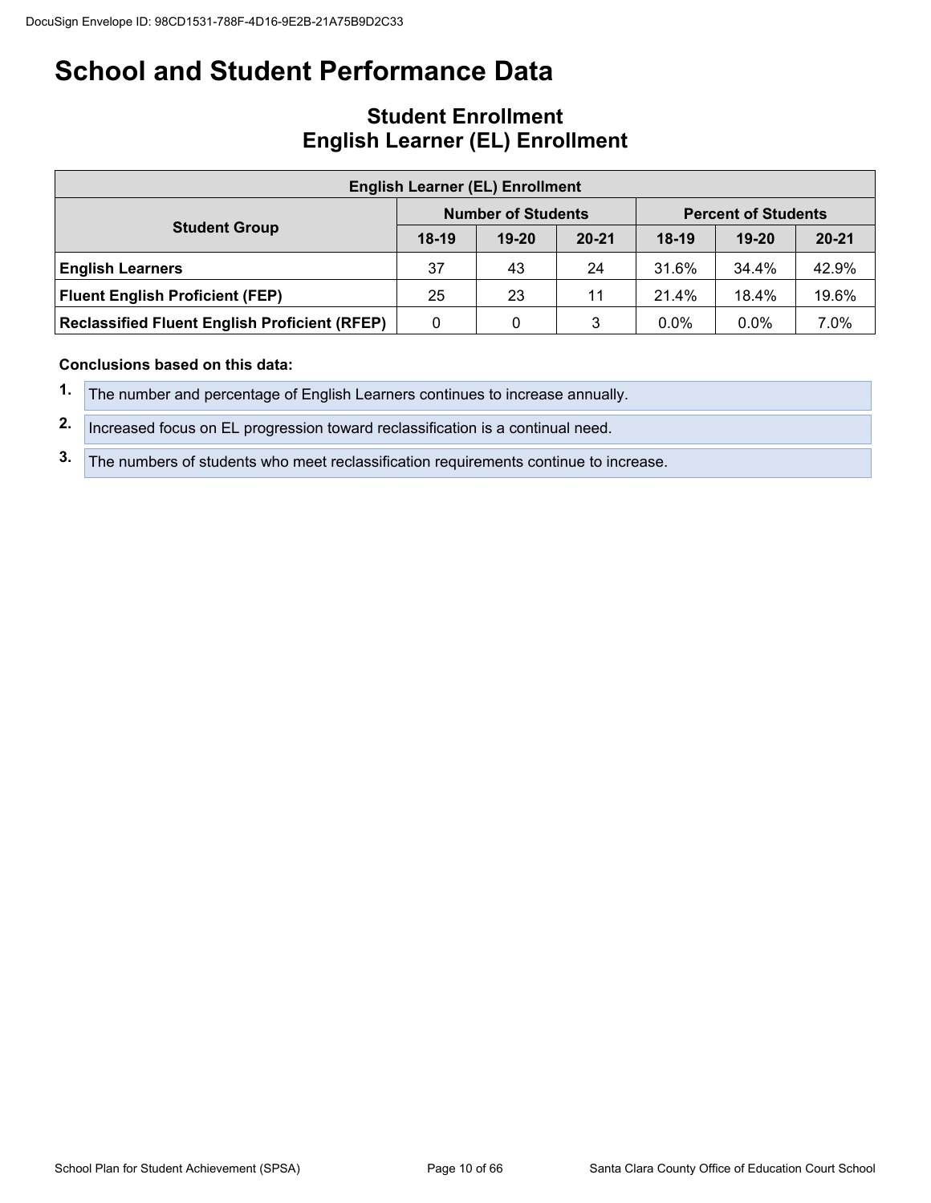# School and Student Performance Data

## Student Enrollment
## English Learner (EL) Enrollment

| English Learner (EL) Enrollment | | | | | | |
|---|---|---|---|---|---|---|
| **Student Group** | **Number of Students** | | | **Percent of Students** | | |
| | **18-19** | **19-20** | **20-21** | **18-19** | **19-20** | **20-21** |
| **English Learners** | 37 | 43 | 24 | 31.6% | 34.4% | 42.9% |
| **Fluent English Proficient (FEP)** | 25 | 23 | 11 | 21.4% | 18.4% | 19.6% |
| **Reclassified Fluent English Proficient (RFEP)** | 0 | 0 | 3 | 0.0% | 0.0% | 7.0% |

**Conclusions based on this data:**

1. The number and percentage of English Learners continues to increase annually.
2. Increased focus on EL progression toward reclassification is a continual need.
3. The numbers of students who meet reclassification requirements continue to increase.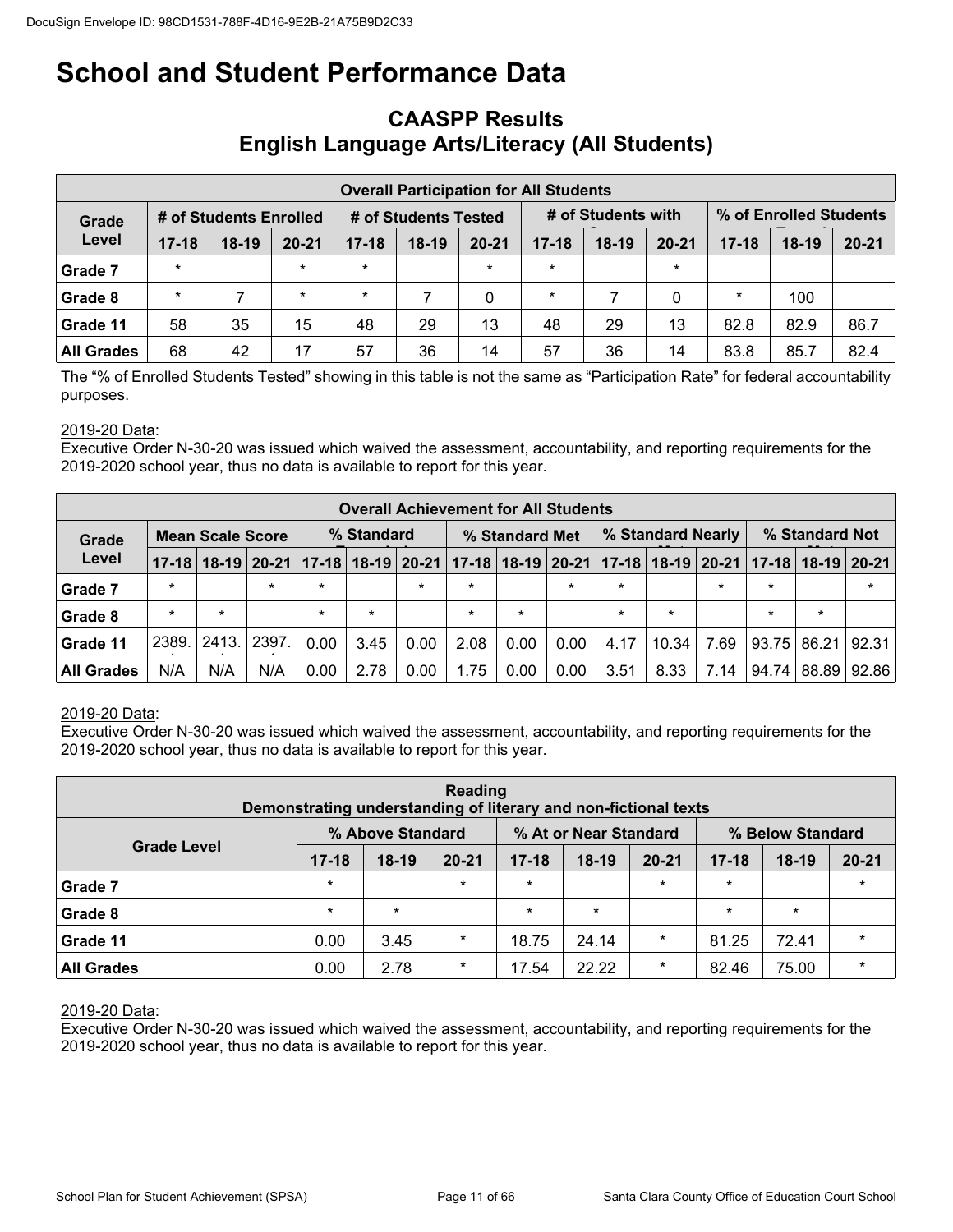# School and Student Performance Data

## CAASPP Results
## English Language Arts/Literacy (All Students)

| Overall Participation for All Students | | | | | | | | | | | | |
|---|---|---|---|---|---|---|---|---|---|---|---|---|
| Grade Level | # of Students Enrolled | | | # of Students Tested | | | # of Students with Scores | | | % of Enrolled Students Tested | | |
| | 17-18 | 18-19 | 20-21 | 17-18 | 18-19 | 20-21 | 17-18 | 18-19 | 20-21 | 17-18 | 18-19 | 20-21 |
| Grade 7 | * | | * | * | | * | * | | * | | | |
| Grade 8 | * | 7 | * | * | 7 | 0 | * | 7 | 0 | * | 100 | |
| Grade 11 | 58 | 35 | 15 | 48 | 29 | 13 | 48 | 29 | 13 | 82.8 | 82.9 | 86.7 |
| All Grades | 68 | 42 | 17 | 57 | 36 | 14 | 57 | 36 | 14 | 83.8 | 85.7 | 82.4 |

The "% of Enrolled Students Tested" showing in this table is not the same as "Participation Rate" for federal accountability purposes.

2019-20 Data:
Executive Order N-30-20 was issued which waived the assessment, accountability, and reporting requirements for the 2019-2020 school year, thus no data is available to report for this year.

| Overall Achievement for All Students | | | | | | | | | | | | | | | |
|---|---|---|---|---|---|---|---|---|---|---|---|---|---|---|---|
| Grade Level | Mean Scale Score | | | % Standard Exceeded | | | % Standard Met | | | % Standard Nearly Met | | | % Standard Not Met | | |
| | 17-18 | 18-19 | 20-21 | 17-18 | 18-19 | 20-21 | 17-18 | 18-19 | 20-21 | 17-18 | 18-19 | 20-21 | 17-18 | 18-19 | 20-21 |
| Grade 7 | * | | * | * | | * | * | | * | * | | * | * | | * |
| Grade 8 | * | * | | * | * | | * | * | | * | * | | * | * | |
| Grade 11 | 2389. | 2413. | 2397. | 0.00 | 3.45 | 0.00 | 2.08 | 0.00 | 0.00 | 4.17 | 10.34 | 7.69 | 93.75 | 86.21 | 92.31 |
| All Grades | N/A | N/A | N/A | 0.00 | 2.78 | 0.00 | 1.75 | 0.00 | 0.00 | 3.51 | 8.33 | 7.14 | 94.74 | 88.89 | 92.86 |

2019-20 Data:
Executive Order N-30-20 was issued which waived the assessment, accountability, and reporting requirements for the 2019-2020 school year, thus no data is available to report for this year.

| Reading<br>Demonstrating understanding of literary and non-fictional texts | | | | | | | | | |
|---|---|---|---|---|---|---|---|---|---|
| Grade Level | % Above Standard | | | % At or Near Standard | | | % Below Standard | | |
| | 17-18 | 18-19 | 20-21 | 17-18 | 18-19 | 20-21 | 17-18 | 18-19 | 20-21 |
| Grade 7 | * | | * | * | | * | * | | * |
| Grade 8 | * | * | | * | * | | * | * | |
| Grade 11 | 0.00 | 3.45 | * | 18.75 | 24.14 | * | 81.25 | 72.41 | * |
| All Grades | 0.00 | 2.78 | * | 17.54 | 22.22 | * | 82.46 | 75.00 | * |

2019-20 Data:
Executive Order N-30-20 was issued which waived the assessment, accountability, and reporting requirements for the 2019-2020 school year, thus no data is available to report for this year.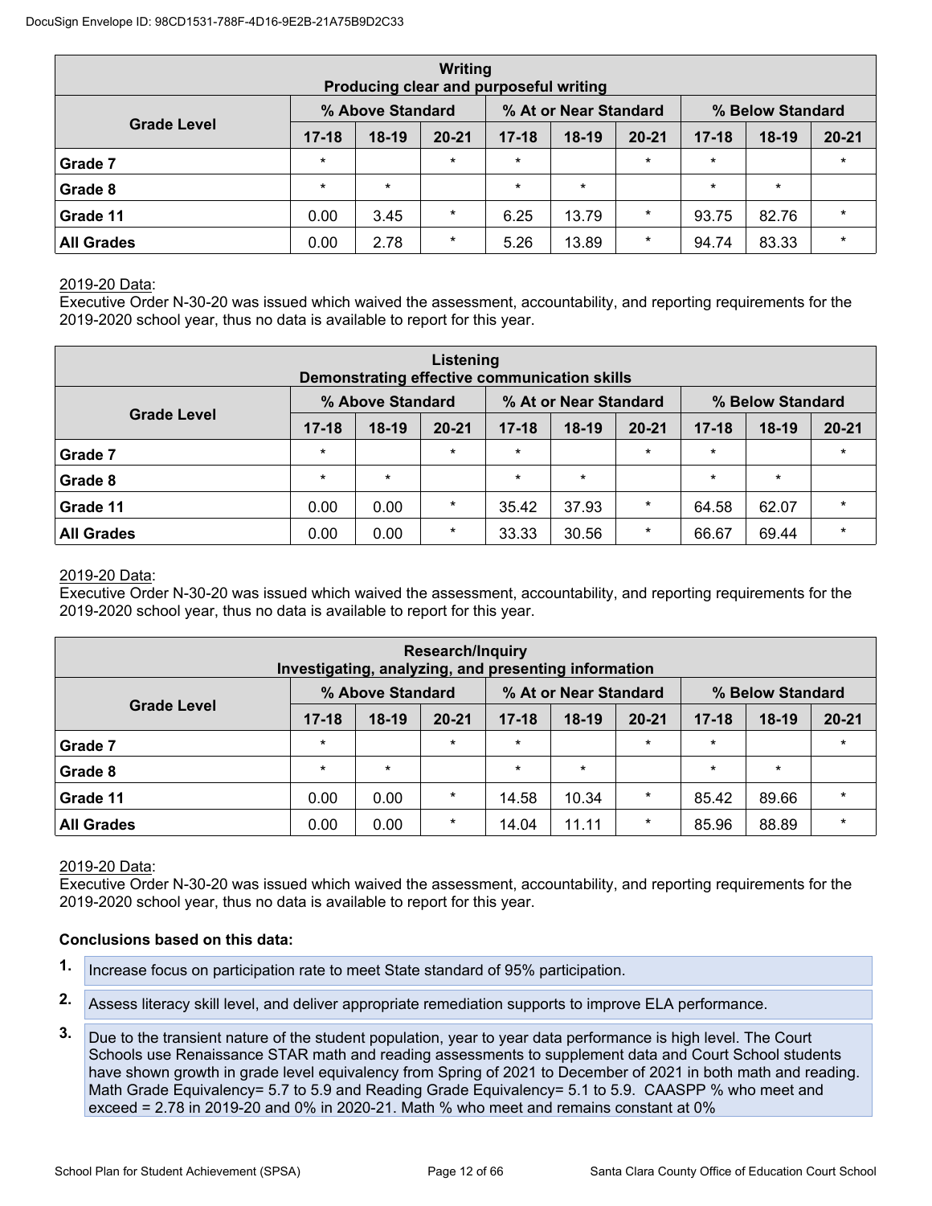| Writing<br>Producing clear and purposeful writing | | | | | | | | | |
|---|---|---|---|---|---|---|---|---|---|
| Grade Level | % Above Standard | | | % At or Near Standard | | | % Below Standard | | |
| | 17-18 | 18-19 | 20-21 | 17-18 | 18-19 | 20-21 | 17-18 | 18-19 | 20-21 |
| Grade 7 | * | | * | * | | * | * | | * |
| Grade 8 | * | * | | * | * | | * | * | |
| Grade 11 | 0.00 | 3.45 | * | 6.25 | 13.79 | * | 93.75 | 82.76 | * |
| All Grades | 0.00 | 2.78 | * | 5.26 | 13.89 | * | 94.74 | 83.33 | * |

2019-20 Data:
Executive Order N-30-20 was issued which waived the assessment, accountability, and reporting requirements for the 2019-2020 school year, thus no data is available to report for this year.

| Listening<br>Demonstrating effective communication skills | | | | | | | | | |
|---|---|---|---|---|---|---|---|---|---|
| Grade Level | % Above Standard | | | % At or Near Standard | | | % Below Standard | | |
| | 17-18 | 18-19 | 20-21 | 17-18 | 18-19 | 20-21 | 17-18 | 18-19 | 20-21 |
| Grade 7 | * | | * | * | | * | * | | * |
| Grade 8 | * | * | | * | * | | * | * | |
| Grade 11 | 0.00 | 0.00 | * | 35.42 | 37.93 | * | 64.58 | 62.07 | * |
| All Grades | 0.00 | 0.00 | * | 33.33 | 30.56 | * | 66.67 | 69.44 | * |

2019-20 Data:
Executive Order N-30-20 was issued which waived the assessment, accountability, and reporting requirements for the 2019-2020 school year, thus no data is available to report for this year.

| Research/Inquiry<br>Investigating, analyzing, and presenting information | | | | | | | | | |
|---|---|---|---|---|---|---|---|---|---|
| Grade Level | % Above Standard | | | % At or Near Standard | | | % Below Standard | | |
| | 17-18 | 18-19 | 20-21 | 17-18 | 18-19 | 20-21 | 17-18 | 18-19 | 20-21 |
| Grade 7 | * | | * | * | | * | * | | * |
| Grade 8 | * | * | | * | * | | * | * | |
| Grade 11 | 0.00 | 0.00 | * | 14.58 | 10.34 | * | 85.42 | 89.66 | * |
| All Grades | 0.00 | 0.00 | * | 14.04 | 11.11 | * | 85.96 | 88.89 | * |

2019-20 Data:
Executive Order N-30-20 was issued which waived the assessment, accountability, and reporting requirements for the 2019-2020 school year, thus no data is available to report for this year.

**Conclusions based on this data:**

1. Increase focus on participation rate to meet State standard of 95% participation.
2. Assess literacy skill level, and deliver appropriate remediation supports to improve ELA performance.
3. Due to the transient nature of the student population, year to year data performance is high level. The Court Schools use Renaissance STAR math and reading assessments to supplement data and Court School students have shown growth in grade level equivalency from Spring of 2021 to December of 2021 in both math and reading. Math Grade Equivalency= 5.7 to 5.9 and Reading Grade Equivalency= 5.1 to 5.9. CAASPP % who meet and exceed = 2.78 in 2019-20 and 0% in 2020-21. Math % who meet and remains constant at 0%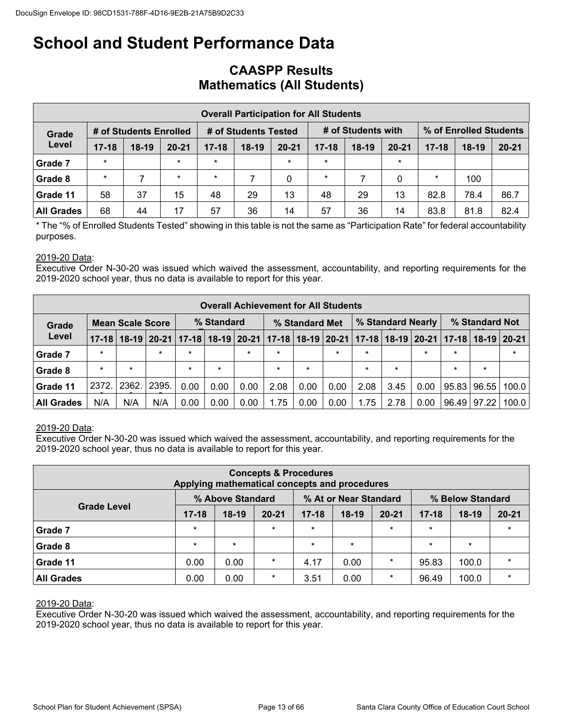# School and Student Performance Data

## CAASPP Results
## Mathematics (All Students)

| Overall Participation for All Students | | | | | | | | | | | | |
|---|---|---|---|---|---|---|---|---|---|---|---|---|
| Grade Level | # of Students Enrolled | | | # of Students Tested | | | # of Students with Scores | | | % of Enrolled Students Tested | | |
| | 17-18 | 18-19 | 20-21 | 17-18 | 18-19 | 20-21 | 17-18 | 18-19 | 20-21 | 17-18 | 18-19 | 20-21 |
| Grade 7 | * | | * | * | | * | * | | * | | | |
| Grade 8 | * | 7 | * | * | 7 | 0 | * | 7 | 0 | * | 100 | |
| Grade 11 | 58 | 37 | 15 | 48 | 29 | 13 | 48 | 29 | 13 | 82.8 | 78.4 | 86.7 |
| All Grades | 68 | 44 | 17 | 57 | 36 | 14 | 57 | 36 | 14 | 83.8 | 81.8 | 82.4 |

* The "% of Enrolled Students Tested" showing in this table is not the same as "Participation Rate" for federal accountability purposes.

2019-20 Data:
Executive Order N-30-20 was issued which waived the assessment, accountability, and reporting requirements for the 2019-2020 school year, thus no data is available to report for this year.

| Overall Achievement for All Students | | | | | | | | | | | | | | | |
|---|---|---|---|---|---|---|---|---|---|---|---|---|---|---|---|
| Grade Level | Mean Scale Score | | | % Standard Exceeded | | | % Standard Met | | | % Standard Nearly Met | | | % Standard Not Met | | |
| | 17-18 | 18-19 | 20-21 | 17-18 | 18-19 | 20-21 | 17-18 | 18-19 | 20-21 | 17-18 | 18-19 | 20-21 | 17-18 | 18-19 | 20-21 |
| Grade 7 | * | | * | * | | * | * | | * | * | | * | * | | * |
| Grade 8 | * | * | | * | * | | * | * | | * | * | | * | * | |
| Grade 11 | 2372. | 2362. | 2395. | 0.00 | 0.00 | 0.00 | 2.08 | 0.00 | 0.00 | 2.08 | 3.45 | 0.00 | 95.83 | 96.55 | 100.0 |
| All Grades | N/A | N/A | N/A | 0.00 | 0.00 | 0.00 | 1.75 | 0.00 | 0.00 | 1.75 | 2.78 | 0.00 | 96.49 | 97.22 | 100.0 |

2019-20 Data:
Executive Order N-30-20 was issued which waived the assessment, accountability, and reporting requirements for the 2019-2020 school year, thus no data is available to report for this year.

| Concepts & Procedures<br>Applying mathematical concepts and procedures | | | | | | | | | |
|---|---|---|---|---|---|---|---|---|---|
| Grade Level | % Above Standard | | | % At or Near Standard | | | % Below Standard | | |
| | 17-18 | 18-19 | 20-21 | 17-18 | 18-19 | 20-21 | 17-18 | 18-19 | 20-21 |
| Grade 7 | * | | * | * | | * | * | | * |
| Grade 8 | * | * | | * | * | | * | * | |
| Grade 11 | 0.00 | 0.00 | * | 4.17 | 0.00 | * | 95.83 | 100.0 | * |
| All Grades | 0.00 | 0.00 | * | 3.51 | 0.00 | * | 96.49 | 100.0 | * |

2019-20 Data:
Executive Order N-30-20 was issued which waived the assessment, accountability, and reporting requirements for the 2019-2020 school year, thus no data is available to report for this year.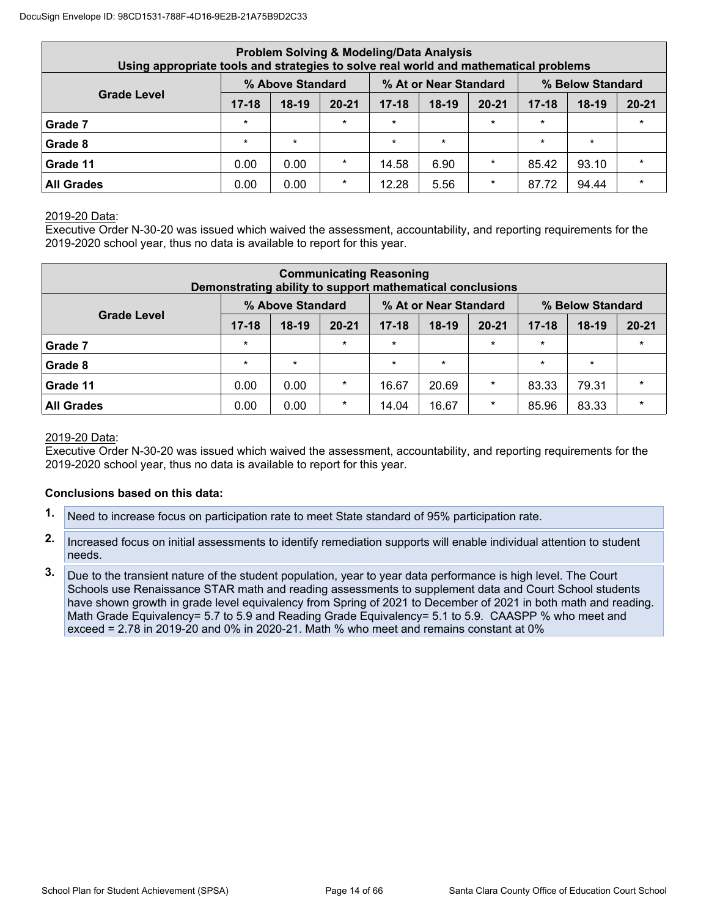| Problem Solving & Modeling/Data Analysis<br>Using appropriate tools and strategies to solve real world and mathematical problems | | | | | | | | | |
|---|---|---|---|---|---|---|---|---|---|
| Grade Level | % Above Standard | | | % At or Near Standard | | | % Below Standard | | |
| | 17-18 | 18-19 | 20-21 | 17-18 | 18-19 | 20-21 | 17-18 | 18-19 | 20-21 |
| Grade 7 | * | | * | * | | * | * | | * |
| Grade 8 | * | * | | * | * | | * | * | |
| Grade 11 | 0.00 | 0.00 | * | 14.58 | 6.90 | * | 85.42 | 93.10 | * |
| All Grades | 0.00 | 0.00 | * | 12.28 | 5.56 | * | 87.72 | 94.44 | * |

2019-20 Data:
Executive Order N-30-20 was issued which waived the assessment, accountability, and reporting requirements for the 2019-2020 school year, thus no data is available to report for this year.

| Communicating Reasoning<br>Demonstrating ability to support mathematical conclusions | | | | | | | | | |
|---|---|---|---|---|---|---|---|---|---|
| Grade Level | % Above Standard | | | % At or Near Standard | | | % Below Standard | | |
| | 17-18 | 18-19 | 20-21 | 17-18 | 18-19 | 20-21 | 17-18 | 18-19 | 20-21 |
| Grade 7 | * | | * | * | | * | * | | * |
| Grade 8 | * | * | | * | * | | * | * | |
| Grade 11 | 0.00 | 0.00 | * | 16.67 | 20.69 | * | 83.33 | 79.31 | * |
| All Grades | 0.00 | 0.00 | * | 14.04 | 16.67 | * | 85.96 | 83.33 | * |

2019-20 Data:
Executive Order N-30-20 was issued which waived the assessment, accountability, and reporting requirements for the 2019-2020 school year, thus no data is available to report for this year.

**Conclusions based on this data:**

1. Need to increase focus on participation rate to meet State standard of 95% participation rate.
2. Increased focus on initial assessments to identify remediation supports will enable individual attention to student needs.
3. Due to the transient nature of the student population, year to year data performance is high level. The Court Schools use Renaissance STAR math and reading assessments to supplement data and Court School students have shown growth in grade level equivalency from Spring of 2021 to December of 2021 in both math and reading. Math Grade Equivalency= 5.7 to 5.9 and Reading Grade Equivalency= 5.1 to 5.9. CAASPP % who meet and exceed = 2.78 in 2019-20 and 0% in 2020-21. Math % who meet and remains constant at 0%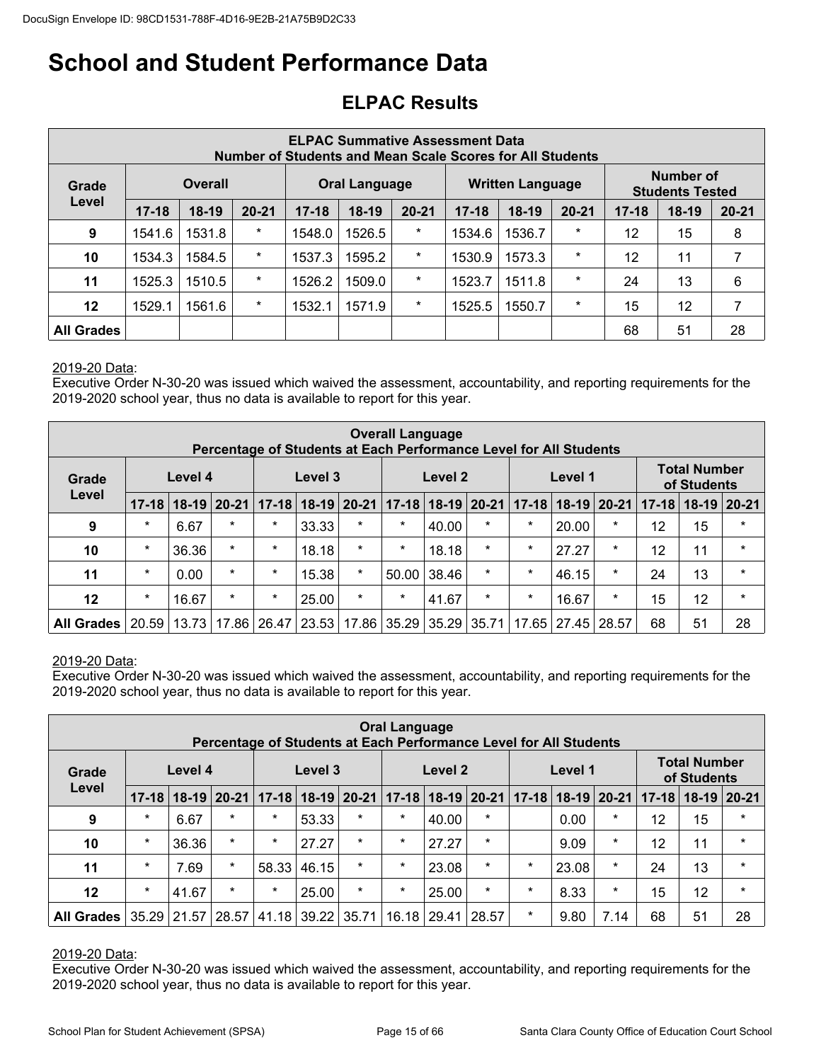# School and Student Performance Data

## ELPAC Results

| ELPAC Summative Assessment Data<br>Number of Students and Mean Scale Scores for All Students | | | | | | | | | | | | |
|---|---|---|---|---|---|---|---|---|---|---|---|---|
| Grade Level | Overall | | | Oral Language | | | Written Language | | | Number of Students Tested | | |
| | 17-18 | 18-19 | 20-21 | 17-18 | 18-19 | 20-21 | 17-18 | 18-19 | 20-21 | 17-18 | 18-19 | 20-21 |
| 9 | 1541.6 | 1531.8 | * | 1548.0 | 1526.5 | * | 1534.6 | 1536.7 | * | 12 | 15 | 8 |
| 10 | 1534.3 | 1584.5 | * | 1537.3 | 1595.2 | * | 1530.9 | 1573.3 | * | 12 | 11 | 7 |
| 11 | 1525.3 | 1510.5 | * | 1526.2 | 1509.0 | * | 1523.7 | 1511.8 | * | 24 | 13 | 6 |
| 12 | 1529.1 | 1561.6 | * | 1532.1 | 1571.9 | * | 1525.5 | 1550.7 | * | 15 | 12 | 7 |
| All Grades | | | | | | | | | | 68 | 51 | 28 |

2019-20 Data:
Executive Order N-30-20 was issued which waived the assessment, accountability, and reporting requirements for the 2019-2020 school year, thus no data is available to report for this year.

| Overall Language<br>Percentage of Students at Each Performance Level for All Students | | | | | | | | | | | | | | | |
|---|---|---|---|---|---|---|---|---|---|---|---|---|---|---|---|
| Grade Level | Level 4 | | | Level 3 | | | Level 2 | | | Level 1 | | | Total Number of Students | | |
| | 17-18 | 18-19 | 20-21 | 17-18 | 18-19 | 20-21 | 17-18 | 18-19 | 20-21 | 17-18 | 18-19 | 20-21 | 17-18 | 18-19 | 20-21 |
| 9 | * | 6.67 | * | * | 33.33 | * | * | 40.00 | * | * | 20.00 | * | 12 | 15 | * |
| 10 | * | 36.36 | * | * | 18.18 | * | * | 18.18 | * | * | 27.27 | * | 12 | 11 | * |
| 11 | * | 0.00 | * | * | 15.38 | * | 50.00 | 38.46 | * | * | 46.15 | * | 24 | 13 | * |
| 12 | * | 16.67 | * | * | 25.00 | * | * | 41.67 | * | * | 16.67 | * | 15 | 12 | * |
| All Grades | 20.59 | 13.73 | 17.86 | 26.47 | 23.53 | 17.86 | 35.29 | 35.29 | 35.71 | 17.65 | 27.45 | 28.57 | 68 | 51 | 28 |

2019-20 Data:
Executive Order N-30-20 was issued which waived the assessment, accountability, and reporting requirements for the 2019-2020 school year, thus no data is available to report for this year.

| Oral Language<br>Percentage of Students at Each Performance Level for All Students | | | | | | | | | | | | | | | |
|---|---|---|---|---|---|---|---|---|---|---|---|---|---|---|---|
| Grade Level | Level 4 | | | Level 3 | | | Level 2 | | | Level 1 | | | Total Number of Students | | |
| | 17-18 | 18-19 | 20-21 | 17-18 | 18-19 | 20-21 | 17-18 | 18-19 | 20-21 | 17-18 | 18-19 | 20-21 | 17-18 | 18-19 | 20-21 |
| 9 | * | 6.67 | * | * | 53.33 | * | * | 40.00 | * | | 0.00 | * | 12 | 15 | * |
| 10 | * | 36.36 | * | * | 27.27 | * | * | 27.27 | * | | 9.09 | * | 12 | 11 | * |
| 11 | * | 7.69 | * | 58.33 | 46.15 | * | * | 23.08 | * | * | 23.08 | * | 24 | 13 | * |
| 12 | * | 41.67 | * | * | 25.00 | * | * | 25.00 | * | * | 8.33 | * | 15 | 12 | * |
| All Grades | 35.29 | 21.57 | 28.57 | 41.18 | 39.22 | 35.71 | 16.18 | 29.41 | 28.57 | * | 9.80 | 7.14 | 68 | 51 | 28 |

2019-20 Data:
Executive Order N-30-20 was issued which waived the assessment, accountability, and reporting requirements for the 2019-2020 school year, thus no data is available to report for this year.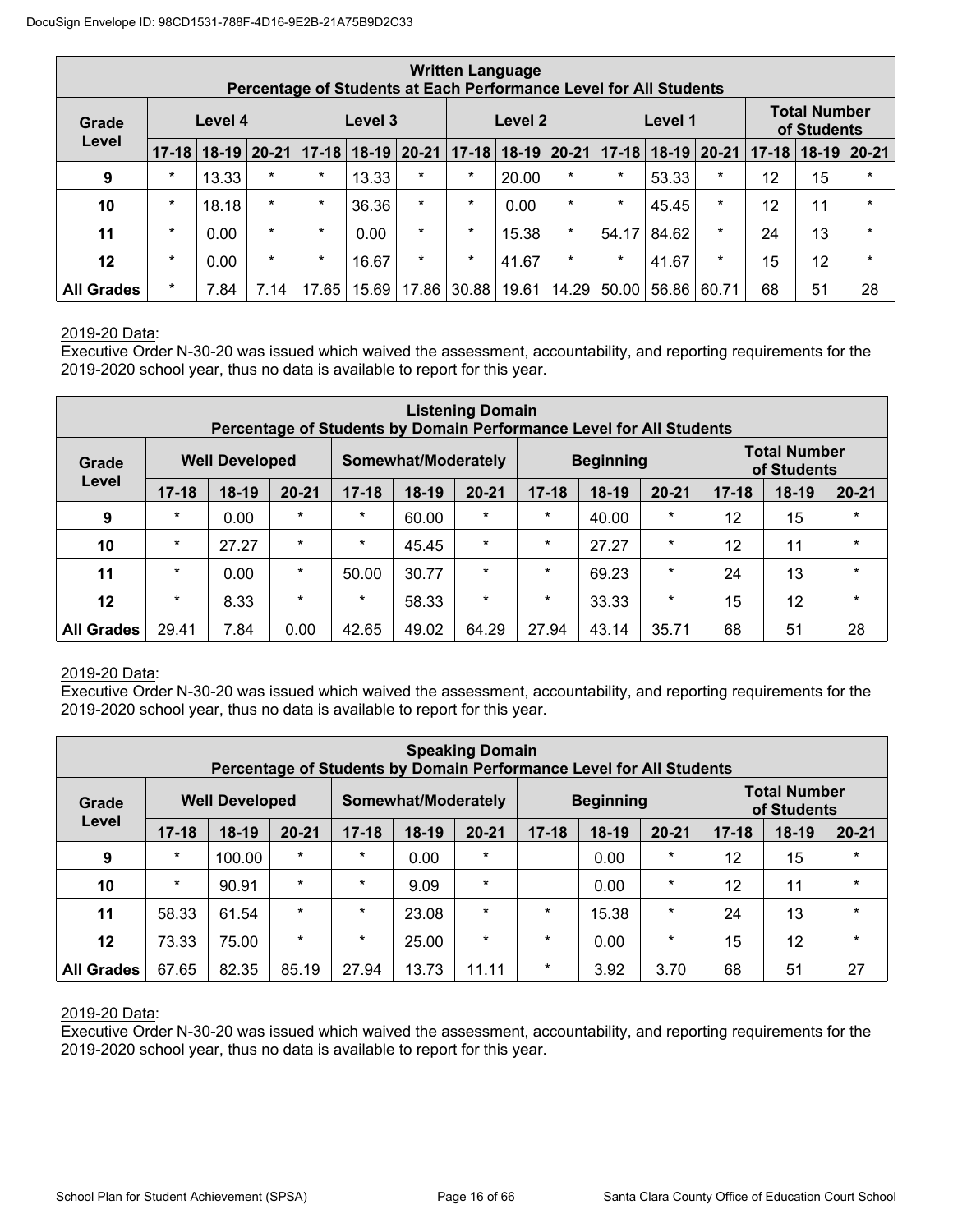DocuSign Envelope ID: 98CD1531-788F-4D16-9E2B-21A75B9D2C33

| Written Language<br>Percentage of Students at Each Performance Level for All Students | | | | | | | | | | | | | | | |
|---|---|---|---|---|---|---|---|---|---|---|---|---|---|---|---|
| Grade Level | Level 4 | | | Level 3 | | | Level 2 | | | Level 1 | | | Total Number of Students | | |
| | 17-18 | 18-19 | 20-21 | 17-18 | 18-19 | 20-21 | 17-18 | 18-19 | 20-21 | 17-18 | 18-19 | 20-21 | 17-18 | 18-19 | 20-21 |
| 9 | * | 13.33 | * | * | 13.33 | * | * | 20.00 | * | * | 53.33 | * | 12 | 15 | * |
| 10 | * | 18.18 | * | * | 36.36 | * | * | 0.00 | * | * | 45.45 | * | 12 | 11 | * |
| 11 | * | 0.00 | * | * | 0.00 | * | * | 15.38 | * | 54.17 | 84.62 | * | 24 | 13 | * |
| 12 | * | 0.00 | * | * | 16.67 | * | * | 41.67 | * | * | 41.67 | * | 15 | 12 | * |
| All Grades | * | 7.84 | 7.14 | 17.65 | 15.69 | 17.86 | 30.88 | 19.61 | 14.29 | 50.00 | 56.86 | 60.71 | 68 | 51 | 28 |

2019-20 Data:
Executive Order N-30-20 was issued which waived the assessment, accountability, and reporting requirements for the 2019-2020 school year, thus no data is available to report for this year.

| Listening Domain<br>Percentage of Students by Domain Performance Level for All Students | | | | | | | | | | | | |
|---|---|---|---|---|---|---|---|---|---|---|---|---|
| Grade Level | Well Developed | | | Somewhat/Moderately | | | Beginning | | | Total Number of Students | | |
| | 17-18 | 18-19 | 20-21 | 17-18 | 18-19 | 20-21 | 17-18 | 18-19 | 20-21 | 17-18 | 18-19 | 20-21 |
| 9 | * | 0.00 | * | * | 60.00 | * | * | 40.00 | * | 12 | 15 | * |
| 10 | * | 27.27 | * | * | 45.45 | * | * | 27.27 | * | 12 | 11 | * |
| 11 | * | 0.00 | * | 50.00 | 30.77 | * | * | 69.23 | * | 24 | 13 | * |
| 12 | * | 8.33 | * | * | 58.33 | * | * | 33.33 | * | 15 | 12 | * |
| All Grades | 29.41 | 7.84 | 0.00 | 42.65 | 49.02 | 64.29 | 27.94 | 43.14 | 35.71 | 68 | 51 | 28 |

2019-20 Data:
Executive Order N-30-20 was issued which waived the assessment, accountability, and reporting requirements for the 2019-2020 school year, thus no data is available to report for this year.

| Speaking Domain<br>Percentage of Students by Domain Performance Level for All Students | | | | | | | | | | | | |
|---|---|---|---|---|---|---|---|---|---|---|---|---|
| Grade Level | Well Developed | | | Somewhat/Moderately | | | Beginning | | | Total Number of Students | | |
| | 17-18 | 18-19 | 20-21 | 17-18 | 18-19 | 20-21 | 17-18 | 18-19 | 20-21 | 17-18 | 18-19 | 20-21 |
| 9 | * | 100.00 | * | * | 0.00 | * | | 0.00 | * | 12 | 15 | * |
| 10 | * | 90.91 | * | * | 9.09 | * | | 0.00 | * | 12 | 11 | * |
| 11 | 58.33 | 61.54 | * | * | 23.08 | * | * | 15.38 | * | 24 | 13 | * |
| 12 | 73.33 | 75.00 | * | * | 25.00 | * | * | 0.00 | * | 15 | 12 | * |
| All Grades | 67.65 | 82.35 | 85.19 | 27.94 | 13.73 | 11.11 | * | 3.92 | 3.70 | 68 | 51 | 27 |

2019-20 Data:
Executive Order N-30-20 was issued which waived the assessment, accountability, and reporting requirements for the 2019-2020 school year, thus no data is available to report for this year.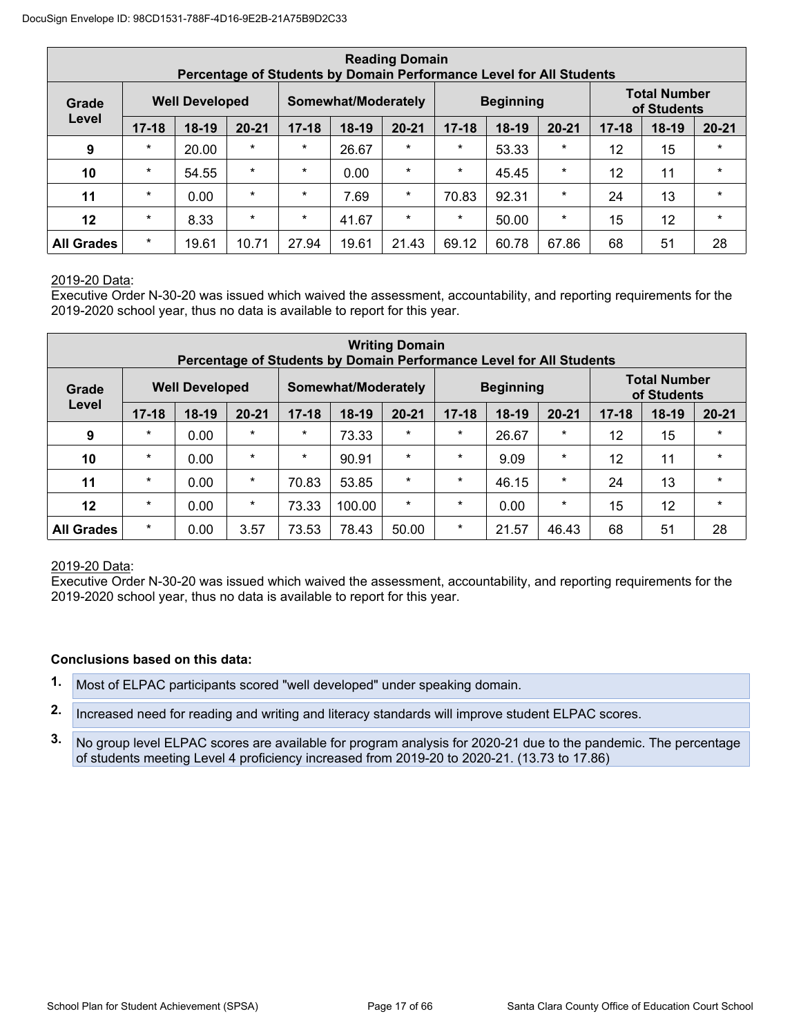| Reading Domain<br>Percentage of Students by Domain Performance Level for All Students | | | | | | | | | | | | |
|---|---|---|---|---|---|---|---|---|---|---|---|---|
| Grade Level | Well Developed | | | Somewhat/Moderately | | | Beginning | | | Total Number of Students | | |
| | 17-18 | 18-19 | 20-21 | 17-18 | 18-19 | 20-21 | 17-18 | 18-19 | 20-21 | 17-18 | 18-19 | 20-21 |
| 9 | * | 20.00 | * | * | 26.67 | * | * | 53.33 | * | 12 | 15 | * |
| 10 | * | 54.55 | * | * | 0.00 | * | * | 45.45 | * | 12 | 11 | * |
| 11 | * | 0.00 | * | * | 7.69 | * | 70.83 | 92.31 | * | 24 | 13 | * |
| 12 | * | 8.33 | * | * | 41.67 | * | * | 50.00 | * | 15 | 12 | * |
| All Grades | * | 19.61 | 10.71 | 27.94 | 19.61 | 21.43 | 69.12 | 60.78 | 67.86 | 68 | 51 | 28 |

2019-20 Data:
Executive Order N-30-20 was issued which waived the assessment, accountability, and reporting requirements for the 2019-2020 school year, thus no data is available to report for this year.

| Writing Domain<br>Percentage of Students by Domain Performance Level for All Students | | | | | | | | | | | | |
|---|---|---|---|---|---|---|---|---|---|---|---|---|
| Grade Level | Well Developed | | | Somewhat/Moderately | | | Beginning | | | Total Number of Students | | |
| | 17-18 | 18-19 | 20-21 | 17-18 | 18-19 | 20-21 | 17-18 | 18-19 | 20-21 | 17-18 | 18-19 | 20-21 |
| 9 | * | 0.00 | * | * | 73.33 | * | * | 26.67 | * | 12 | 15 | * |
| 10 | * | 0.00 | * | * | 90.91 | * | * | 9.09 | * | 12 | 11 | * |
| 11 | * | 0.00 | * | 70.83 | 53.85 | * | * | 46.15 | * | 24 | 13 | * |
| 12 | * | 0.00 | * | 73.33 | 100.00 | * | * | 0.00 | * | 15 | 12 | * |
| All Grades | * | 0.00 | 3.57 | 73.53 | 78.43 | 50.00 | * | 21.57 | 46.43 | 68 | 51 | 28 |

2019-20 Data:
Executive Order N-30-20 was issued which waived the assessment, accountability, and reporting requirements for the 2019-2020 school year, thus no data is available to report for this year.

**Conclusions based on this data:**

1. Most of ELPAC participants scored "well developed" under speaking domain.
2. Increased need for reading and writing and literacy standards will improve student ELPAC scores.
3. No group level ELPAC scores are available for program analysis for 2020-21 due to the pandemic. The percentage of students meeting Level 4 proficiency increased from 2019-20 to 2020-21. (13.73 to 17.86)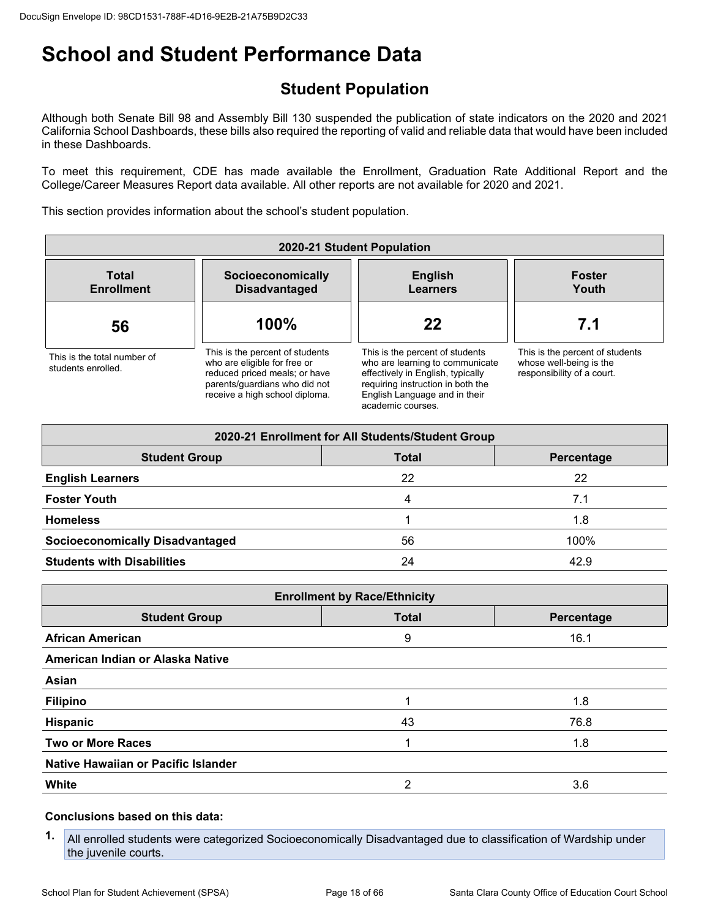# School and Student Performance Data

## Student Population

Although both Senate Bill 98 and Assembly Bill 130 suspended the publication of state indicators on the 2020 and 2021 California School Dashboards, these bills also required the reporting of valid and reliable data that would have been included in these Dashboards.

To meet this requirement, CDE has made available the Enrollment, Graduation Rate Additional Report and the College/Career Measures Report data available. All other reports are not available for 2020 and 2021.

This section provides information about the school's student population.

| 2020-21 Student Population | | | |
|---|---|---|---|
| **Total Enrollment** | **Socioeconomically Disadvantaged** | **English Learners** | **Foster Youth** |
| **56** | **100%** | **22** | **7.1** |
| This is the total number of students enrolled. | This is the percent of students who are eligible for free or reduced priced meals; or have parents/guardians who did not receive a high school diploma. | This is the percent of students who are learning to communicate effectively in English, typically requiring instruction in both the English Language and in their academic courses. | This is the percent of students whose well-being is the responsibility of a court. |

| 2020-21 Enrollment for All Students/Student Group | | |
|---|---|---|
| **Student Group** | **Total** | **Percentage** |
| **English Learners** | 22 | 22 |
| **Foster Youth** | 4 | 7.1 |
| **Homeless** | 1 | 1.8 |
| **Socioeconomically Disadvantaged** | 56 | 100% |
| **Students with Disabilities** | 24 | 42.9 |

| Enrollment by Race/Ethnicity | | |
|---|---|---|
| **Student Group** | **Total** | **Percentage** |
| **African American** | 9 | 16.1 |
| **American Indian or Alaska Native** | | |
| **Asian** | | |
| **Filipino** | 1 | 1.8 |
| **Hispanic** | 43 | 76.8 |
| **Two or More Races** | 1 | 1.8 |
| **Native Hawaiian or Pacific Islander** | | |
| **White** | 2 | 3.6 |

**Conclusions based on this data:**

1. All enrolled students were categorized Socioeconomically Disadvantaged due to classification of Wardship under the juvenile courts.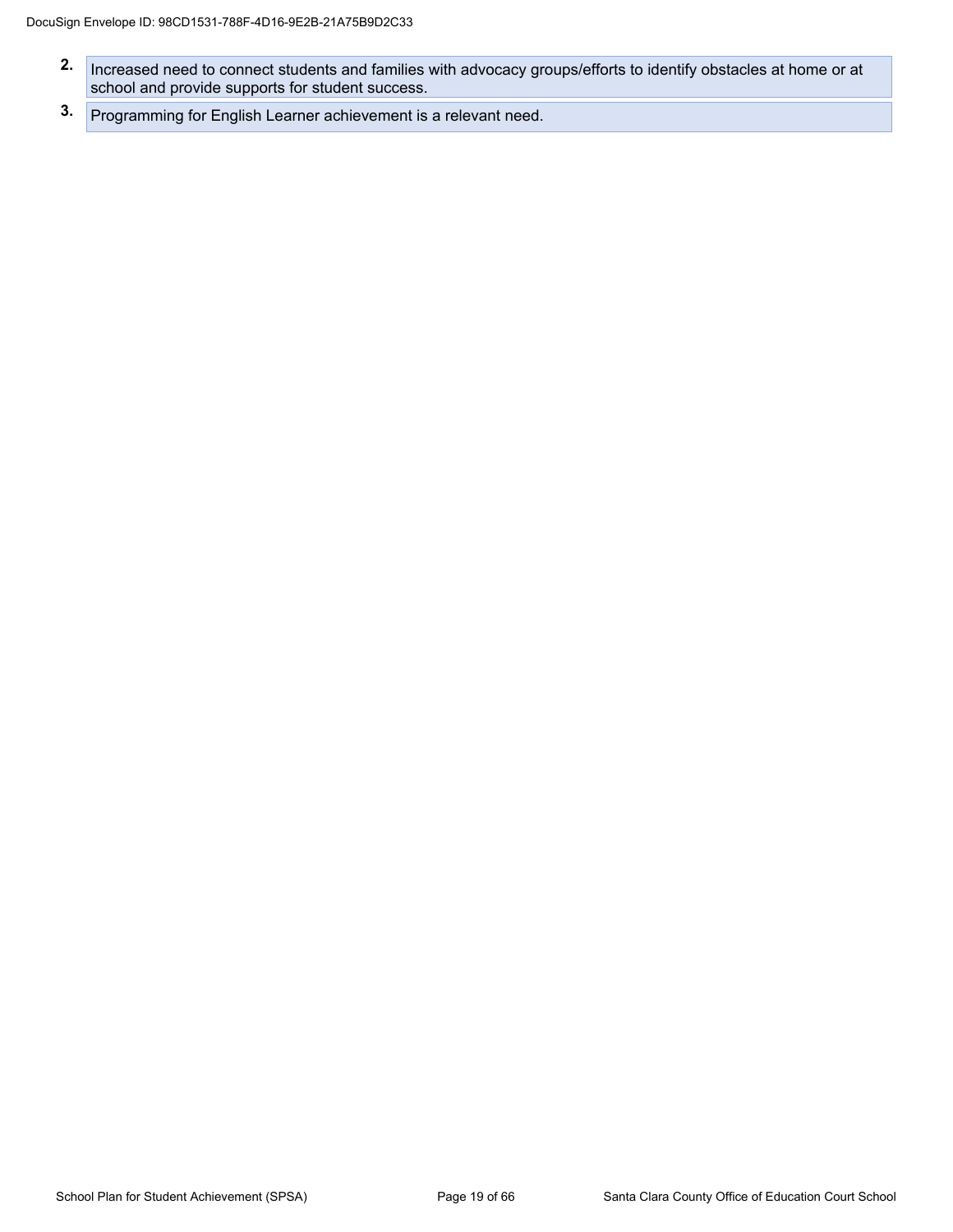2. Increased need to connect students and families with advocacy groups/efforts to identify obstacles at home or at school and provide supports for student success.
3. Programming for English Learner achievement is a relevant need.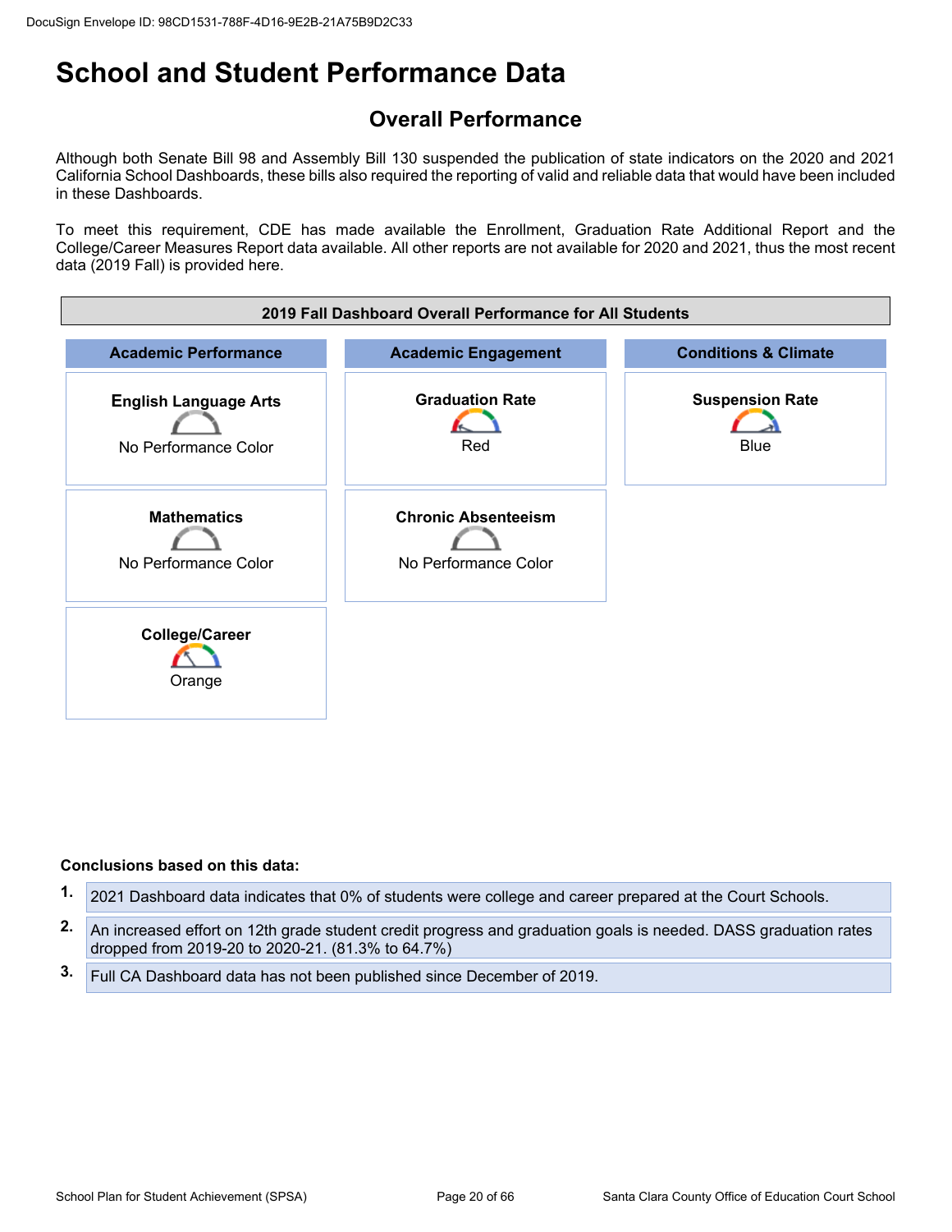# School and Student Performance Data

## Overall Performance

Although both Senate Bill 98 and Assembly Bill 130 suspended the publication of state indicators on the 2020 and 2021 California School Dashboards, these bills also required the reporting of valid and reliable data that would have been included in these Dashboards.

To meet this requirement, CDE has made available the Enrollment, Graduation Rate Additional Report and the College/Career Measures Report data available. All other reports are not available for 2020 and 2021, thus the most recent data (2019 Fall) is provided here.

| 2019 Fall Dashboard Overall Performance for All Students | | |
|---|---|---|
| **Academic Performance** | **Academic Engagement** | **Conditions & Climate** |
| **English Language Arts**<br>No Performance Color | **Graduation Rate**<br>Red | **Suspension Rate**<br>Blue |
| **Mathematics**<br>No Performance Color | **Chronic Absenteeism**<br>No Performance Color | |
| **College/Career**<br>Orange | | |

**Conclusions based on this data:**

1. 2021 Dashboard data indicates that 0% of students were college and career prepared at the Court Schools.
2. An increased effort on 12th grade student credit progress and graduation goals is needed. DASS graduation rates dropped from 2019-20 to 2020-21. (81.3% to 64.7%)
3. Full CA Dashboard data has not been published since December of 2019.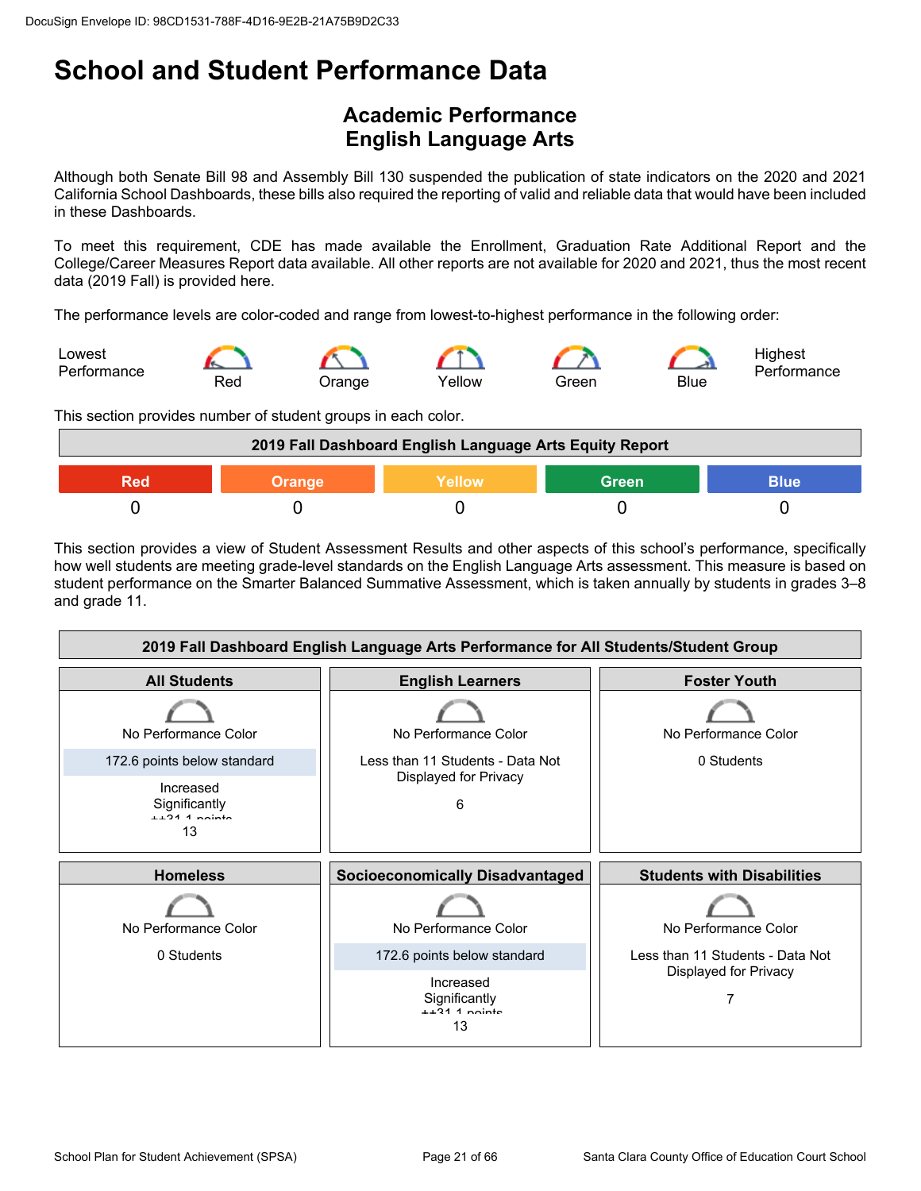# School and Student Performance Data

## Academic Performance
## English Language Arts

Although both Senate Bill 98 and Assembly Bill 130 suspended the publication of state indicators on the 2020 and 2021 California School Dashboards, these bills also required the reporting of valid and reliable data that would have been included in these Dashboards.

To meet this requirement, CDE has made available the Enrollment, Graduation Rate Additional Report and the College/Career Measures Report data available. All other reports are not available for 2020 and 2021, thus the most recent data (2019 Fall) is provided here.

The performance levels are color-coded and range from lowest-to-highest performance in the following order:

Lowest Performance — Red — Orange — Yellow — Green — Blue — Highest Performance

This section provides number of student groups in each color.

| 2019 Fall Dashboard English Language Arts Equity Report | | | | |
|---|---|---|---|---|
| Red | Orange | Yellow | Green | Blue |
| 0 | 0 | 0 | 0 | 0 |

This section provides a view of Student Assessment Results and other aspects of this school's performance, specifically how well students are meeting grade-level standards on the English Language Arts assessment. This measure is based on student performance on the Smarter Balanced Summative Assessment, which is taken annually by students in grades 3–8 and grade 11.

| 2019 Fall Dashboard English Language Arts Performance for All Students/Student Group | | |
|---|---|---|
| **All Students** | **English Learners** | **Foster Youth** |
| No Performance Color<br>172.6 points below standard<br>Increased Significantly ++31.1 points<br>13 | No Performance Color<br>Less than 11 Students - Data Not Displayed for Privacy<br>6 | No Performance Color<br>0 Students |
| **Homeless** | **Socioeconomically Disadvantaged** | **Students with Disabilities** |
| No Performance Color<br>0 Students | No Performance Color<br>172.6 points below standard<br>Increased Significantly ++31.1 points<br>13 | No Performance Color<br>Less than 11 Students - Data Not Displayed for Privacy<br>7 |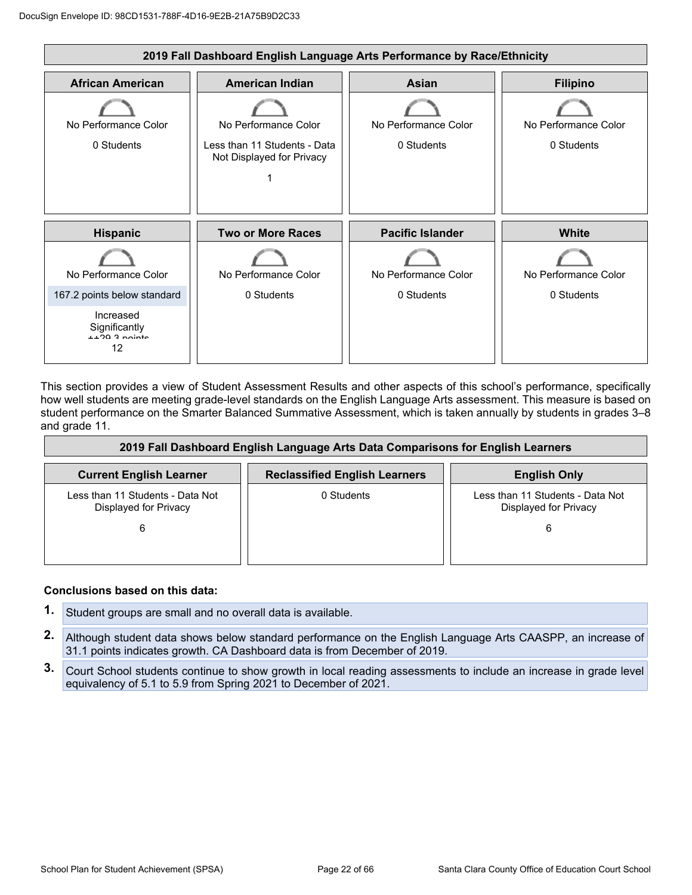DocuSign Envelope ID: 98CD1531-788F-4D16-9E2B-21A75B9D2C33

## 2019 Fall Dashboard English Language Arts Performance by Race/Ethnicity

| African American | American Indian | Asian | Filipino |
|---|---|---|---|
| No Performance Color<br>0 Students | No Performance Color<br>Less than 11 Students - Data Not Displayed for Privacy<br>1 | No Performance Color<br>0 Students | No Performance Color<br>0 Students |

| Hispanic | Two or More Races | Pacific Islander | White |
|---|---|---|---|
| No Performance Color<br>167.2 points below standard<br>Increased Significantly<br>++29.3 points<br>12 | No Performance Color<br>0 Students | No Performance Color<br>0 Students | No Performance Color<br>0 Students |

This section provides a view of Student Assessment Results and other aspects of this school's performance, specifically how well students are meeting grade-level standards on the English Language Arts assessment. This measure is based on student performance on the Smarter Balanced Summative Assessment, which is taken annually by students in grades 3–8 and grade 11.

## 2019 Fall Dashboard English Language Arts Data Comparisons for English Learners

| Current English Learner | Reclassified English Learners | English Only |
|---|---|---|
| Less than 11 Students - Data Not Displayed for Privacy<br>6 | 0 Students | Less than 11 Students - Data Not Displayed for Privacy<br>6 |

**Conclusions based on this data:**

1. Student groups are small and no overall data is available.
2. Although student data shows below standard performance on the English Language Arts CAASPP, an increase of 31.1 points indicates growth. CA Dashboard data is from December of 2019.
3. Court School students continue to show growth in local reading assessments to include an increase in grade level equivalency of 5.1 to 5.9 from Spring 2021 to December of 2021.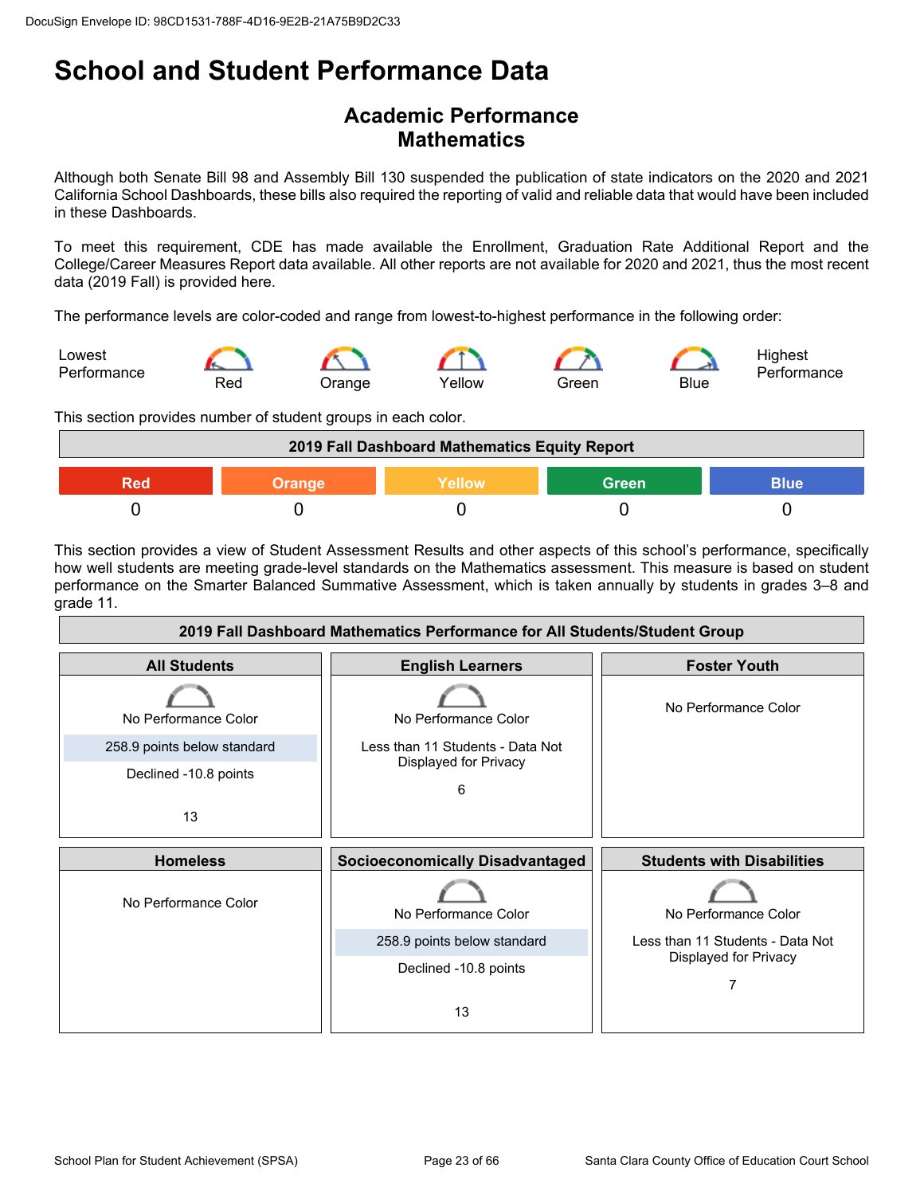# School and Student Performance Data

## Academic Performance
## Mathematics

Although both Senate Bill 98 and Assembly Bill 130 suspended the publication of state indicators on the 2020 and 2021 California School Dashboards, these bills also required the reporting of valid and reliable data that would have been included in these Dashboards.

To meet this requirement, CDE has made available the Enrollment, Graduation Rate Additional Report and the College/Career Measures Report data available. All other reports are not available for 2020 and 2021, thus the most recent data (2019 Fall) is provided here.

The performance levels are color-coded and range from lowest-to-highest performance in the following order:

Lowest Performance — Red — Orange — Yellow — Green — Blue — Highest Performance

This section provides number of student groups in each color.

| 2019 Fall Dashboard Mathematics Equity Report | | | | |
|---|---|---|---|---|
| Red | Orange | Yellow | Green | Blue |
| 0 | 0 | 0 | 0 | 0 |

This section provides a view of Student Assessment Results and other aspects of this school's performance, specifically how well students are meeting grade-level standards on the Mathematics assessment. This measure is based on student performance on the Smarter Balanced Summative Assessment, which is taken annually by students in grades 3–8 and grade 11.

| 2019 Fall Dashboard Mathematics Performance for All Students/Student Group | | |
|---|---|---|
| **All Students** | **English Learners** | **Foster Youth** |
| No Performance Color<br>258.9 points below standard<br>Declined -10.8 points<br>13 | No Performance Color<br>Less than 11 Students - Data Not Displayed for Privacy<br>6 | No Performance Color |
| **Homeless** | **Socioeconomically Disadvantaged** | **Students with Disabilities** |
| No Performance Color | No Performance Color<br>258.9 points below standard<br>Declined -10.8 points<br>13 | No Performance Color<br>Less than 11 Students - Data Not Displayed for Privacy<br>7 |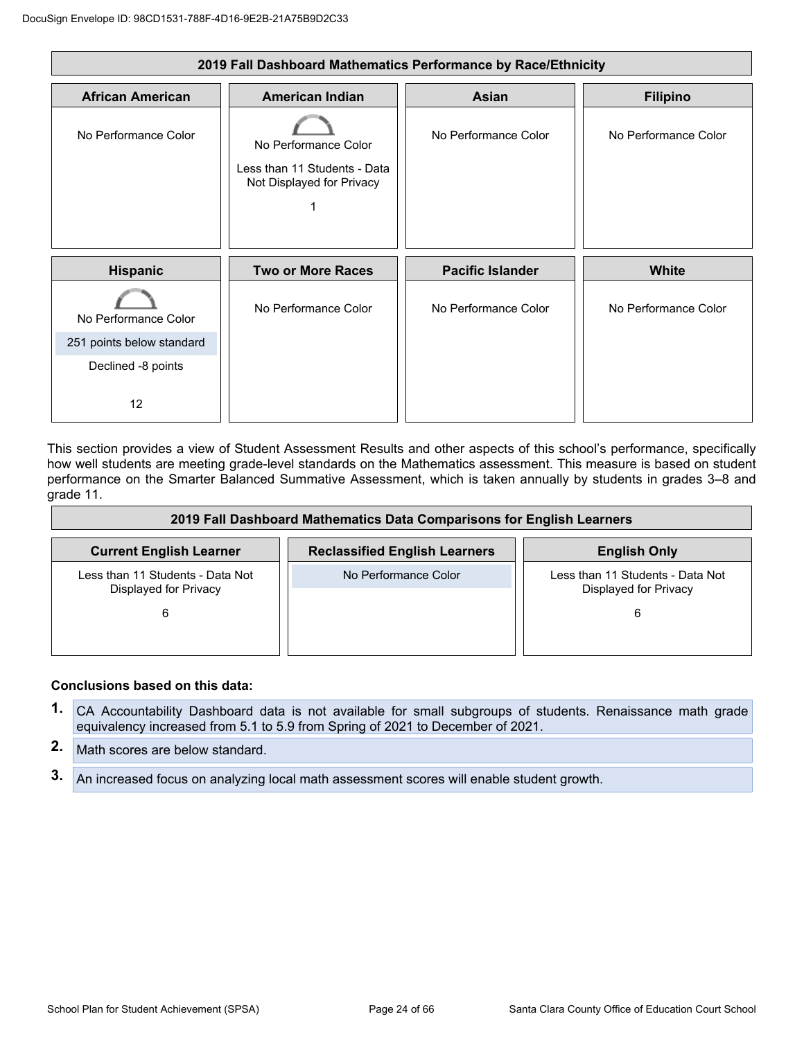DocuSign Envelope ID: 98CD1531-788F-4D16-9E2B-21A75B9D2C33

## 2019 Fall Dashboard Mathematics Performance by Race/Ethnicity

| African American | American Indian | Asian | Filipino |
|---|---|---|---|
| No Performance Color | No Performance Color<br>Less than 11 Students - Data Not Displayed for Privacy<br>1 | No Performance Color | No Performance Color |

| Hispanic | Two or More Races | Pacific Islander | White |
|---|---|---|---|
| No Performance Color<br>251 points below standard<br>Declined -8 points<br>12 | No Performance Color | No Performance Color | No Performance Color |

This section provides a view of Student Assessment Results and other aspects of this school's performance, specifically how well students are meeting grade-level standards on the Mathematics assessment. This measure is based on student performance on the Smarter Balanced Summative Assessment, which is taken annually by students in grades 3–8 and grade 11.

## 2019 Fall Dashboard Mathematics Data Comparisons for English Learners

| Current English Learner | Reclassified English Learners | English Only |
|---|---|---|
| Less than 11 Students - Data Not Displayed for Privacy<br>6 | No Performance Color | Less than 11 Students - Data Not Displayed for Privacy<br>6 |

**Conclusions based on this data:**

1. CA Accountability Dashboard data is not available for small subgroups of students. Renaissance math grade equivalency increased from 5.1 to 5.9 from Spring of 2021 to December of 2021.
2. Math scores are below standard.
3. An increased focus on analyzing local math assessment scores will enable student growth.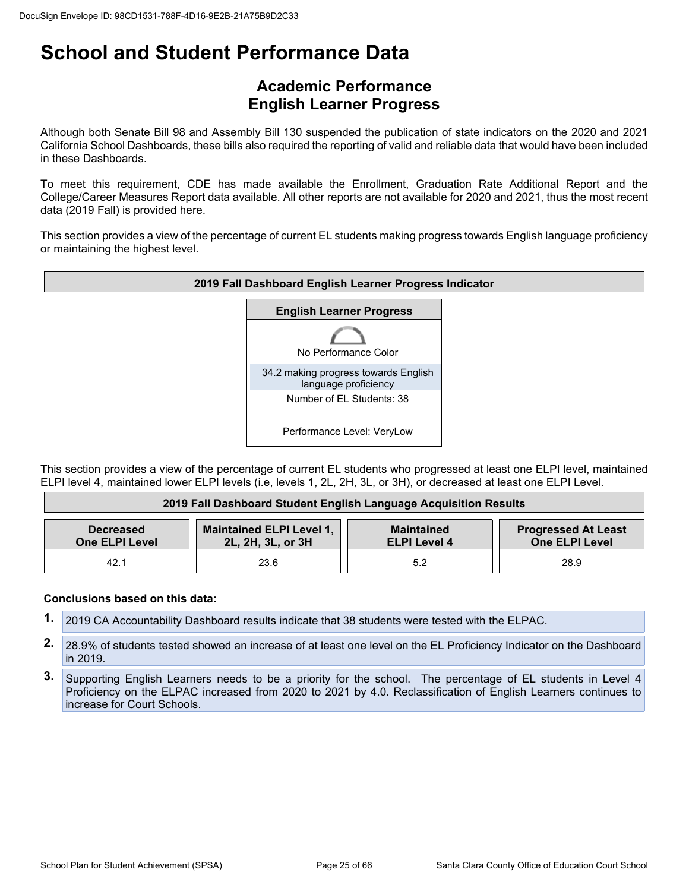# School and Student Performance Data

## Academic Performance
## English Learner Progress

Although both Senate Bill 98 and Assembly Bill 130 suspended the publication of state indicators on the 2020 and 2021 California School Dashboards, these bills also required the reporting of valid and reliable data that would have been included in these Dashboards.

To meet this requirement, CDE has made available the Enrollment, Graduation Rate Additional Report and the College/Career Measures Report data available. All other reports are not available for 2020 and 2021, thus the most recent data (2019 Fall) is provided here.

This section provides a view of the percentage of current EL students making progress towards English language proficiency or maintaining the highest level.

| 2019 Fall Dashboard English Learner Progress Indicator |
| --- |
| **English Learner Progress** |
| No Performance Color |
| 34.2 making progress towards English language proficiency |
| Number of EL Students: 38 |
| Performance Level: VeryLow |

This section provides a view of the percentage of current EL students who progressed at least one ELPI level, maintained ELPI level 4, maintained lower ELPI levels (i.e, levels 1, 2L, 2H, 3L, or 3H), or decreased at least one ELPI Level.

| 2019 Fall Dashboard Student English Language Acquisition Results | | | |
| --- | --- | --- | --- |
| **Decreased One ELPI Level** | **Maintained ELPI Level 1, 2L, 2H, 3L, or 3H** | **Maintained ELPI Level 4** | **Progressed At Least One ELPI Level** |
| 42.1 | 23.6 | 5.2 | 28.9 |

**Conclusions based on this data:**

1. 2019 CA Accountability Dashboard results indicate that 38 students were tested with the ELPAC.
2. 28.9% of students tested showed an increase of at least one level on the EL Proficiency Indicator on the Dashboard in 2019.
3. Supporting English Learners needs to be a priority for the school. The percentage of EL students in Level 4 Proficiency on the ELPAC increased from 2020 to 2021 by 4.0. Reclassification of English Learners continues to increase for Court Schools.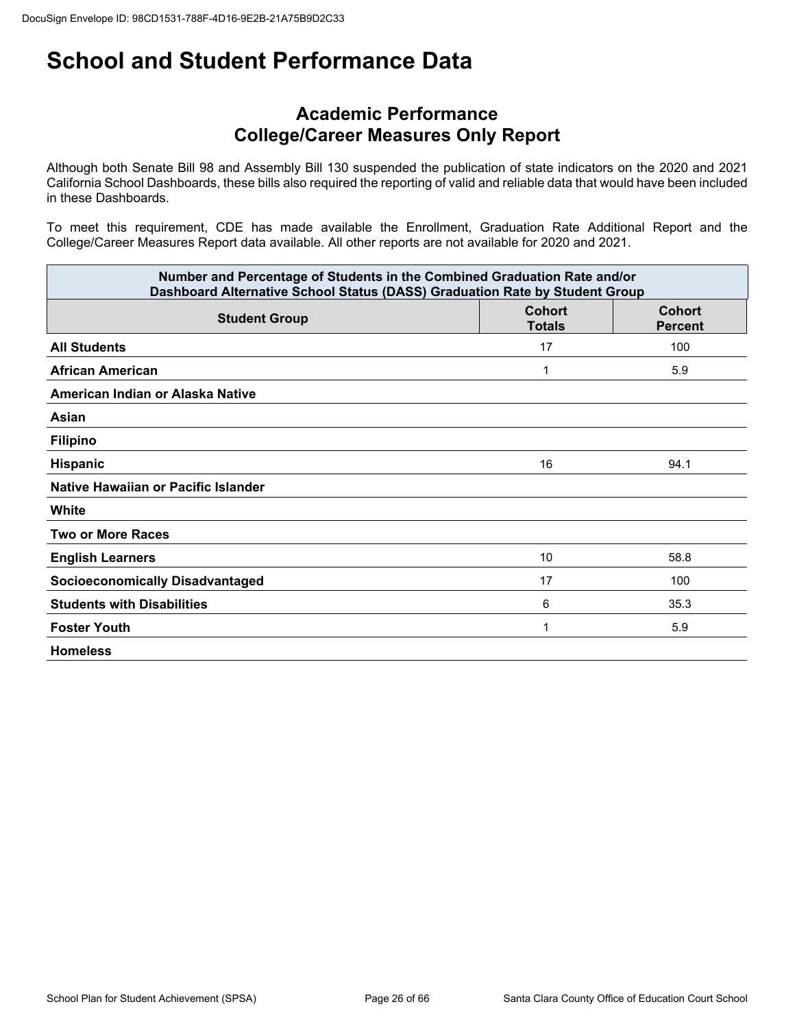# School and Student Performance Data

## Academic Performance
## College/Career Measures Only Report

Although both Senate Bill 98 and Assembly Bill 130 suspended the publication of state indicators on the 2020 and 2021 California School Dashboards, these bills also required the reporting of valid and reliable data that would have been included in these Dashboards.

To meet this requirement, CDE has made available the Enrollment, Graduation Rate Additional Report and the College/Career Measures Report data available. All other reports are not available for 2020 and 2021.

| Number and Percentage of Students in the Combined Graduation Rate and/or Dashboard Alternative School Status (DASS) Graduation Rate by Student Group | | |
|---|---|---|
| **Student Group** | **Cohort Totals** | **Cohort Percent** |
| **All Students** | 17 | 100 |
| **African American** | 1 | 5.9 |
| **American Indian or Alaska Native** | | |
| **Asian** | | |
| **Filipino** | | |
| **Hispanic** | 16 | 94.1 |
| **Native Hawaiian or Pacific Islander** | | |
| **White** | | |
| **Two or More Races** | | |
| **English Learners** | 10 | 58.8 |
| **Socioeconomically Disadvantaged** | 17 | 100 |
| **Students with Disabilities** | 6 | 35.3 |
| **Foster Youth** | 1 | 5.9 |
| **Homeless** | | |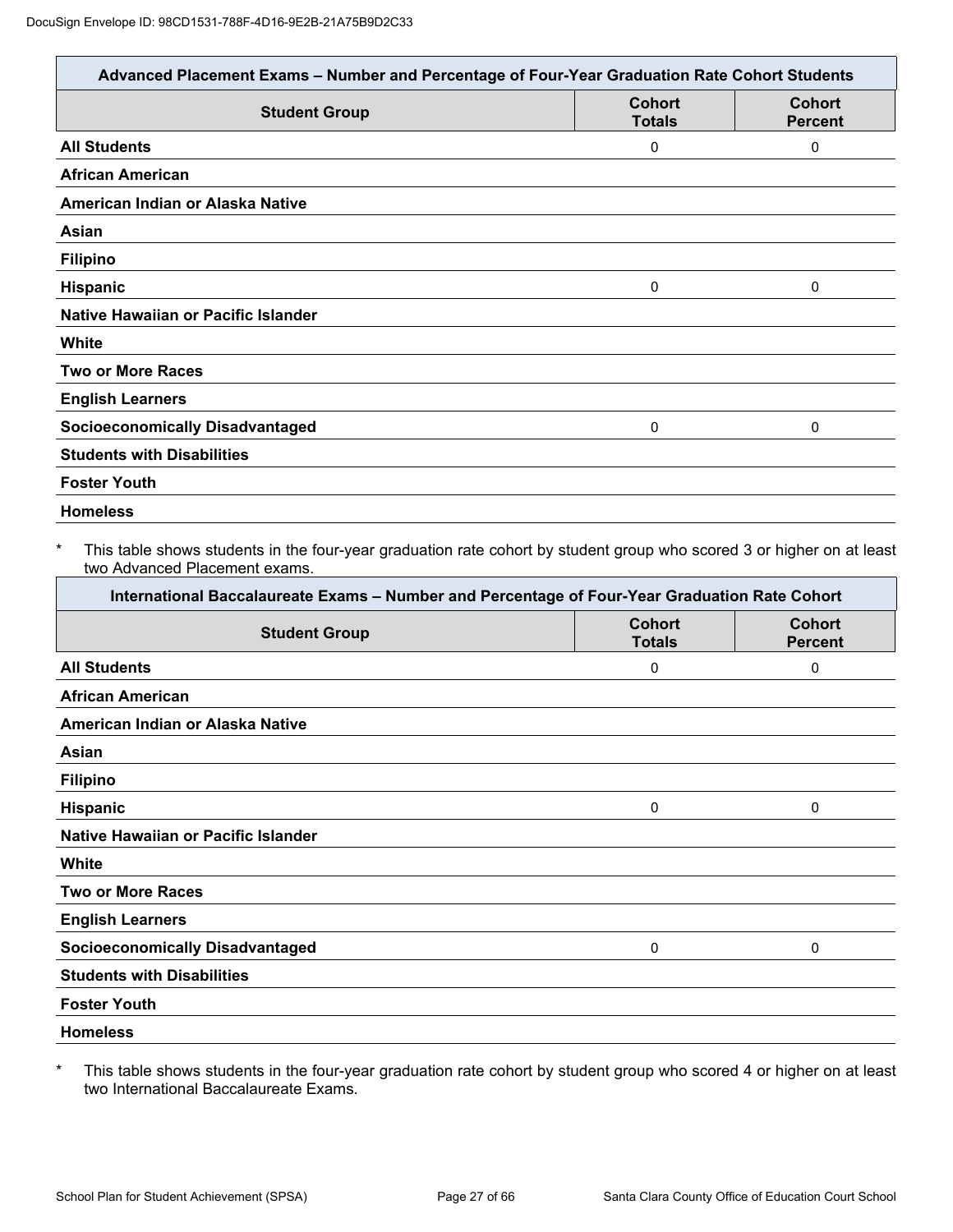| Advanced Placement Exams – Number and Percentage of Four-Year Graduation Rate Cohort Students | | |
|---|---|---|
| **Student Group** | **Cohort Totals** | **Cohort Percent** |
| **All Students** | 0 | 0 |
| **African American** | | |
| **American Indian or Alaska Native** | | |
| **Asian** | | |
| **Filipino** | | |
| **Hispanic** | 0 | 0 |
| **Native Hawaiian or Pacific Islander** | | |
| **White** | | |
| **Two or More Races** | | |
| **English Learners** | | |
| **Socioeconomically Disadvantaged** | 0 | 0 |
| **Students with Disabilities** | | |
| **Foster Youth** | | |
| **Homeless** | | |

\* This table shows students in the four-year graduation rate cohort by student group who scored 3 or higher on at least two Advanced Placement exams.

| International Baccalaureate Exams – Number and Percentage of Four-Year Graduation Rate Cohort | | |
|---|---|---|
| **Student Group** | **Cohort Totals** | **Cohort Percent** |
| **All Students** | 0 | 0 |
| **African American** | | |
| **American Indian or Alaska Native** | | |
| **Asian** | | |
| **Filipino** | | |
| **Hispanic** | 0 | 0 |
| **Native Hawaiian or Pacific Islander** | | |
| **White** | | |
| **Two or More Races** | | |
| **English Learners** | | |
| **Socioeconomically Disadvantaged** | 0 | 0 |
| **Students with Disabilities** | | |
| **Foster Youth** | | |
| **Homeless** | | |

\* This table shows students in the four-year graduation rate cohort by student group who scored 4 or higher on at least two International Baccalaureate Exams.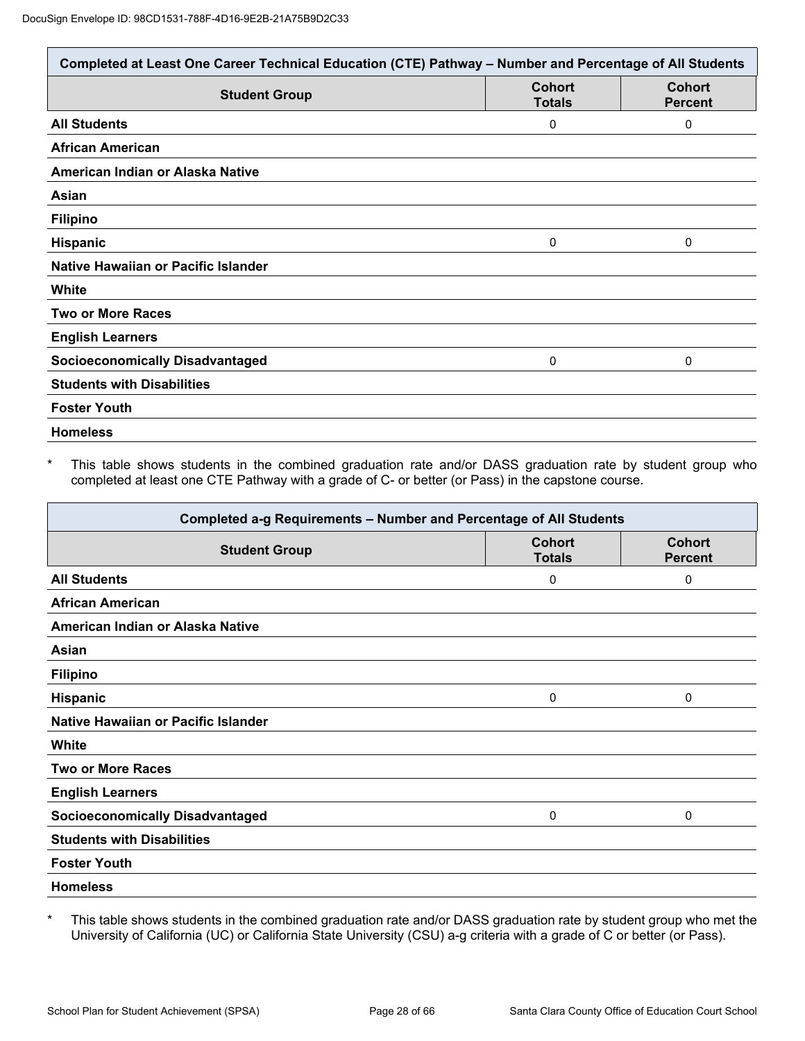| Completed at Least One Career Technical Education (CTE) Pathway – Number and Percentage of All Students | | |
|---|---|---|
| **Student Group** | **Cohort Totals** | **Cohort Percent** |
| **All Students** | 0 | 0 |
| **African American** | | |
| **American Indian or Alaska Native** | | |
| **Asian** | | |
| **Filipino** | | |
| **Hispanic** | 0 | 0 |
| **Native Hawaiian or Pacific Islander** | | |
| **White** | | |
| **Two or More Races** | | |
| **English Learners** | | |
| **Socioeconomically Disadvantaged** | 0 | 0 |
| **Students with Disabilities** | | |
| **Foster Youth** | | |
| **Homeless** | | |

\* This table shows students in the combined graduation rate and/or DASS graduation rate by student group who completed at least one CTE Pathway with a grade of C- or better (or Pass) in the capstone course.

| Completed a-g Requirements – Number and Percentage of All Students | | |
|---|---|---|
| **Student Group** | **Cohort Totals** | **Cohort Percent** |
| **All Students** | 0 | 0 |
| **African American** | | |
| **American Indian or Alaska Native** | | |
| **Asian** | | |
| **Filipino** | | |
| **Hispanic** | 0 | 0 |
| **Native Hawaiian or Pacific Islander** | | |
| **White** | | |
| **Two or More Races** | | |
| **English Learners** | | |
| **Socioeconomically Disadvantaged** | 0 | 0 |
| **Students with Disabilities** | | |
| **Foster Youth** | | |
| **Homeless** | | |

\* This table shows students in the combined graduation rate and/or DASS graduation rate by student group who met the University of California (UC) or California State University (CSU) a-g criteria with a grade of C or better (or Pass).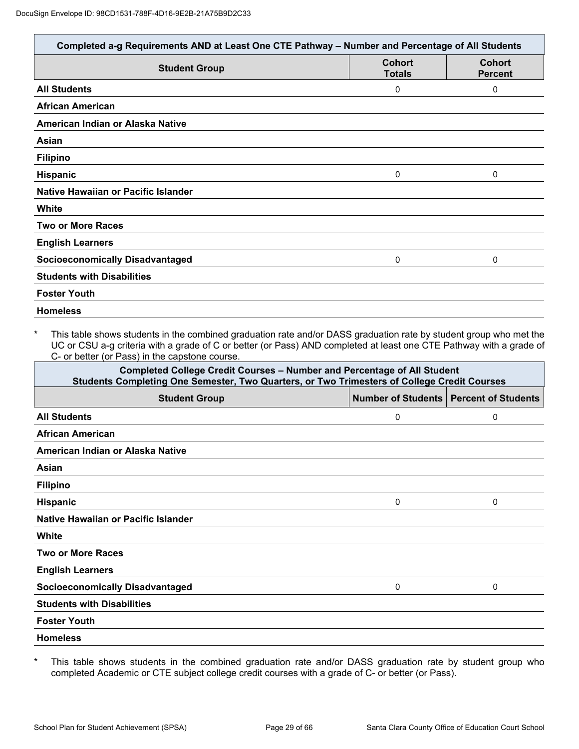| Completed a-g Requirements AND at Least One CTE Pathway – Number and Percentage of All Students | | |
|---|---|---|
| **Student Group** | **Cohort Totals** | **Cohort Percent** |
| **All Students** | 0 | 0 |
| **African American** | | |
| **American Indian or Alaska Native** | | |
| **Asian** | | |
| **Filipino** | | |
| **Hispanic** | 0 | 0 |
| **Native Hawaiian or Pacific Islander** | | |
| **White** | | |
| **Two or More Races** | | |
| **English Learners** | | |
| **Socioeconomically Disadvantaged** | 0 | 0 |
| **Students with Disabilities** | | |
| **Foster Youth** | | |
| **Homeless** | | |

* This table shows students in the combined graduation rate and/or DASS graduation rate by student group who met the UC or CSU a-g criteria with a grade of C or better (or Pass) AND completed at least one CTE Pathway with a grade of C- or better (or Pass) in the capstone course.

| Completed College Credit Courses – Number and Percentage of All Student Students Completing One Semester, Two Quarters, or Two Trimesters of College Credit Courses | | |
|---|---|---|
| **Student Group** | **Number of Students** | **Percent of Students** |
| **All Students** | 0 | 0 |
| **African American** | | |
| **American Indian or Alaska Native** | | |
| **Asian** | | |
| **Filipino** | | |
| **Hispanic** | 0 | 0 |
| **Native Hawaiian or Pacific Islander** | | |
| **White** | | |
| **Two or More Races** | | |
| **English Learners** | | |
| **Socioeconomically Disadvantaged** | 0 | 0 |
| **Students with Disabilities** | | |
| **Foster Youth** | | |
| **Homeless** | | |

* This table shows students in the combined graduation rate and/or DASS graduation rate by student group who completed Academic or CTE subject college credit courses with a grade of C- or better (or Pass).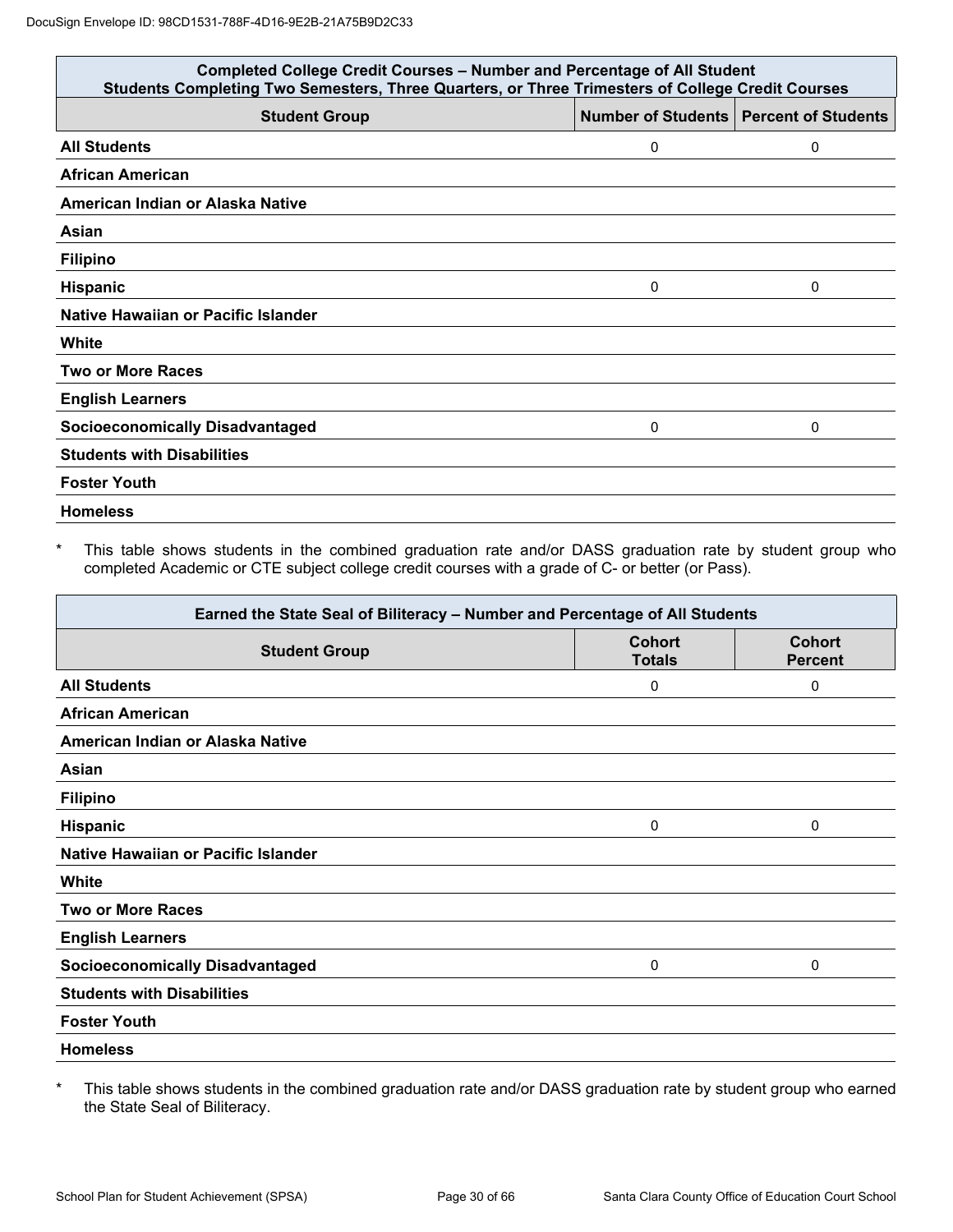| Completed College Credit Courses – Number and Percentage of All Student<br>Students Completing Two Semesters, Three Quarters, or Three Trimesters of College Credit Courses | | |
|---|---|---|
| **Student Group** | **Number of Students** | **Percent of Students** |
| **All Students** | 0 | 0 |
| **African American** | | |
| **American Indian or Alaska Native** | | |
| **Asian** | | |
| **Filipino** | | |
| **Hispanic** | 0 | 0 |
| **Native Hawaiian or Pacific Islander** | | |
| **White** | | |
| **Two or More Races** | | |
| **English Learners** | | |
| **Socioeconomically Disadvantaged** | 0 | 0 |
| **Students with Disabilities** | | |
| **Foster Youth** | | |
| **Homeless** | | |

* This table shows students in the combined graduation rate and/or DASS graduation rate by student group who completed Academic or CTE subject college credit courses with a grade of C- or better (or Pass).

| Earned the State Seal of Biliteracy – Number and Percentage of All Students | | |
|---|---|---|
| **Student Group** | **Cohort Totals** | **Cohort Percent** |
| **All Students** | 0 | 0 |
| **African American** | | |
| **American Indian or Alaska Native** | | |
| **Asian** | | |
| **Filipino** | | |
| **Hispanic** | 0 | 0 |
| **Native Hawaiian or Pacific Islander** | | |
| **White** | | |
| **Two or More Races** | | |
| **English Learners** | | |
| **Socioeconomically Disadvantaged** | 0 | 0 |
| **Students with Disabilities** | | |
| **Foster Youth** | | |
| **Homeless** | | |

* This table shows students in the combined graduation rate and/or DASS graduation rate by student group who earned the State Seal of Biliteracy.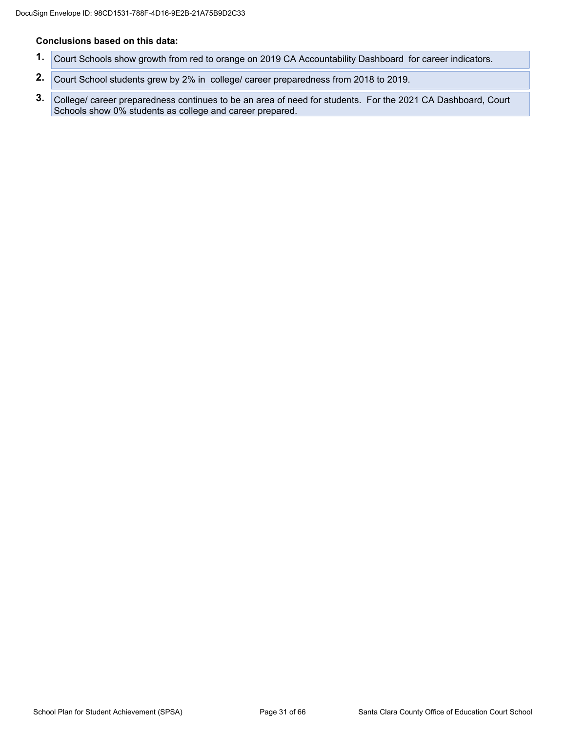**Conclusions based on this data:**

1. Court Schools show growth from red to orange on 2019 CA Accountability Dashboard for career indicators.
2. Court School students grew by 2% in college/ career preparedness from 2018 to 2019.
3. College/ career preparedness continues to be an area of need for students. For the 2021 CA Dashboard, Court Schools show 0% students as college and career prepared.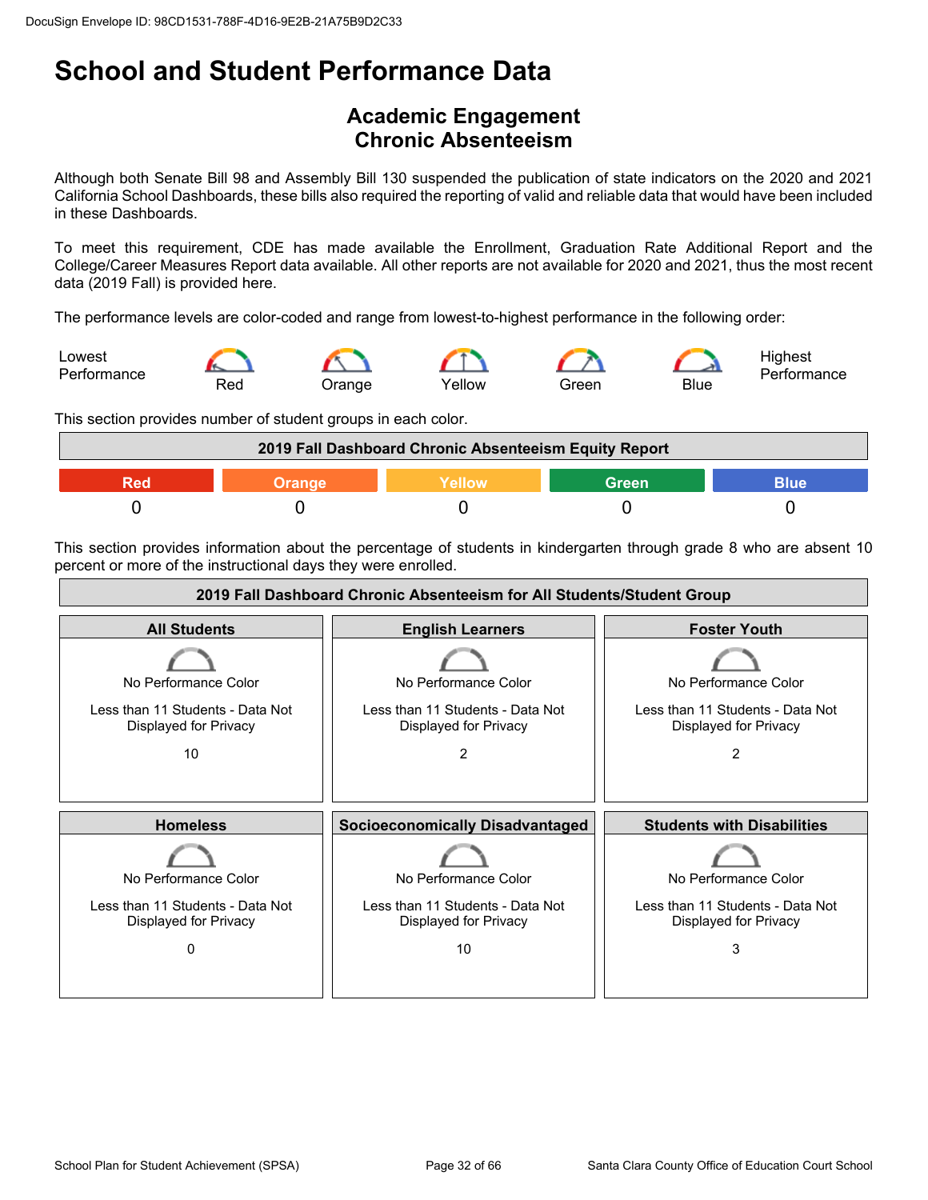# School and Student Performance Data

## Academic Engagement
## Chronic Absenteeism

Although both Senate Bill 98 and Assembly Bill 130 suspended the publication of state indicators on the 2020 and 2021 California School Dashboards, these bills also required the reporting of valid and reliable data that would have been included in these Dashboards.

To meet this requirement, CDE has made available the Enrollment, Graduation Rate Additional Report and the College/Career Measures Report data available. All other reports are not available for 2020 and 2021, thus the most recent data (2019 Fall) is provided here.

The performance levels are color-coded and range from lowest-to-highest performance in the following order:

Lowest Performance — Red — Orange — Yellow — Green — Blue — Highest Performance

This section provides number of student groups in each color.

| 2019 Fall Dashboard Chronic Absenteeism Equity Report | | | | |
|---|---|---|---|---|
| Red | Orange | Yellow | Green | Blue |
| 0 | 0 | 0 | 0 | 0 |

This section provides information about the percentage of students in kindergarten through grade 8 who are absent 10 percent or more of the instructional days they were enrolled.

| 2019 Fall Dashboard Chronic Absenteeism for All Students/Student Group | | |
|---|---|---|
| **All Students** | **English Learners** | **Foster Youth** |
| No Performance Color<br>Less than 11 Students - Data Not Displayed for Privacy<br>10 | No Performance Color<br>Less than 11 Students - Data Not Displayed for Privacy<br>2 | No Performance Color<br>Less than 11 Students - Data Not Displayed for Privacy<br>2 |
| **Homeless** | **Socioeconomically Disadvantaged** | **Students with Disabilities** |
| No Performance Color<br>Less than 11 Students - Data Not Displayed for Privacy<br>0 | No Performance Color<br>Less than 11 Students - Data Not Displayed for Privacy<br>10 | No Performance Color<br>Less than 11 Students - Data Not Displayed for Privacy<br>3 |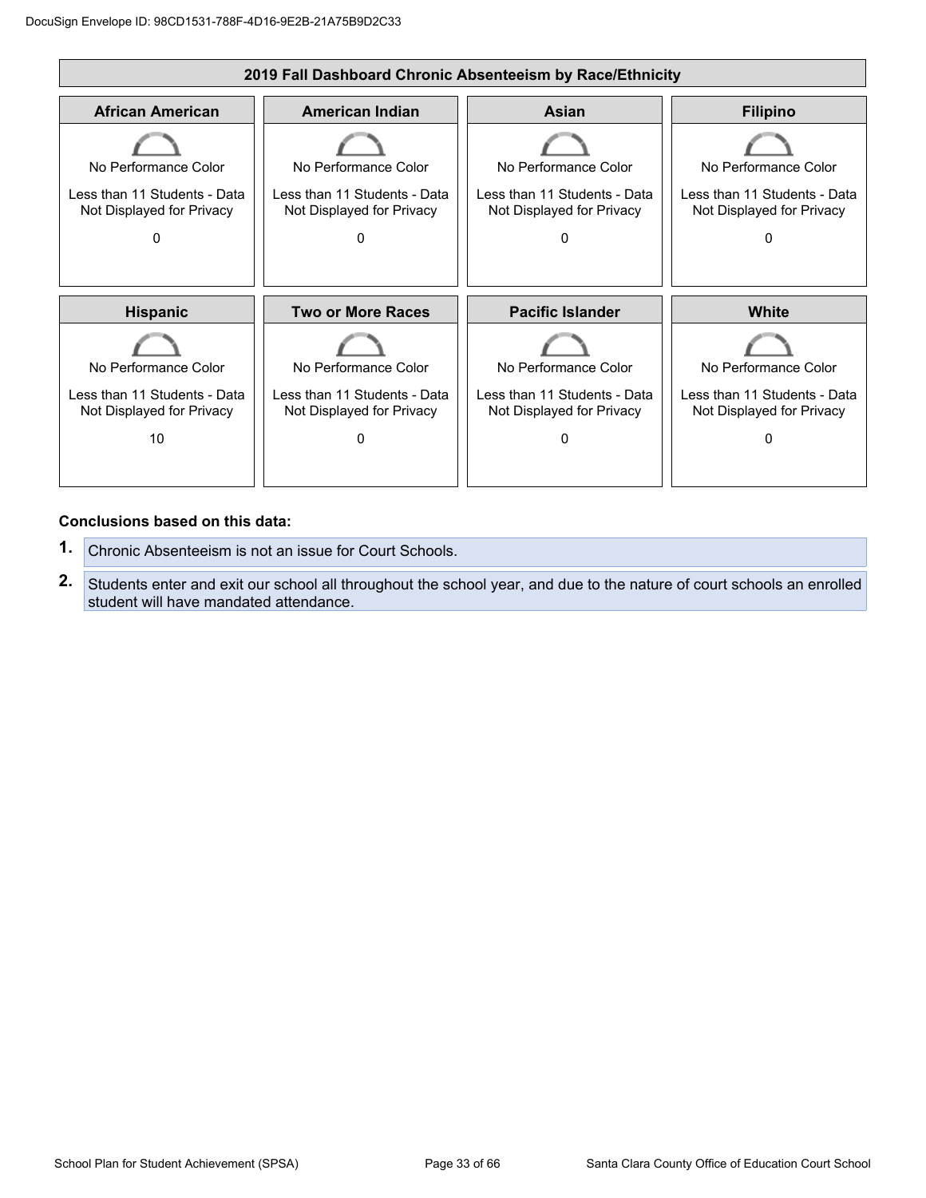## 2019 Fall Dashboard Chronic Absenteeism by Race/Ethnicity

| African American | American Indian | Asian | Filipino |
|---|---|---|---|
| No Performance Color | No Performance Color | No Performance Color | No Performance Color |
| Less than 11 Students - Data Not Displayed for Privacy | Less than 11 Students - Data Not Displayed for Privacy | Less than 11 Students - Data Not Displayed for Privacy | Less than 11 Students - Data Not Displayed for Privacy |
| 0 | 0 | 0 | 0 |

| Hispanic | Two or More Races | Pacific Islander | White |
|---|---|---|---|
| No Performance Color | No Performance Color | No Performance Color | No Performance Color |
| Less than 11 Students - Data Not Displayed for Privacy | Less than 11 Students - Data Not Displayed for Privacy | Less than 11 Students - Data Not Displayed for Privacy | Less than 11 Students - Data Not Displayed for Privacy |
| 10 | 0 | 0 | 0 |

**Conclusions based on this data:**

1. Chronic Absenteeism is not an issue for Court Schools.
2. Students enter and exit our school all throughout the school year, and due to the nature of court schools an enrolled student will have mandated attendance.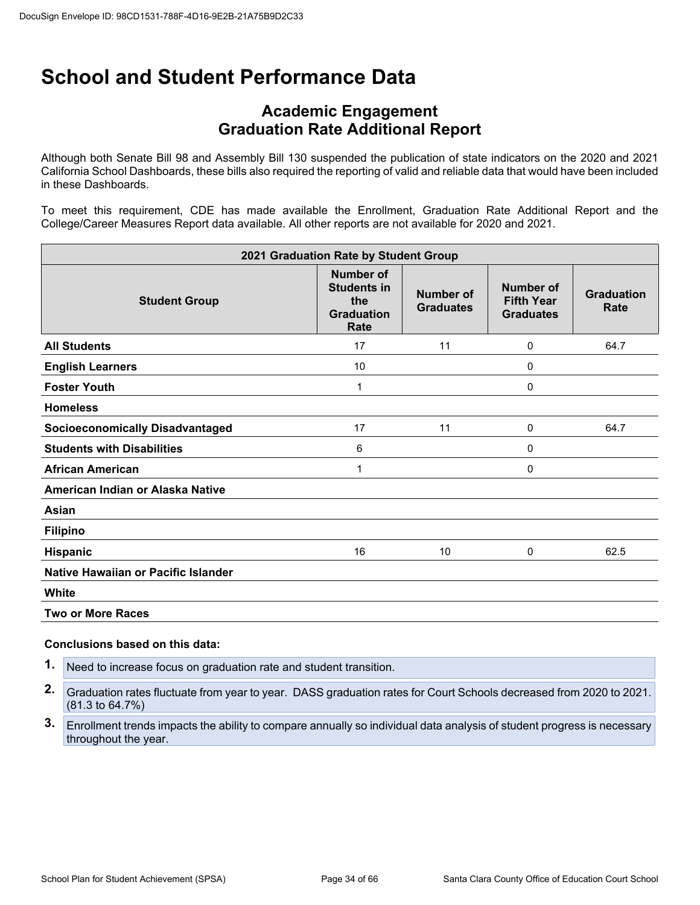# School and Student Performance Data

## Academic Engagement
## Graduation Rate Additional Report

Although both Senate Bill 98 and Assembly Bill 130 suspended the publication of state indicators on the 2020 and 2021 California School Dashboards, these bills also required the reporting of valid and reliable data that would have been included in these Dashboards.

To meet this requirement, CDE has made available the Enrollment, Graduation Rate Additional Report and the College/Career Measures Report data available. All other reports are not available for 2020 and 2021.

| 2021 Graduation Rate by Student Group | | | | |
|---|---|---|---|---|
| **Student Group** | **Number of Students in the Graduation Rate** | **Number of Graduates** | **Number of Fifth Year Graduates** | **Graduation Rate** |
| **All Students** | 17 | 11 | 0 | 64.7 |
| **English Learners** | 10 | | 0 | |
| **Foster Youth** | 1 | | 0 | |
| **Homeless** | | | | |
| **Socioeconomically Disadvantaged** | 17 | 11 | 0 | 64.7 |
| **Students with Disabilities** | 6 | | 0 | |
| **African American** | 1 | | 0 | |
| **American Indian or Alaska Native** | | | | |
| **Asian** | | | | |
| **Filipino** | | | | |
| **Hispanic** | 16 | 10 | 0 | 62.5 |
| **Native Hawaiian or Pacific Islander** | | | | |
| **White** | | | | |
| **Two or More Races** | | | | |

**Conclusions based on this data:**

1. Need to increase focus on graduation rate and student transition.
2. Graduation rates fluctuate from year to year. DASS graduation rates for Court Schools decreased from 2020 to 2021. (81.3 to 64.7%)
3. Enrollment trends impacts the ability to compare annually so individual data analysis of student progress is necessary throughout the year.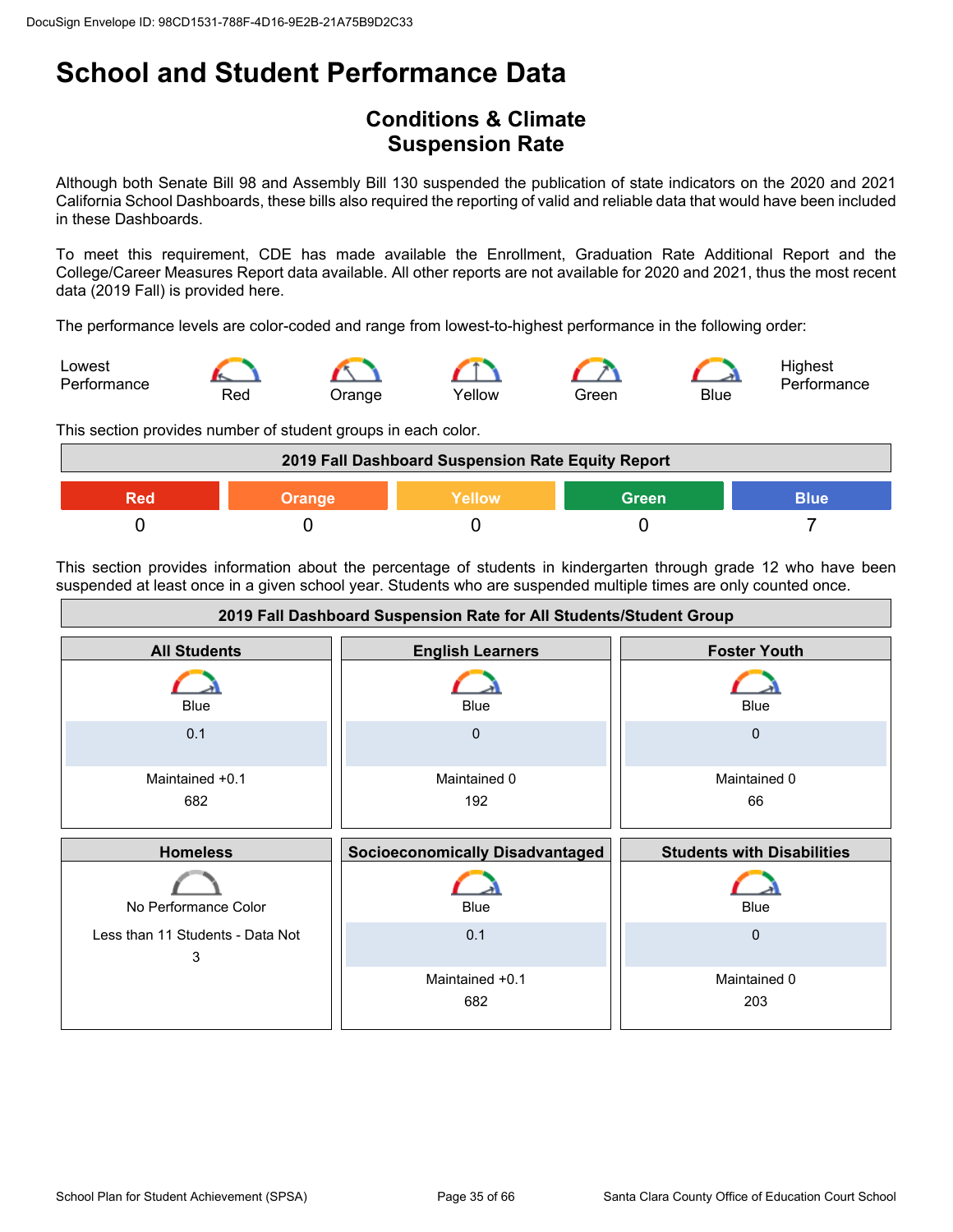DocuSign Envelope ID: 98CD1531-788F-4D16-9E2B-21A75B9D2C33

# School and Student Performance Data

## Conditions & Climate
## Suspension Rate

Although both Senate Bill 98 and Assembly Bill 130 suspended the publication of state indicators on the 2020 and 2021 California School Dashboards, these bills also required the reporting of valid and reliable data that would have been included in these Dashboards.

To meet this requirement, CDE has made available the Enrollment, Graduation Rate Additional Report and the College/Career Measures Report data available. All other reports are not available for 2020 and 2021, thus the most recent data (2019 Fall) is provided here.

The performance levels are color-coded and range from lowest-to-highest performance in the following order:

Lowest Performance — Red — Orange — Yellow — Green — Blue — Highest Performance

This section provides number of student groups in each color.

| 2019 Fall Dashboard Suspension Rate Equity Report | | | | |
|---|---|---|---|---|
| Red | Orange | Yellow | Green | Blue |
| 0 | 0 | 0 | 0 | 7 |

This section provides information about the percentage of students in kindergarten through grade 12 who have been suspended at least once in a given school year. Students who are suspended multiple times are only counted once.

| 2019 Fall Dashboard Suspension Rate for All Students/Student Group | | |
|---|---|---|
| **All Students** | **English Learners** | **Foster Youth** |
| Blue | Blue | Blue |
| 0.1 | 0 | 0 |
| Maintained +0.1 | Maintained 0 | Maintained 0 |
| 682 | 192 | 66 |
| **Homeless** | **Socioeconomically Disadvantaged** | **Students with Disabilities** |
| No Performance Color | Blue | Blue |
| Less than 11 Students - Data Not | 0.1 | 0 |
| 3 | Maintained +0.1 | Maintained 0 |
| | 682 | 203 |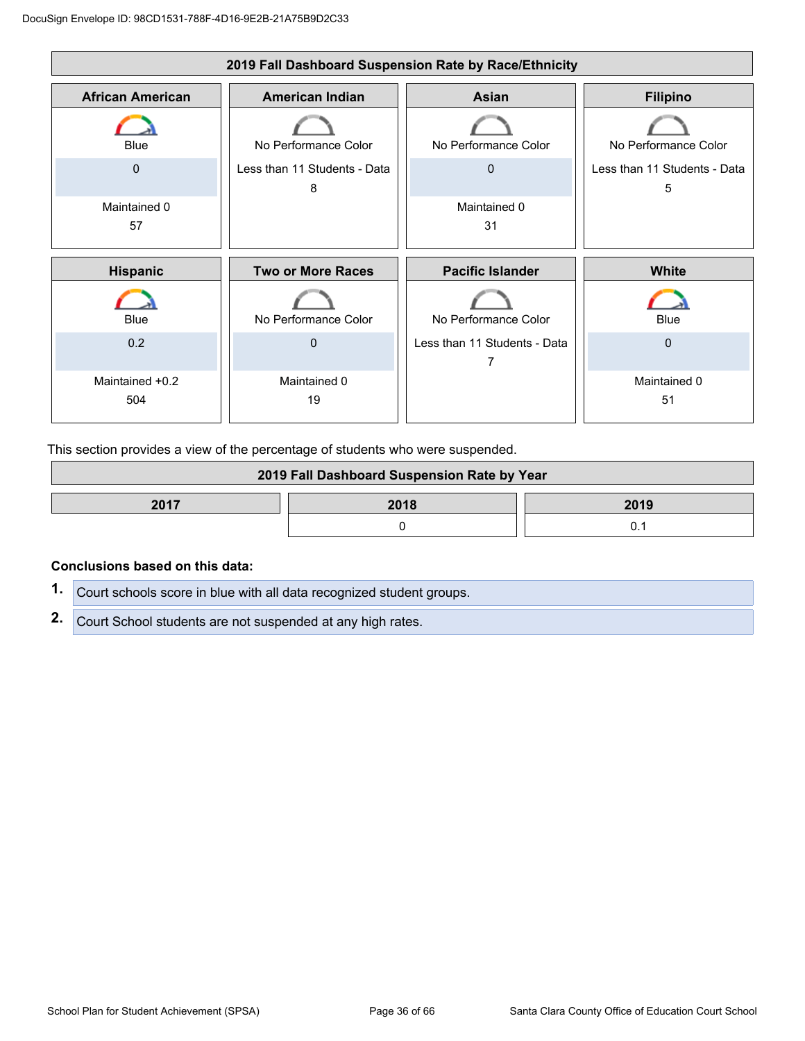### 2019 Fall Dashboard Suspension Rate by Race/Ethnicity

| African American | American Indian | Asian | Filipino |
|---|---|---|---|
| Blue | No Performance Color | No Performance Color | No Performance Color |
| 0 | Less than 11 Students - Data | 0 | Less than 11 Students - Data |
| Maintained 0 | 8 | Maintained 0 | 5 |
| 57 | | 31 | |

| Hispanic | Two or More Races | Pacific Islander | White |
|---|---|---|---|
| Blue | No Performance Color | No Performance Color | Blue |
| 0.2 | 0 | Less than 11 Students - Data | 0 |
| Maintained +0.2 | Maintained 0 | 7 | Maintained 0 |
| 504 | 19 | | 51 |

This section provides a view of the percentage of students who were suspended.

### 2019 Fall Dashboard Suspension Rate by Year

| 2017 | 2018 | 2019 |
|---|---|---|
| | 0 | 0.1 |

**Conclusions based on this data:**

1. Court schools score in blue with all data recognized student groups.
2. Court School students are not suspended at any high rates.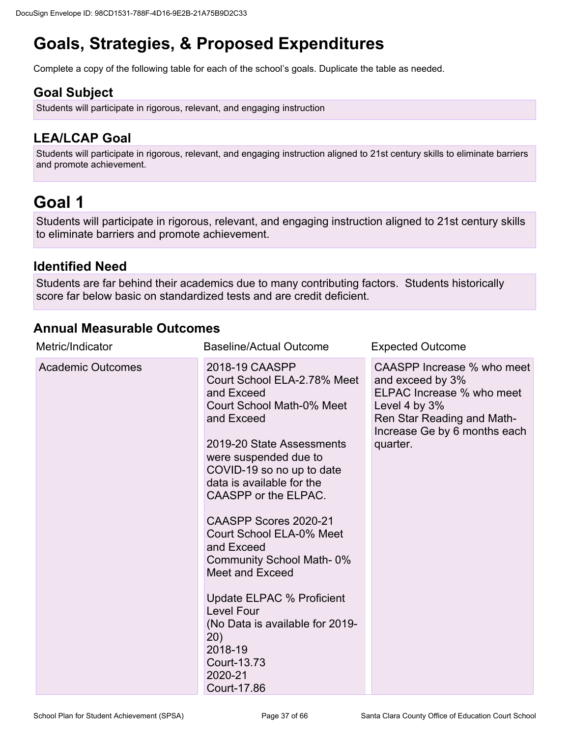# Goals, Strategies, & Proposed Expenditures

Complete a copy of the following table for each of the school's goals. Duplicate the table as needed.

## Goal Subject

Students will participate in rigorous, relevant, and engaging instruction

## LEA/LCAP Goal

Students will participate in rigorous, relevant, and engaging instruction aligned to 21st century skills to eliminate barriers and promote achievement.

# Goal 1

Students will participate in rigorous, relevant, and engaging instruction aligned to 21st century skills to eliminate barriers and promote achievement.

## Identified Need

Students are far behind their academics due to many contributing factors. Students historically score far below basic on standardized tests and are credit deficient.

## Annual Measurable Outcomes

| Metric/Indicator | Baseline/Actual Outcome | Expected Outcome |
|---|---|---|
| Academic Outcomes | 2018-19 CAASPP<br>Court School ELA-2.78% Meet and Exceed<br>Court School Math-0% Meet and Exceed<br><br>2019-20 State Assessments were suspended due to COVID-19 so no up to date data is available for the CAASPP or the ELPAC.<br><br>CAASPP Scores 2020-21<br>Court School ELA-0% Meet and Exceed<br>Community School Math- 0% Meet and Exceed<br><br>Update ELPAC % Proficient Level Four<br>(No Data is available for 2019-20)<br>2018-19<br>Court-13.73<br>2020-21<br>Court-17.86 | CAASPP Increase % who meet and exceed by 3%<br>ELPAC Increase % who meet Level 4 by 3%<br>Ren Star Reading and Math- Increase Ge by 6 months each quarter. |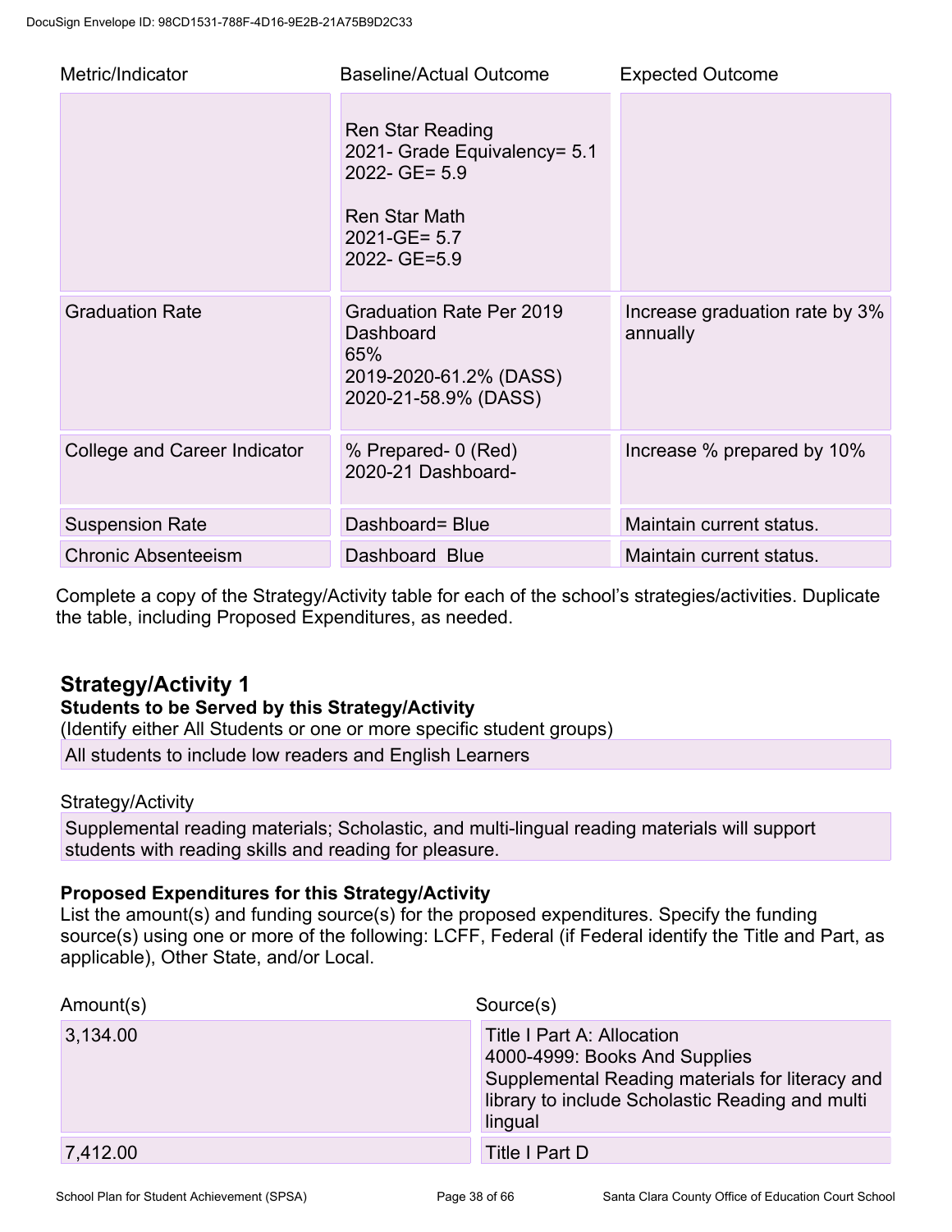| Metric/Indicator | Baseline/Actual Outcome | Expected Outcome |
|---|---|---|
| | Ren Star Reading<br>2021- Grade Equivalency= 5.1<br>2022- GE= 5.9<br><br>Ren Star Math<br>2021-GE= 5.7<br>2022- GE=5.9 | |
| Graduation Rate | Graduation Rate Per 2019 Dashboard<br>65%<br>2019-2020-61.2% (DASS)<br>2020-21-58.9% (DASS) | Increase graduation rate by 3% annually |
| College and Career Indicator | % Prepared- 0 (Red)<br>2020-21 Dashboard- | Increase % prepared by 10% |
| Suspension Rate | Dashboard= Blue | Maintain current status. |
| Chronic Absenteeism | Dashboard Blue | Maintain current status. |

Complete a copy of the Strategy/Activity table for each of the school's strategies/activities. Duplicate the table, including Proposed Expenditures, as needed.

## Strategy/Activity 1

**Students to be Served by this Strategy/Activity**

(Identify either All Students or one or more specific student groups)

All students to include low readers and English Learners

Strategy/Activity

Supplemental reading materials; Scholastic, and multi-lingual reading materials will support students with reading skills and reading for pleasure.

**Proposed Expenditures for this Strategy/Activity**

List the amount(s) and funding source(s) for the proposed expenditures. Specify the funding source(s) using one or more of the following: LCFF, Federal (if Federal identify the Title and Part, as applicable), Other State, and/or Local.

| Amount(s) | Source(s) |
|---|---|
| 3,134.00 | Title I Part A: Allocation<br>4000-4999: Books And Supplies<br>Supplemental Reading materials for literacy and library to include Scholastic Reading and multi lingual |
| 7,412.00 | Title I Part D |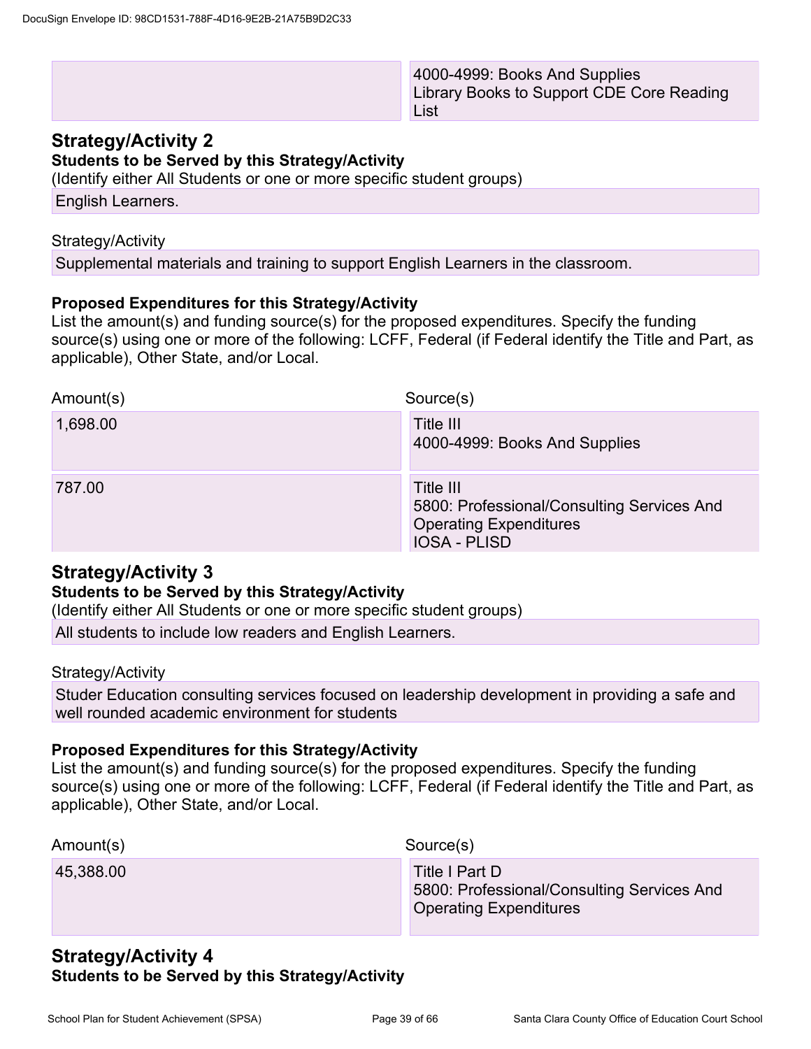| | |
|---|---|
| | 4000-4999: Books And Supplies<br>Library Books to Support CDE Core Reading List |

## Strategy/Activity 2

**Students to be Served by this Strategy/Activity**

(Identify either All Students or one or more specific student groups)

English Learners.

Strategy/Activity

Supplemental materials and training to support English Learners in the classroom.

**Proposed Expenditures for this Strategy/Activity**

List the amount(s) and funding source(s) for the proposed expenditures. Specify the funding source(s) using one or more of the following: LCFF, Federal (if Federal identify the Title and Part, as applicable), Other State, and/or Local.

| Amount(s) | Source(s) |
|---|---|
| 1,698.00 | Title III<br>4000-4999: Books And Supplies |
| 787.00 | Title III<br>5800: Professional/Consulting Services And Operating Expenditures<br>IOSA - PLISD |

## Strategy/Activity 3

**Students to be Served by this Strategy/Activity**

(Identify either All Students or one or more specific student groups)

All students to include low readers and English Learners.

Strategy/Activity

Studer Education consulting services focused on leadership development in providing a safe and well rounded academic environment for students

**Proposed Expenditures for this Strategy/Activity**

List the amount(s) and funding source(s) for the proposed expenditures. Specify the funding source(s) using one or more of the following: LCFF, Federal (if Federal identify the Title and Part, as applicable), Other State, and/or Local.

| Amount(s) | Source(s) |
|---|---|
| 45,388.00 | Title I Part D<br>5800: Professional/Consulting Services And Operating Expenditures |

## Strategy/Activity 4

**Students to be Served by this Strategy/Activity**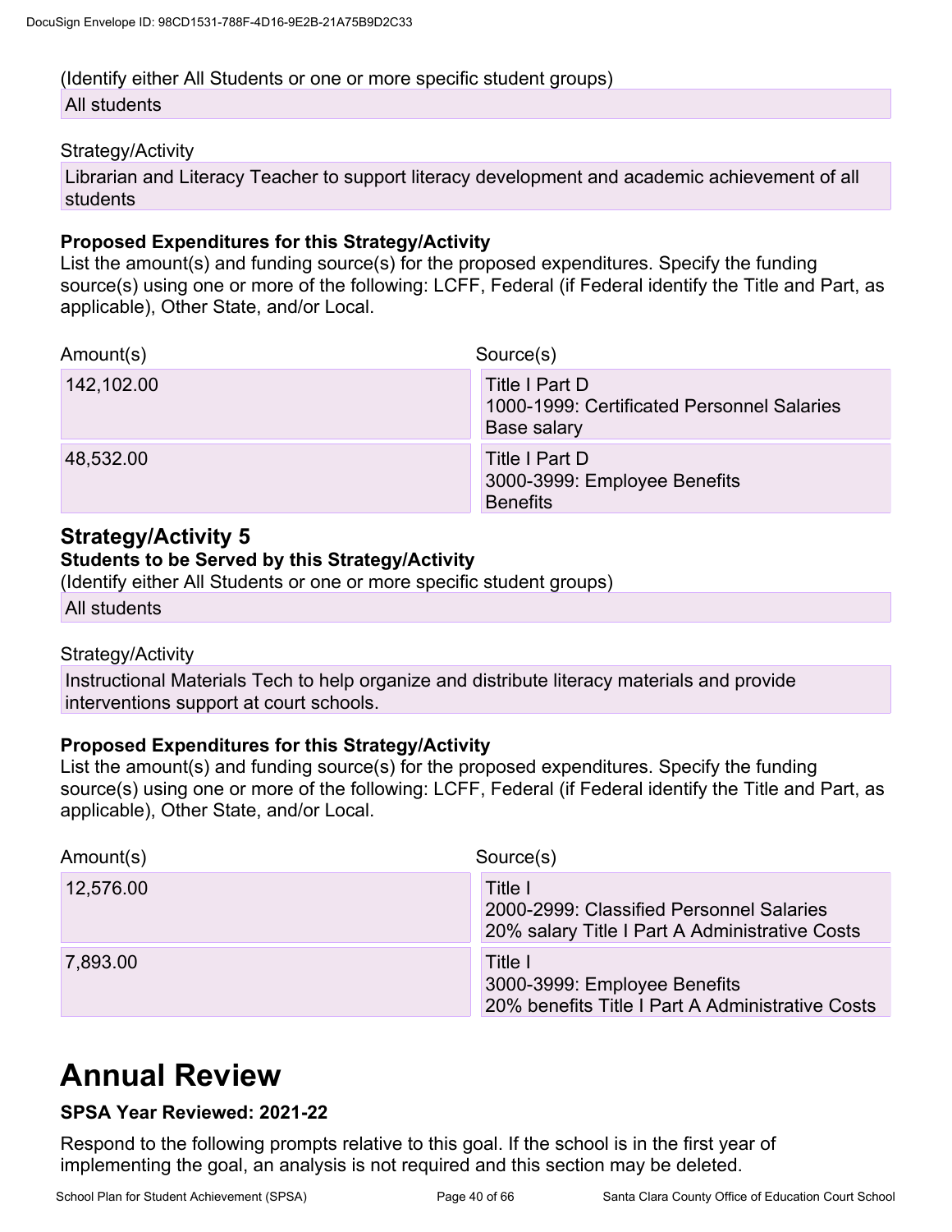(Identify either All Students or one or more specific student groups)

All students

Strategy/Activity

Librarian and Literacy Teacher to support literacy development and academic achievement of all students

**Proposed Expenditures for this Strategy/Activity**

List the amount(s) and funding source(s) for the proposed expenditures. Specify the funding source(s) using one or more of the following: LCFF, Federal (if Federal identify the Title and Part, as applicable), Other State, and/or Local.

| Amount(s) | Source(s) |
|---|---|
| 142,102.00 | Title I Part D<br>1000-1999: Certificated Personnel Salaries<br>Base salary |
| 48,532.00 | Title I Part D<br>3000-3999: Employee Benefits<br>Benefits |

## Strategy/Activity 5

**Students to be Served by this Strategy/Activity**

(Identify either All Students or one or more specific student groups)

All students

Strategy/Activity

Instructional Materials Tech to help organize and distribute literacy materials and provide interventions support at court schools.

**Proposed Expenditures for this Strategy/Activity**

List the amount(s) and funding source(s) for the proposed expenditures. Specify the funding source(s) using one or more of the following: LCFF, Federal (if Federal identify the Title and Part, as applicable), Other State, and/or Local.

| Amount(s) | Source(s) |
|---|---|
| 12,576.00 | Title I<br>2000-2999: Classified Personnel Salaries<br>20% salary Title I Part A Administrative Costs |
| 7,893.00 | Title I<br>3000-3999: Employee Benefits<br>20% benefits Title I Part A Administrative Costs |

# Annual Review

**SPSA Year Reviewed: 2021-22**

Respond to the following prompts relative to this goal. If the school is in the first year of implementing the goal, an analysis is not required and this section may be deleted.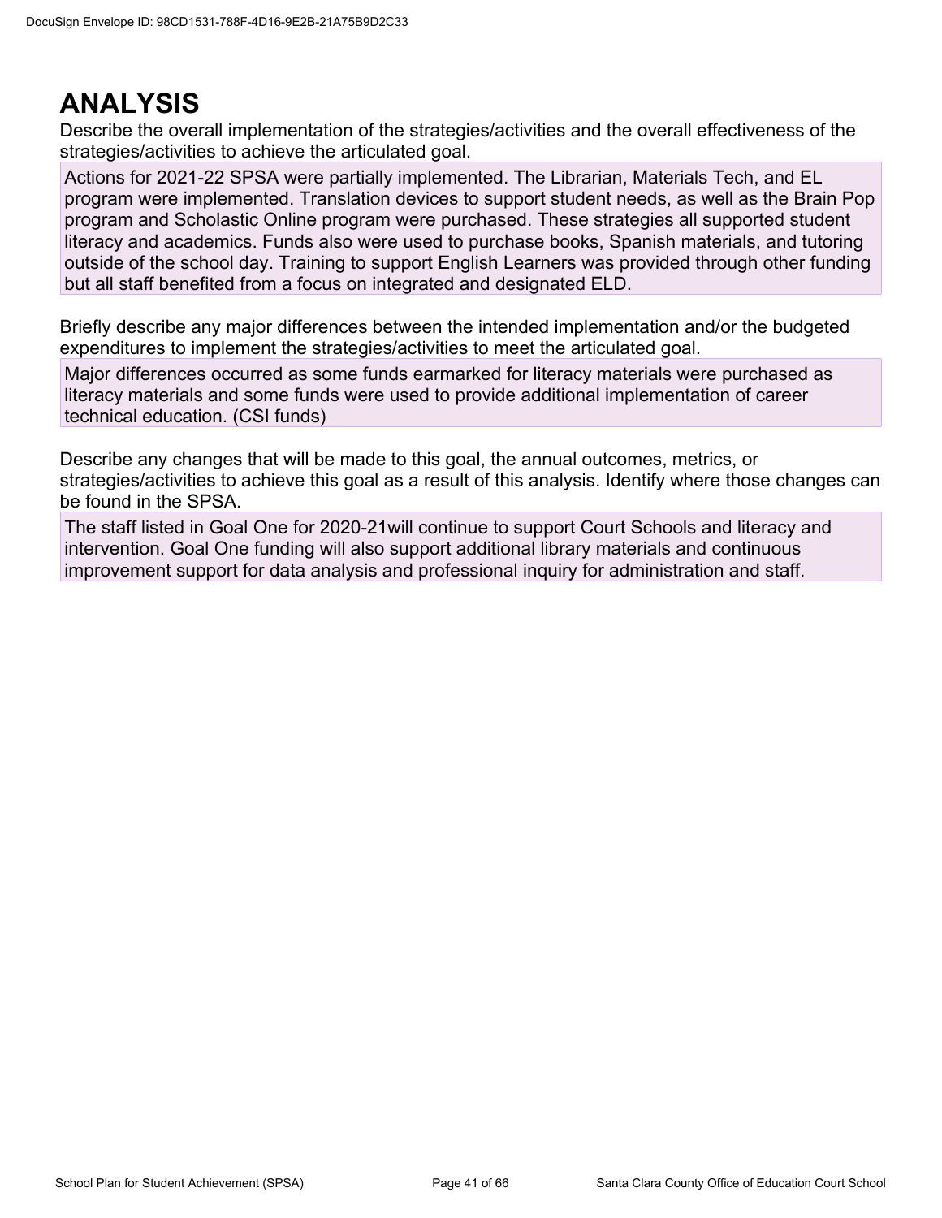# ANALYSIS

Describe the overall implementation of the strategies/activities and the overall effectiveness of the strategies/activities to achieve the articulated goal.

Actions for 2021-22 SPSA were partially implemented. The Librarian, Materials Tech, and EL program were implemented. Translation devices to support student needs, as well as the Brain Pop program and Scholastic Online program were purchased. These strategies all supported student literacy and academics. Funds also were used to purchase books, Spanish materials, and tutoring outside of the school day. Training to support English Learners was provided through other funding but all staff benefited from a focus on integrated and designated ELD.

Briefly describe any major differences between the intended implementation and/or the budgeted expenditures to implement the strategies/activities to meet the articulated goal.

Major differences occurred as some funds earmarked for literacy materials were purchased as literacy materials and some funds were used to provide additional implementation of career technical education. (CSI funds)

Describe any changes that will be made to this goal, the annual outcomes, metrics, or strategies/activities to achieve this goal as a result of this analysis. Identify where those changes can be found in the SPSA.

The staff listed in Goal One for 2020-21will continue to support Court Schools and literacy and intervention. Goal One funding will also support additional library materials and continuous improvement support for data analysis and professional inquiry for administration and staff.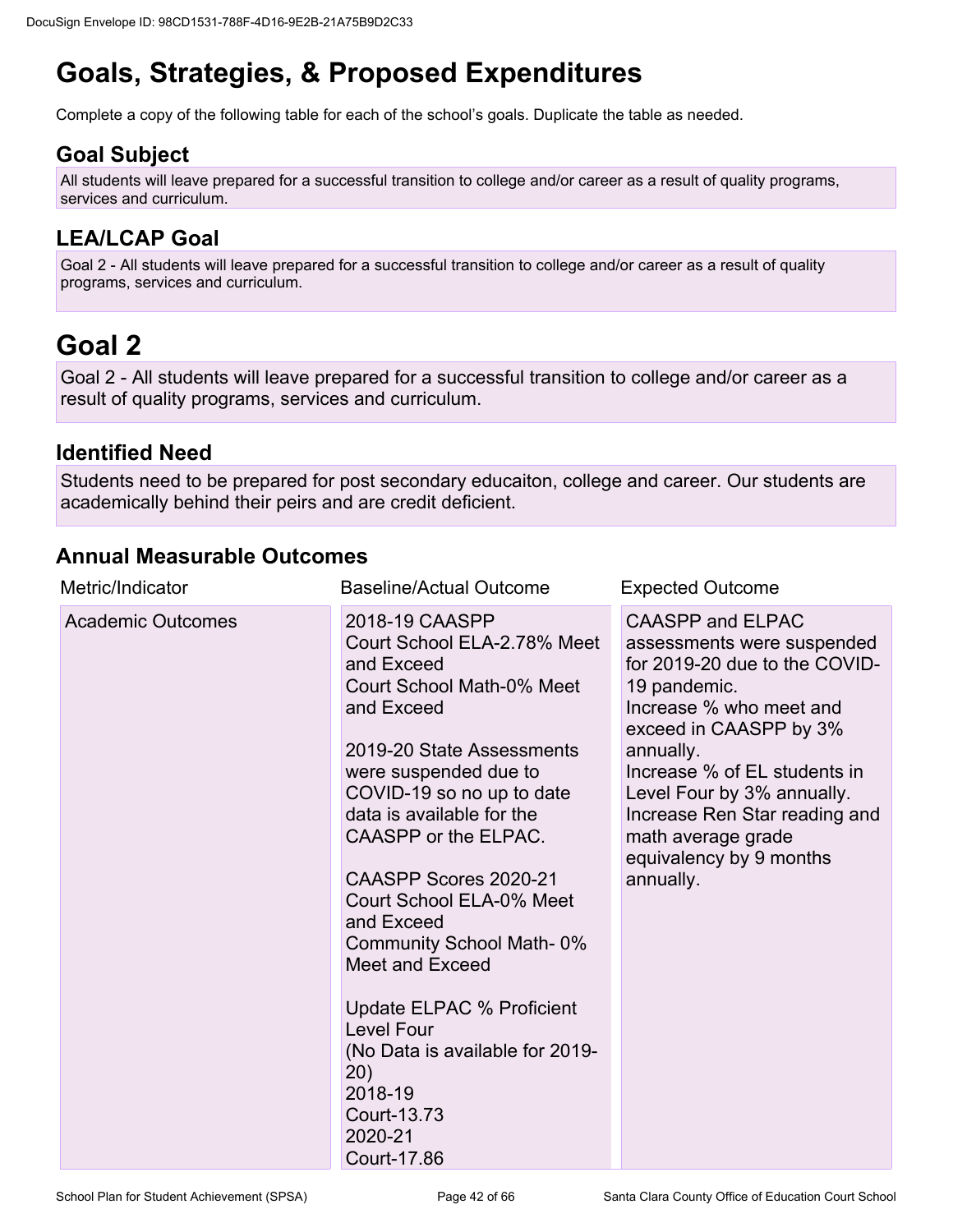# Goals, Strategies, & Proposed Expenditures

Complete a copy of the following table for each of the school's goals. Duplicate the table as needed.

## Goal Subject

All students will leave prepared for a successful transition to college and/or career as a result of quality programs, services and curriculum.

## LEA/LCAP Goal

Goal 2 - All students will leave prepared for a successful transition to college and/or career as a result of quality programs, services and curriculum.

# Goal 2

Goal 2 - All students will leave prepared for a successful transition to college and/or career as a result of quality programs, services and curriculum.

## Identified Need

Students need to be prepared for post secondary educaiton, college and career. Our students are academically behind their peirs and are credit deficient.

## Annual Measurable Outcomes

| Metric/Indicator | Baseline/Actual Outcome | Expected Outcome |
|---|---|---|
| Academic Outcomes | 2018-19 CAASPP<br>Court School ELA-2.78% Meet and Exceed<br>Court School Math-0% Meet and Exceed<br><br>2019-20 State Assessments were suspended due to COVID-19 so no up to date data is available for the CAASPP or the ELPAC.<br><br>CAASPP Scores 2020-21<br>Court School ELA-0% Meet and Exceed<br>Community School Math- 0% Meet and Exceed<br><br>Update ELPAC % Proficient Level Four<br>(No Data is available for 2019-20)<br>2018-19<br>Court-13.73<br>2020-21<br>Court-17.86 | CAASPP and ELPAC assessments were suspended for 2019-20 due to the COVID-19 pandemic.<br>Increase % who meet and exceed in CAASPP by 3% annually.<br>Increase % of EL students in Level Four by 3% annually.<br>Increase Ren Star reading and math average grade equivalency by 9 months annually. |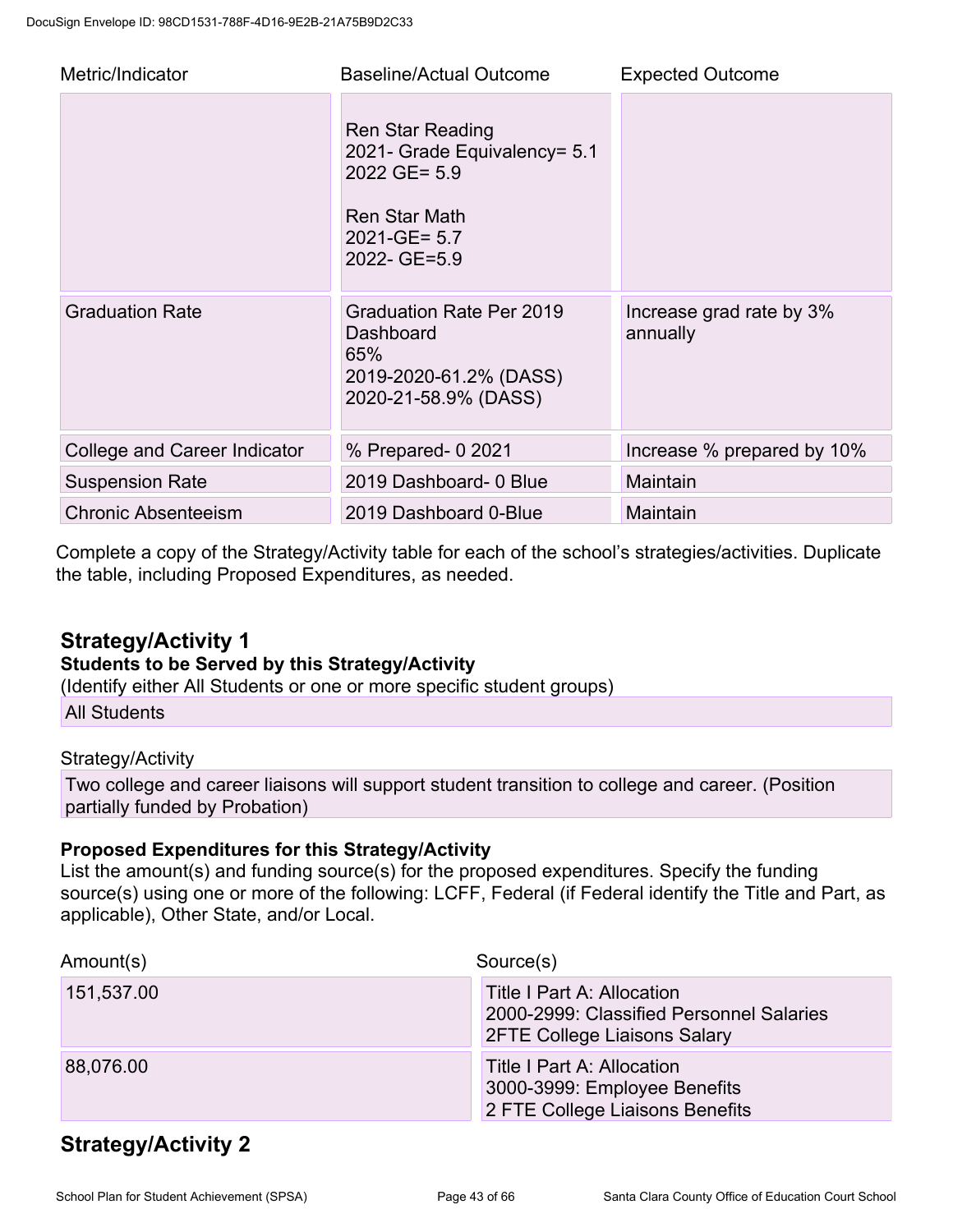DocuSign Envelope ID: 98CD1531-788F-4D16-9E2B-21A75B9D2C33

| Metric/Indicator | Baseline/Actual Outcome | Expected Outcome |
| --- | --- | --- |
| | Ren Star Reading<br>2021- Grade Equivalency= 5.1<br>2022 GE= 5.9<br><br>Ren Star Math<br>2021-GE= 5.7<br>2022- GE=5.9 | |
| Graduation Rate | Graduation Rate Per 2019 Dashboard<br>65%<br>2019-2020-61.2% (DASS)<br>2020-21-58.9% (DASS) | Increase grad rate by 3% annually |
| College and Career Indicator | % Prepared- 0 2021 | Increase % prepared by 10% |
| Suspension Rate | 2019 Dashboard- 0 Blue | Maintain |
| Chronic Absenteeism | 2019 Dashboard 0-Blue | Maintain |

Complete a copy of the Strategy/Activity table for each of the school's strategies/activities. Duplicate the table, including Proposed Expenditures, as needed.

## Strategy/Activity 1

**Students to be Served by this Strategy/Activity**

(Identify either All Students or one or more specific student groups)

All Students

Strategy/Activity

Two college and career liaisons will support student transition to college and career. (Position partially funded by Probation)

**Proposed Expenditures for this Strategy/Activity**

List the amount(s) and funding source(s) for the proposed expenditures. Specify the funding source(s) using one or more of the following: LCFF, Federal (if Federal identify the Title and Part, as applicable), Other State, and/or Local.

| Amount(s) | Source(s) |
| --- | --- |
| 151,537.00 | Title I Part A: Allocation<br>2000-2999: Classified Personnel Salaries<br>2FTE College Liaisons Salary |
| 88,076.00 | Title I Part A: Allocation<br>3000-3999: Employee Benefits<br>2 FTE College Liaisons Benefits |

## Strategy/Activity 2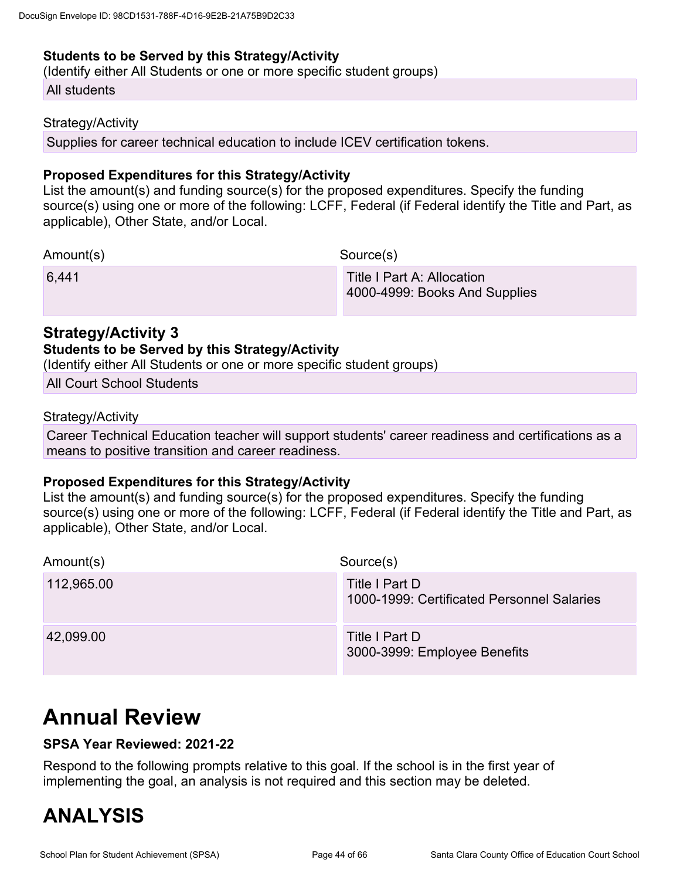**Students to be Served by this Strategy/Activity**

(Identify either All Students or one or more specific student groups)

All students

Strategy/Activity

Supplies for career technical education to include ICEV certification tokens.

**Proposed Expenditures for this Strategy/Activity**

List the amount(s) and funding source(s) for the proposed expenditures. Specify the funding source(s) using one or more of the following: LCFF, Federal (if Federal identify the Title and Part, as applicable), Other State, and/or Local.

| Amount(s) | Source(s) |
|---|---|
| 6,441 | Title I Part A: Allocation<br>4000-4999: Books And Supplies |

## Strategy/Activity 3

**Students to be Served by this Strategy/Activity**

(Identify either All Students or one or more specific student groups)

All Court School Students

Strategy/Activity

Career Technical Education teacher will support students' career readiness and certifications as a means to positive transition and career readiness.

**Proposed Expenditures for this Strategy/Activity**

List the amount(s) and funding source(s) for the proposed expenditures. Specify the funding source(s) using one or more of the following: LCFF, Federal (if Federal identify the Title and Part, as applicable), Other State, and/or Local.

| Amount(s) | Source(s) |
|---|---|
| 112,965.00 | Title I Part D<br>1000-1999: Certificated Personnel Salaries |
| 42,099.00 | Title I Part D<br>3000-3999: Employee Benefits |

# Annual Review

**SPSA Year Reviewed: 2021-22**

Respond to the following prompts relative to this goal. If the school is in the first year of implementing the goal, an analysis is not required and this section may be deleted.

# ANALYSIS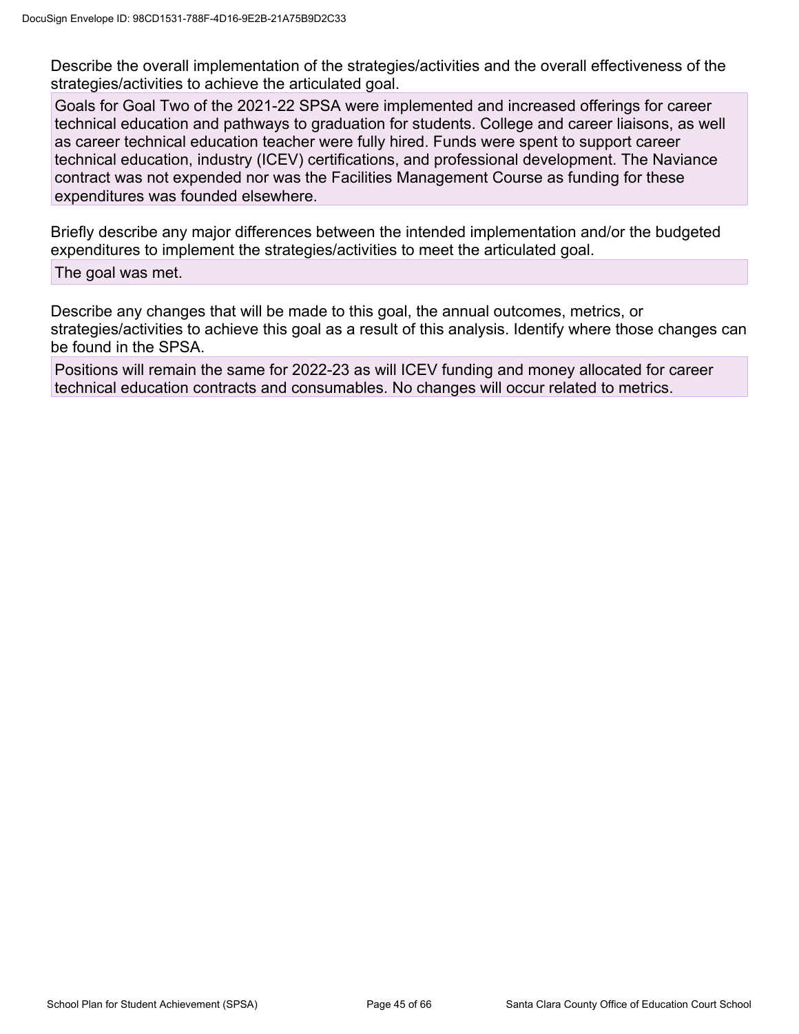Describe the overall implementation of the strategies/activities and the overall effectiveness of the strategies/activities to achieve the articulated goal.

Goals for Goal Two of the 2021-22 SPSA were implemented and increased offerings for career technical education and pathways to graduation for students. College and career liaisons, as well as career technical education teacher were fully hired. Funds were spent to support career technical education, industry (ICEV) certifications, and professional development. The Naviance contract was not expended nor was the Facilities Management Course as funding for these expenditures was founded elsewhere.

Briefly describe any major differences between the intended implementation and/or the budgeted expenditures to implement the strategies/activities to meet the articulated goal.

The goal was met.

Describe any changes that will be made to this goal, the annual outcomes, metrics, or strategies/activities to achieve this goal as a result of this analysis. Identify where those changes can be found in the SPSA.

Positions will remain the same for 2022-23 as will ICEV funding and money allocated for career technical education contracts and consumables. No changes will occur related to metrics.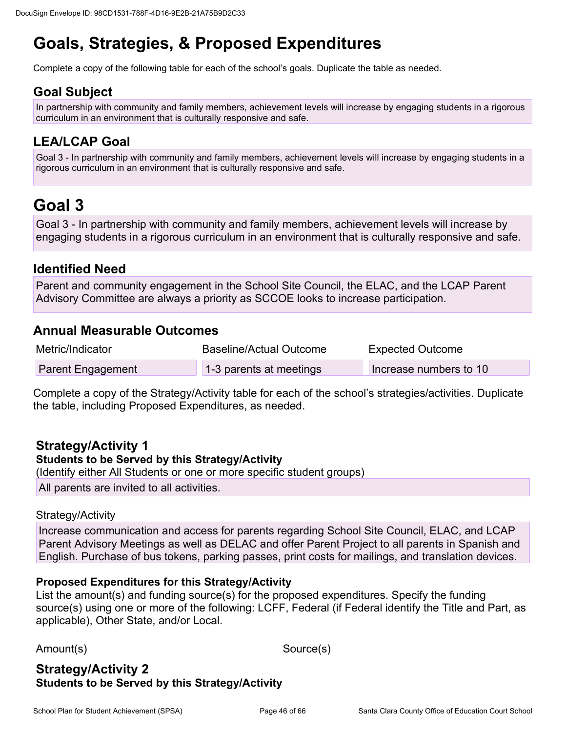# Goals, Strategies, & Proposed Expenditures

Complete a copy of the following table for each of the school's goals. Duplicate the table as needed.

## Goal Subject

In partnership with community and family members, achievement levels will increase by engaging students in a rigorous curriculum in an environment that is culturally responsive and safe.

## LEA/LCAP Goal

Goal 3 - In partnership with community and family members, achievement levels will increase by engaging students in a rigorous curriculum in an environment that is culturally responsive and safe.

# Goal 3

Goal 3 - In partnership with community and family members, achievement levels will increase by engaging students in a rigorous curriculum in an environment that is culturally responsive and safe.

## Identified Need

Parent and community engagement in the School Site Council, the ELAC, and the LCAP Parent Advisory Committee are always a priority as SCCOE looks to increase participation.

## Annual Measurable Outcomes

| Metric/Indicator | Baseline/Actual Outcome | Expected Outcome |
|---|---|---|
| Parent Engagement | 1-3 parents at meetings | Increase numbers to 10 |

Complete a copy of the Strategy/Activity table for each of the school's strategies/activities. Duplicate the table, including Proposed Expenditures, as needed.

## Strategy/Activity 1

**Students to be Served by this Strategy/Activity**

(Identify either All Students or one or more specific student groups)

All parents are invited to all activities.

Strategy/Activity

Increase communication and access for parents regarding School Site Council, ELAC, and LCAP Parent Advisory Meetings as well as DELAC and offer Parent Project to all parents in Spanish and English. Purchase of bus tokens, parking passes, print costs for mailings, and translation devices.

**Proposed Expenditures for this Strategy/Activity**

List the amount(s) and funding source(s) for the proposed expenditures. Specify the funding source(s) using one or more of the following: LCFF, Federal (if Federal identify the Title and Part, as applicable), Other State, and/or Local.

| Amount(s) | Source(s) |
|---|---|

## Strategy/Activity 2

**Students to be Served by this Strategy/Activity**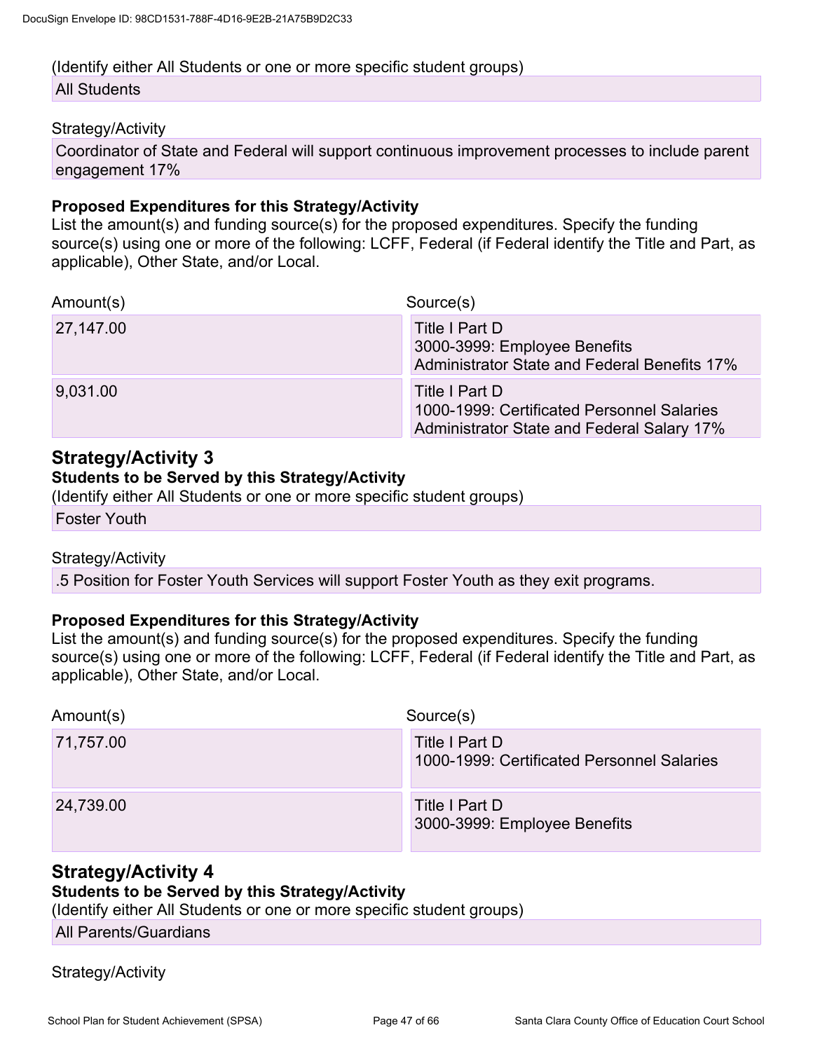(Identify either All Students or one or more specific student groups)

All Students

Strategy/Activity

Coordinator of State and Federal will support continuous improvement processes to include parent engagement 17%

**Proposed Expenditures for this Strategy/Activity**

List the amount(s) and funding source(s) for the proposed expenditures. Specify the funding source(s) using one or more of the following: LCFF, Federal (if Federal identify the Title and Part, as applicable), Other State, and/or Local.

| Amount(s) | Source(s) |
| --- | --- |
| 27,147.00 | Title I Part D<br>3000-3999: Employee Benefits<br>Administrator State and Federal Benefits 17% |
| 9,031.00 | Title I Part D<br>1000-1999: Certificated Personnel Salaries<br>Administrator State and Federal Salary 17% |

## Strategy/Activity 3

**Students to be Served by this Strategy/Activity**

(Identify either All Students or one or more specific student groups)

Foster Youth

Strategy/Activity

.5 Position for Foster Youth Services will support Foster Youth as they exit programs.

**Proposed Expenditures for this Strategy/Activity**

List the amount(s) and funding source(s) for the proposed expenditures. Specify the funding source(s) using one or more of the following: LCFF, Federal (if Federal identify the Title and Part, as applicable), Other State, and/or Local.

| Amount(s) | Source(s) |
| --- | --- |
| 71,757.00 | Title I Part D<br>1000-1999: Certificated Personnel Salaries |
| 24,739.00 | Title I Part D<br>3000-3999: Employee Benefits |

## Strategy/Activity 4

**Students to be Served by this Strategy/Activity**

(Identify either All Students or one or more specific student groups)

All Parents/Guardians

Strategy/Activity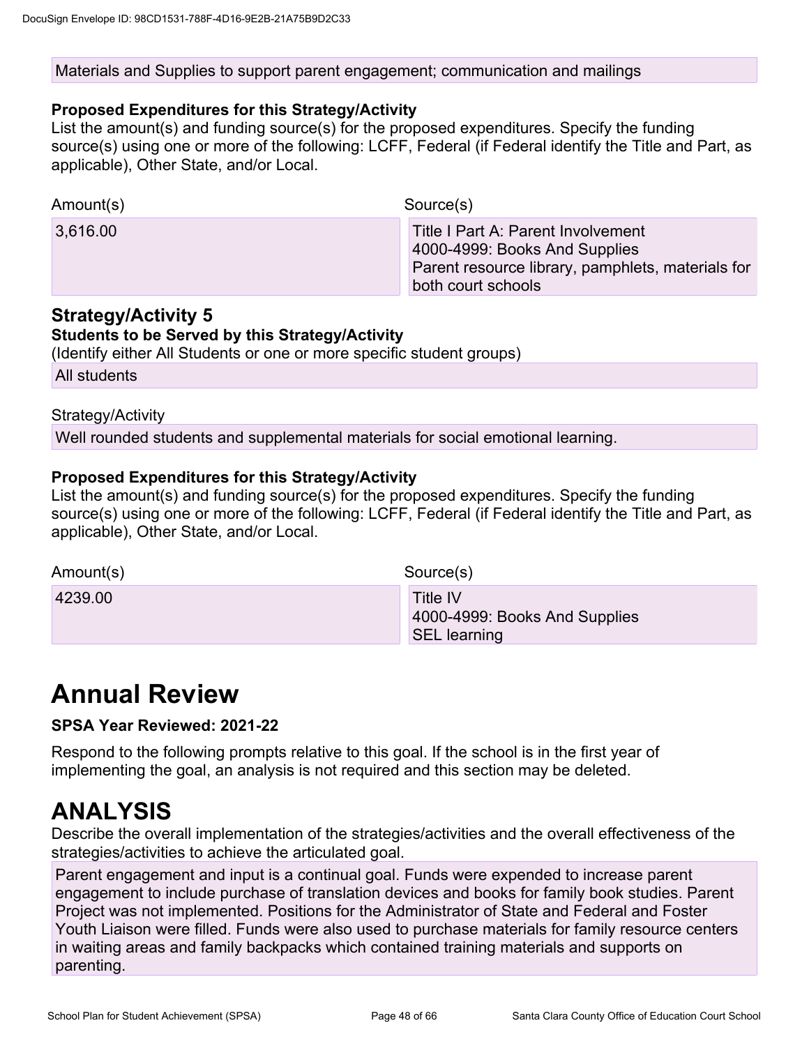Materials and Supplies to support parent engagement; communication and mailings

**Proposed Expenditures for this Strategy/Activity**

List the amount(s) and funding source(s) for the proposed expenditures. Specify the funding source(s) using one or more of the following: LCFF, Federal (if Federal identify the Title and Part, as applicable), Other State, and/or Local.

| Amount(s) | Source(s) |
| --- | --- |
| 3,616.00 | Title I Part A: Parent Involvement<br>4000-4999: Books And Supplies<br>Parent resource library, pamphlets, materials for both court schools |

## Strategy/Activity 5

**Students to be Served by this Strategy/Activity**

(Identify either All Students or one or more specific student groups)

All students

Strategy/Activity

Well rounded students and supplemental materials for social emotional learning.

**Proposed Expenditures for this Strategy/Activity**

List the amount(s) and funding source(s) for the proposed expenditures. Specify the funding source(s) using one or more of the following: LCFF, Federal (if Federal identify the Title and Part, as applicable), Other State, and/or Local.

| Amount(s) | Source(s) |
| --- | --- |
| 4239.00 | Title IV<br>4000-4999: Books And Supplies<br>SEL learning |

# Annual Review

**SPSA Year Reviewed: 2021-22**

Respond to the following prompts relative to this goal. If the school is in the first year of implementing the goal, an analysis is not required and this section may be deleted.

# ANALYSIS

Describe the overall implementation of the strategies/activities and the overall effectiveness of the strategies/activities to achieve the articulated goal.

Parent engagement and input is a continual goal. Funds were expended to increase parent engagement to include purchase of translation devices and books for family book studies. Parent Project was not implemented. Positions for the Administrator of State and Federal and Foster Youth Liaison were filled. Funds were also used to purchase materials for family resource centers in waiting areas and family backpacks which contained training materials and supports on parenting.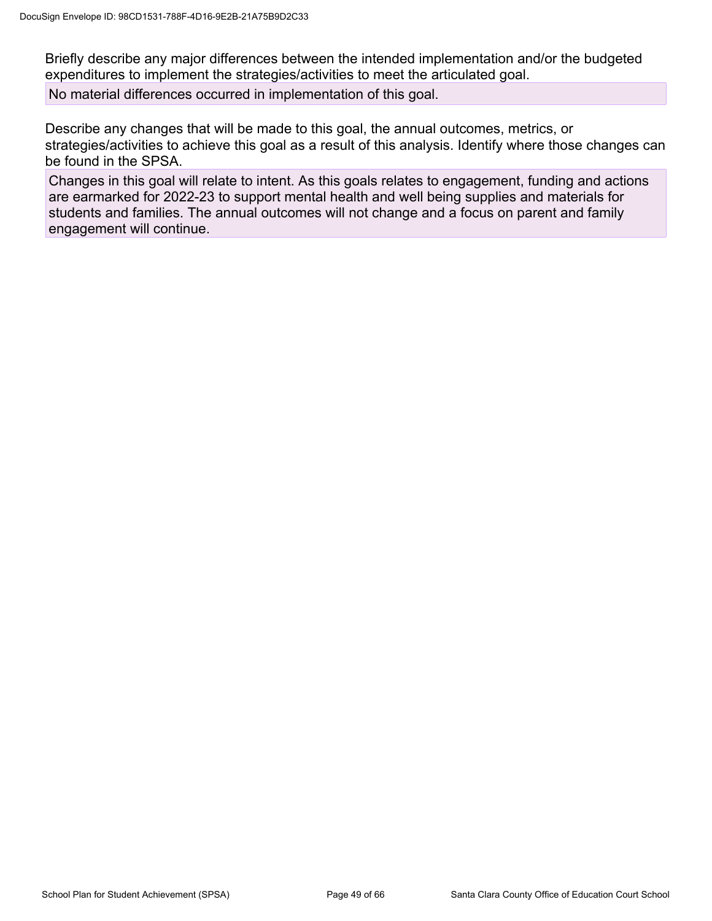Briefly describe any major differences between the intended implementation and/or the budgeted expenditures to implement the strategies/activities to meet the articulated goal.

No material differences occurred in implementation of this goal.

Describe any changes that will be made to this goal, the annual outcomes, metrics, or strategies/activities to achieve this goal as a result of this analysis. Identify where those changes can be found in the SPSA.

Changes in this goal will relate to intent. As this goals relates to engagement, funding and actions are earmarked for 2022-23 to support mental health and well being supplies and materials for students and families. The annual outcomes will not change and a focus on parent and family engagement will continue.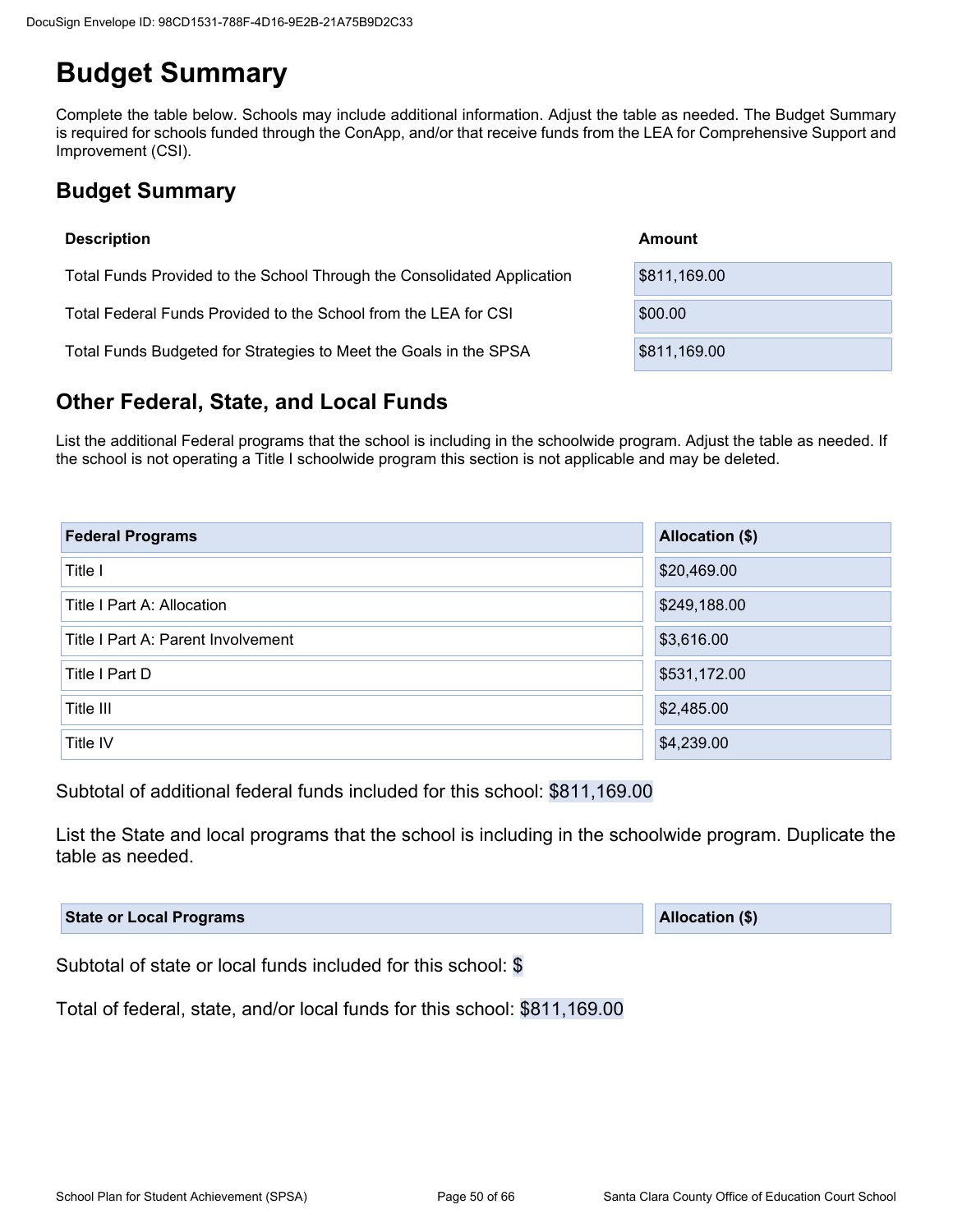# Budget Summary

Complete the table below. Schools may include additional information. Adjust the table as needed. The Budget Summary is required for schools funded through the ConApp, and/or that receive funds from the LEA for Comprehensive Support and Improvement (CSI).

## Budget Summary

| Description | Amount |
|---|---|
| Total Funds Provided to the School Through the Consolidated Application | $811,169.00 |
| Total Federal Funds Provided to the School from the LEA for CSI | $00.00 |
| Total Funds Budgeted for Strategies to Meet the Goals in the SPSA | $811,169.00 |

## Other Federal, State, and Local Funds

List the additional Federal programs that the school is including in the schoolwide program. Adjust the table as needed. If the school is not operating a Title I schoolwide program this section is not applicable and may be deleted.

| Federal Programs | Allocation ($) |
|---|---|
| Title I | $20,469.00 |
| Title I Part A: Allocation | $249,188.00 |
| Title I Part A: Parent Involvement | $3,616.00 |
| Title I Part D | $531,172.00 |
| Title III | $2,485.00 |
| Title IV | $4,239.00 |

Subtotal of additional federal funds included for this school: $811,169.00

List the State and local programs that the school is including in the schoolwide program. Duplicate the table as needed.

| State or Local Programs | Allocation ($) |
|---|---|

Subtotal of state or local funds included for this school: $

Total of federal, state, and/or local funds for this school: $811,169.00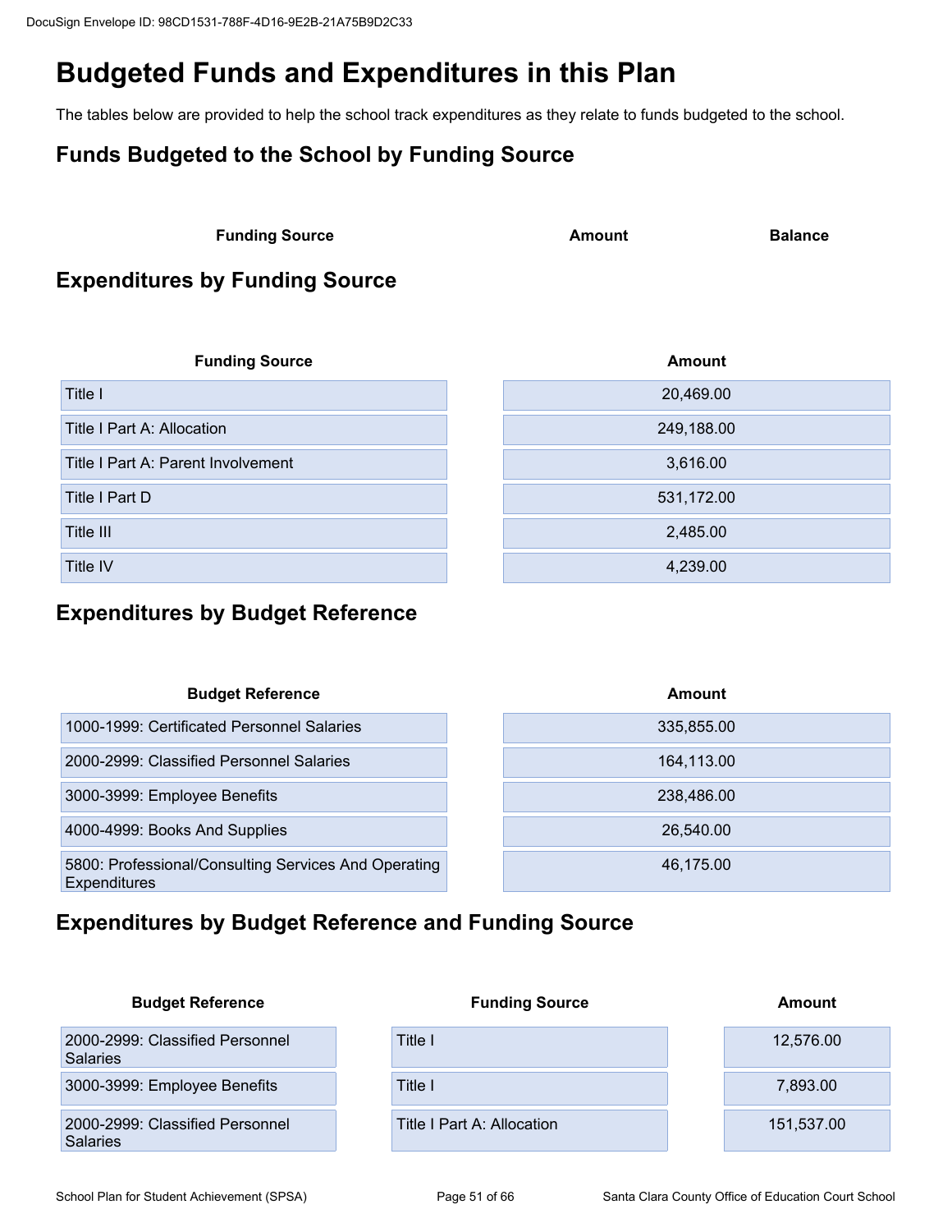# Budgeted Funds and Expenditures in this Plan

The tables below are provided to help the school track expenditures as they relate to funds budgeted to the school.

## Funds Budgeted to the School by Funding Source

| Funding Source | Amount | Balance |
|---|---|---|

## Expenditures by Funding Source

| Funding Source | Amount |
|---|---|
| Title I | 20,469.00 |
| Title I Part A: Allocation | 249,188.00 |
| Title I Part A: Parent Involvement | 3,616.00 |
| Title I Part D | 531,172.00 |
| Title III | 2,485.00 |
| Title IV | 4,239.00 |

## Expenditures by Budget Reference

| Budget Reference | Amount |
|---|---|
| 1000-1999: Certificated Personnel Salaries | 335,855.00 |
| 2000-2999: Classified Personnel Salaries | 164,113.00 |
| 3000-3999: Employee Benefits | 238,486.00 |
| 4000-4999: Books And Supplies | 26,540.00 |
| 5800: Professional/Consulting Services And Operating Expenditures | 46,175.00 |

## Expenditures by Budget Reference and Funding Source

| Budget Reference | Funding Source | Amount |
|---|---|---|
| 2000-2999: Classified Personnel Salaries | Title I | 12,576.00 |
| 3000-3999: Employee Benefits | Title I | 7,893.00 |
| 2000-2999: Classified Personnel Salaries | Title I Part A: Allocation | 151,537.00 |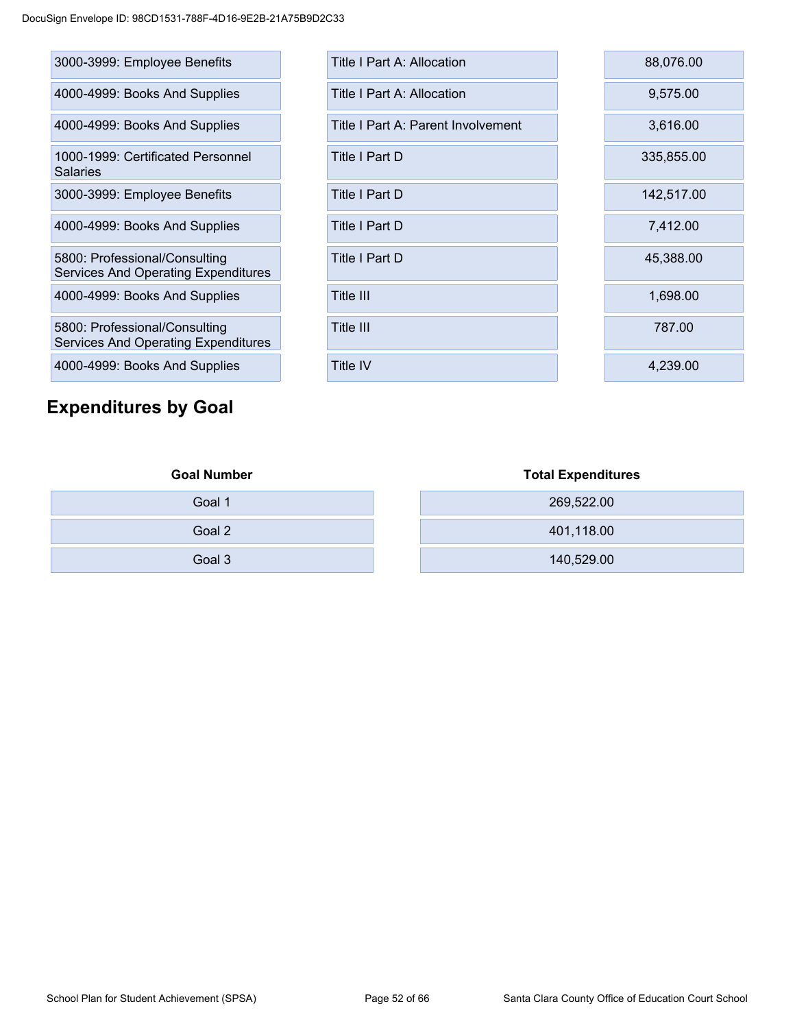| | | |
|---|---|---|
| 3000-3999: Employee Benefits | Title I Part A: Allocation | 88,076.00 |
| 4000-4999: Books And Supplies | Title I Part A: Allocation | 9,575.00 |
| 4000-4999: Books And Supplies | Title I Part A: Parent Involvement | 3,616.00 |
| 1000-1999: Certificated Personnel Salaries | Title I Part D | 335,855.00 |
| 3000-3999: Employee Benefits | Title I Part D | 142,517.00 |
| 4000-4999: Books And Supplies | Title I Part D | 7,412.00 |
| 5800: Professional/Consulting Services And Operating Expenditures | Title I Part D | 45,388.00 |
| 4000-4999: Books And Supplies | Title III | 1,698.00 |
| 5800: Professional/Consulting Services And Operating Expenditures | Title III | 787.00 |
| 4000-4999: Books And Supplies | Title IV | 4,239.00 |

## Expenditures by Goal

| Goal Number | Total Expenditures |
|---|---|
| Goal 1 | 269,522.00 |
| Goal 2 | 401,118.00 |
| Goal 3 | 140,529.00 |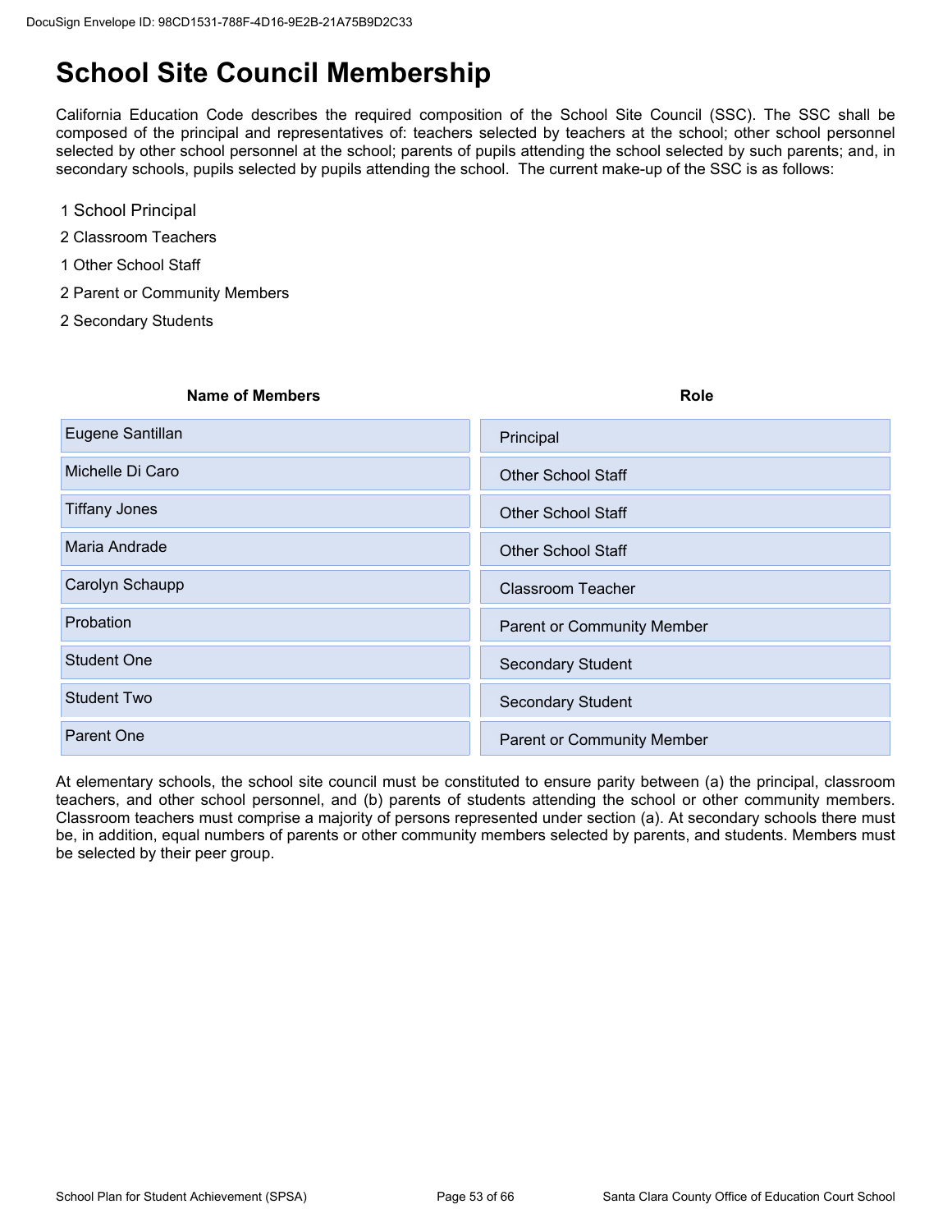# School Site Council Membership

California Education Code describes the required composition of the School Site Council (SSC). The SSC shall be composed of the principal and representatives of: teachers selected by teachers at the school; other school personnel selected by other school personnel at the school; parents of pupils attending the school selected by such parents; and, in secondary schools, pupils selected by pupils attending the school. The current make-up of the SSC is as follows:

1 School Principal

2 Classroom Teachers

1 Other School Staff

2 Parent or Community Members

2 Secondary Students

| Name of Members | Role |
|---|---|
| Eugene Santillan | Principal |
| Michelle Di Caro | Other School Staff |
| Tiffany Jones | Other School Staff |
| Maria Andrade | Other School Staff |
| Carolyn Schaupp | Classroom Teacher |
| Probation | Parent or Community Member |
| Student One | Secondary Student |
| Student Two | Secondary Student |
| Parent One | Parent or Community Member |

At elementary schools, the school site council must be constituted to ensure parity between (a) the principal, classroom teachers, and other school personnel, and (b) parents of students attending the school or other community members. Classroom teachers must comprise a majority of persons represented under section (a). At secondary schools there must be, in addition, equal numbers of parents or other community members selected by parents, and students. Members must be selected by their peer group.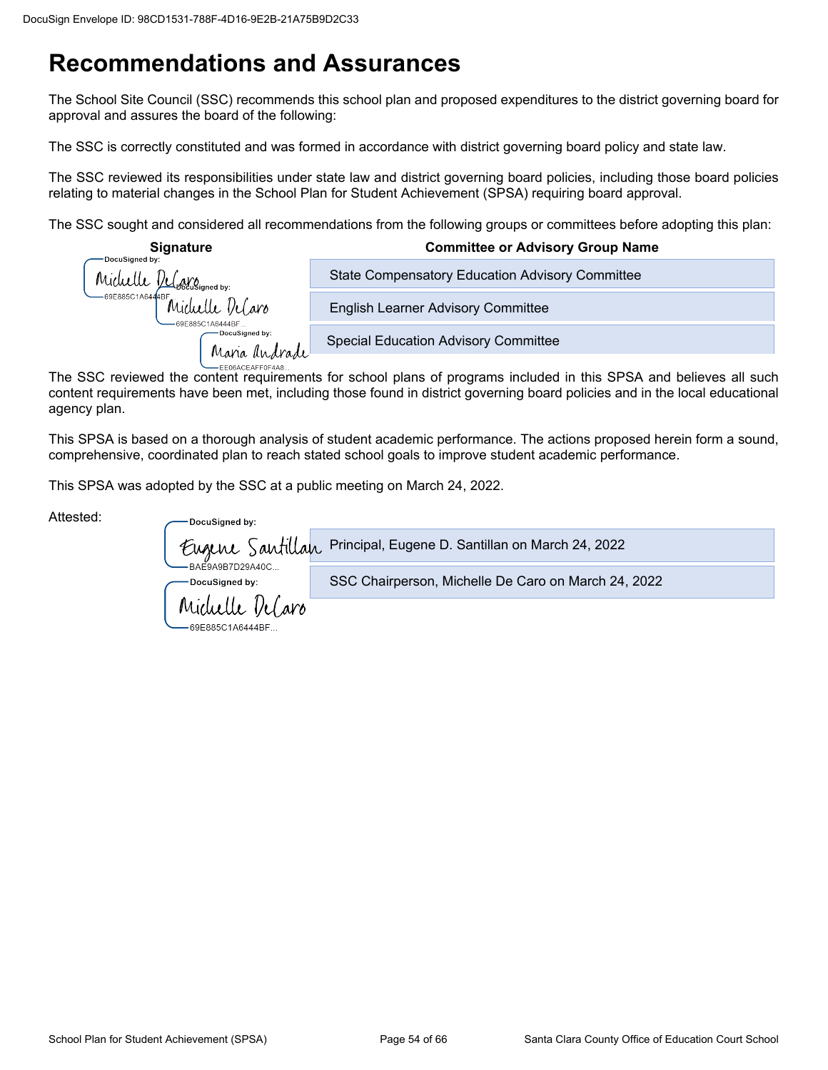DocuSign Envelope ID: 98CD1531-788F-4D16-9E2B-21A75B9D2C33

# Recommendations and Assurances

The School Site Council (SSC) recommends this school plan and proposed expenditures to the district governing board for approval and assures the board of the following:

The SSC is correctly constituted and was formed in accordance with district governing board policy and state law.

The SSC reviewed its responsibilities under state law and district governing board policies, including those board policies relating to material changes in the School Plan for Student Achievement (SPSA) requiring board approval.

The SSC sought and considered all recommendations from the following groups or committees before adopting this plan:

| Signature | Committee or Advisory Group Name |
|---|---|
| DocuSigned by: Michelle DeCaro 69E885C1A6444BF... | State Compensatory Education Advisory Committee |
| DocuSigned by: Michelle DeCaro 69E885C1A6444BF... | English Learner Advisory Committee |
| DocuSigned by: Maria Andrade EE06ACEAFF0F4A8... | Special Education Advisory Committee |

The SSC reviewed the content requirements for school plans of programs included in this SPSA and believes all such content requirements have been met, including those found in district governing board policies and in the local educational agency plan.

This SPSA is based on a thorough analysis of student academic performance. The actions proposed herein form a sound, comprehensive, coordinated plan to reach stated school goals to improve student academic performance.

This SPSA was adopted by the SSC at a public meeting on March 24, 2022.

Attested:

| | |
|---|---|
| DocuSigned by: Eugene Santillan BAE9A9B7D29A40C... | Principal, Eugene D. Santillan on March 24, 2022 |
| DocuSigned by: Michelle DeCaro 69E885C1A6444BF... | SSC Chairperson, Michelle De Caro on March 24, 2022 |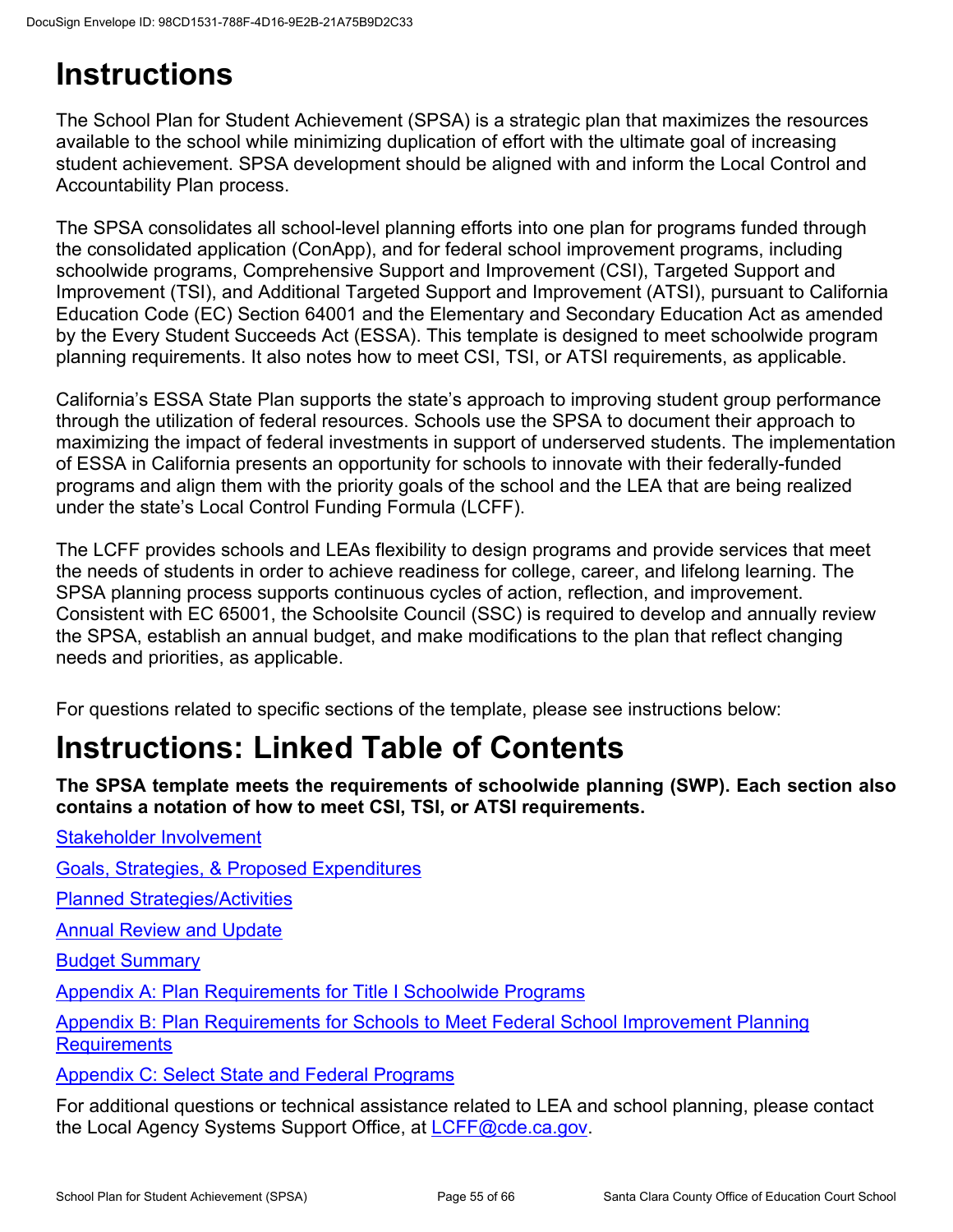# Instructions

The School Plan for Student Achievement (SPSA) is a strategic plan that maximizes the resources available to the school while minimizing duplication of effort with the ultimate goal of increasing student achievement. SPSA development should be aligned with and inform the Local Control and Accountability Plan process.

The SPSA consolidates all school-level planning efforts into one plan for programs funded through the consolidated application (ConApp), and for federal school improvement programs, including schoolwide programs, Comprehensive Support and Improvement (CSI), Targeted Support and Improvement (TSI), and Additional Targeted Support and Improvement (ATSI), pursuant to California Education Code (EC) Section 64001 and the Elementary and Secondary Education Act as amended by the Every Student Succeeds Act (ESSA). This template is designed to meet schoolwide program planning requirements. It also notes how to meet CSI, TSI, or ATSI requirements, as applicable.

California's ESSA State Plan supports the state's approach to improving student group performance through the utilization of federal resources. Schools use the SPSA to document their approach to maximizing the impact of federal investments in support of underserved students. The implementation of ESSA in California presents an opportunity for schools to innovate with their federally-funded programs and align them with the priority goals of the school and the LEA that are being realized under the state's Local Control Funding Formula (LCFF).

The LCFF provides schools and LEAs flexibility to design programs and provide services that meet the needs of students in order to achieve readiness for college, career, and lifelong learning. The SPSA planning process supports continuous cycles of action, reflection, and improvement. Consistent with EC 65001, the Schoolsite Council (SSC) is required to develop and annually review the SPSA, establish an annual budget, and make modifications to the plan that reflect changing needs and priorities, as applicable.

For questions related to specific sections of the template, please see instructions below:

# Instructions: Linked Table of Contents

**The SPSA template meets the requirements of schoolwide planning (SWP). Each section also contains a notation of how to meet CSI, TSI, or ATSI requirements.**

Stakeholder Involvement

Goals, Strategies, & Proposed Expenditures

Planned Strategies/Activities

Annual Review and Update

Budget Summary

Appendix A: Plan Requirements for Title I Schoolwide Programs

Appendix B: Plan Requirements for Schools to Meet Federal School Improvement Planning Requirements

Appendix C: Select State and Federal Programs

For additional questions or technical assistance related to LEA and school planning, please contact the Local Agency Systems Support Office, at LCFF@cde.ca.gov.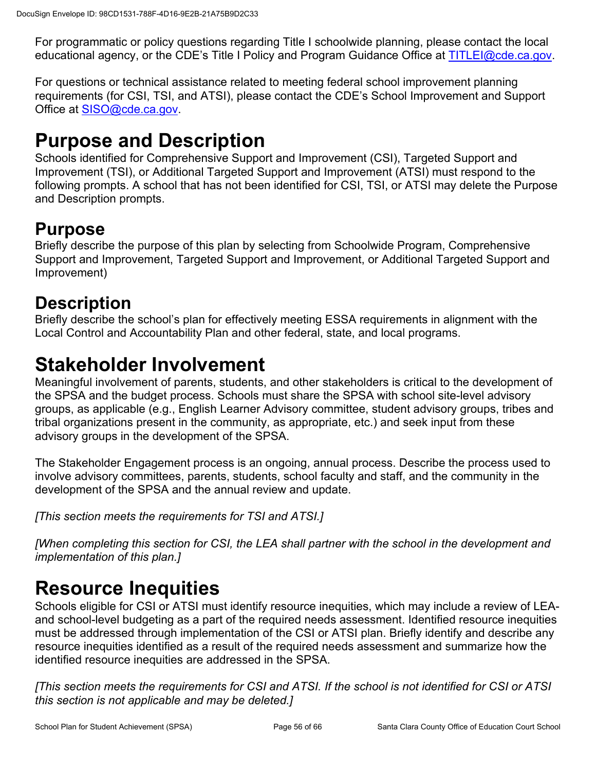For programmatic or policy questions regarding Title I schoolwide planning, please contact the local educational agency, or the CDE's Title I Policy and Program Guidance Office at TITLEI@cde.ca.gov.

For questions or technical assistance related to meeting federal school improvement planning requirements (for CSI, TSI, and ATSI), please contact the CDE's School Improvement and Support Office at SISO@cde.ca.gov.

# Purpose and Description

Schools identified for Comprehensive Support and Improvement (CSI), Targeted Support and Improvement (TSI), or Additional Targeted Support and Improvement (ATSI) must respond to the following prompts. A school that has not been identified for CSI, TSI, or ATSI may delete the Purpose and Description prompts.

## Purpose

Briefly describe the purpose of this plan by selecting from Schoolwide Program, Comprehensive Support and Improvement, Targeted Support and Improvement, or Additional Targeted Support and Improvement)

## Description

Briefly describe the school's plan for effectively meeting ESSA requirements in alignment with the Local Control and Accountability Plan and other federal, state, and local programs.

# Stakeholder Involvement

Meaningful involvement of parents, students, and other stakeholders is critical to the development of the SPSA and the budget process. Schools must share the SPSA with school site-level advisory groups, as applicable (e.g., English Learner Advisory committee, student advisory groups, tribes and tribal organizations present in the community, as appropriate, etc.) and seek input from these advisory groups in the development of the SPSA.

The Stakeholder Engagement process is an ongoing, annual process. Describe the process used to involve advisory committees, parents, students, school faculty and staff, and the community in the development of the SPSA and the annual review and update.

*[This section meets the requirements for TSI and ATSI.]*

*[When completing this section for CSI, the LEA shall partner with the school in the development and implementation of this plan.]*

# Resource Inequities

Schools eligible for CSI or ATSI must identify resource inequities, which may include a review of LEA- and school-level budgeting as a part of the required needs assessment. Identified resource inequities must be addressed through implementation of the CSI or ATSI plan. Briefly identify and describe any resource inequities identified as a result of the required needs assessment and summarize how the identified resource inequities are addressed in the SPSA.

*[This section meets the requirements for CSI and ATSI. If the school is not identified for CSI or ATSI this section is not applicable and may be deleted.]*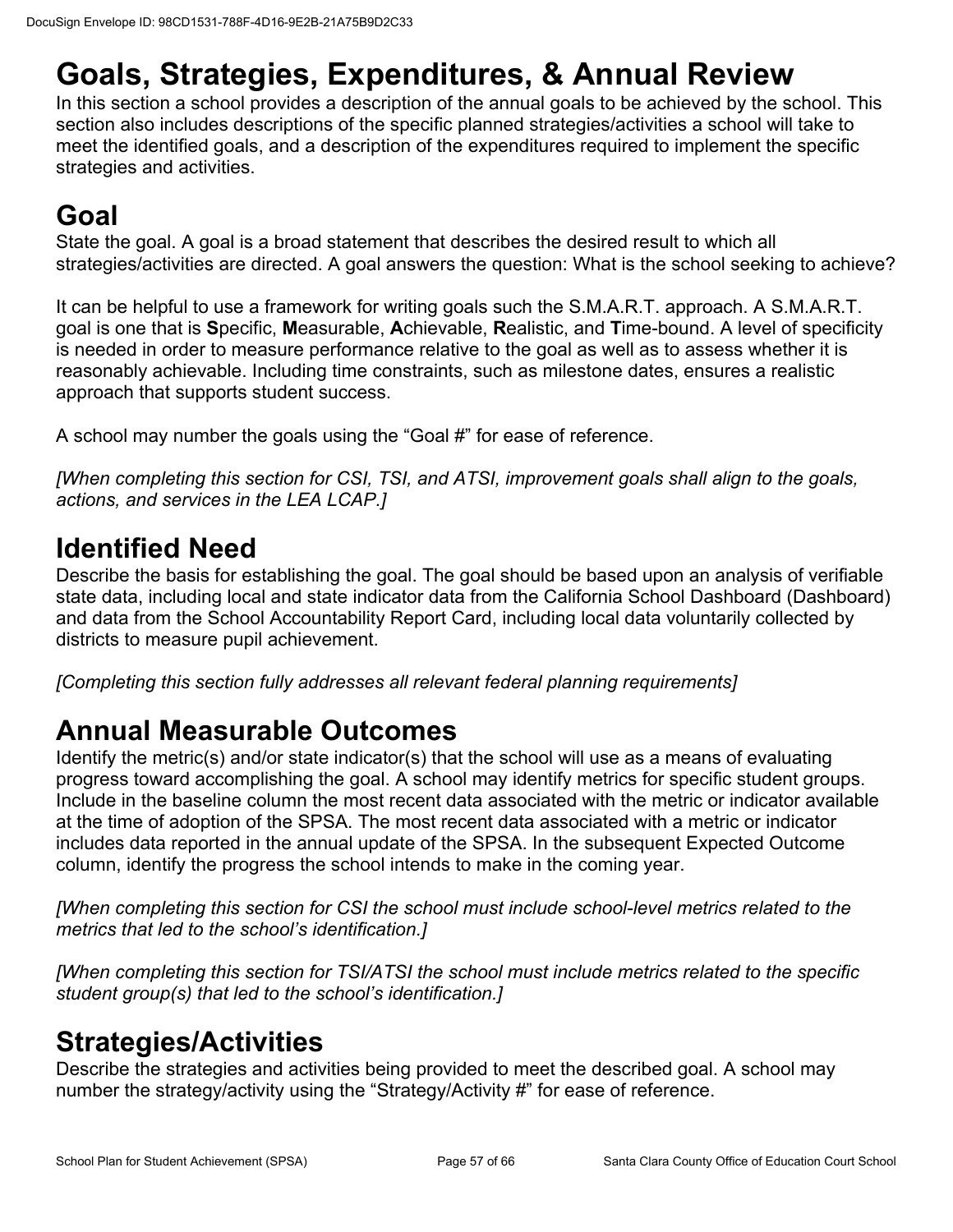# Goals, Strategies, Expenditures, & Annual Review

In this section a school provides a description of the annual goals to be achieved by the school. This section also includes descriptions of the specific planned strategies/activities a school will take to meet the identified goals, and a description of the expenditures required to implement the specific strategies and activities.

## Goal

State the goal. A goal is a broad statement that describes the desired result to which all strategies/activities are directed. A goal answers the question: What is the school seeking to achieve?

It can be helpful to use a framework for writing goals such the S.M.A.R.T. approach. A S.M.A.R.T. goal is one that is **S**pecific, **M**easurable, **A**chievable, **R**ealistic, and **T**ime-bound. A level of specificity is needed in order to measure performance relative to the goal as well as to assess whether it is reasonably achievable. Including time constraints, such as milestone dates, ensures a realistic approach that supports student success.

A school may number the goals using the "Goal #" for ease of reference.

*[When completing this section for CSI, TSI, and ATSI, improvement goals shall align to the goals, actions, and services in the LEA LCAP.]*

## Identified Need

Describe the basis for establishing the goal. The goal should be based upon an analysis of verifiable state data, including local and state indicator data from the California School Dashboard (Dashboard) and data from the School Accountability Report Card, including local data voluntarily collected by districts to measure pupil achievement.

*[Completing this section fully addresses all relevant federal planning requirements]*

## Annual Measurable Outcomes

Identify the metric(s) and/or state indicator(s) that the school will use as a means of evaluating progress toward accomplishing the goal. A school may identify metrics for specific student groups. Include in the baseline column the most recent data associated with the metric or indicator available at the time of adoption of the SPSA. The most recent data associated with a metric or indicator includes data reported in the annual update of the SPSA. In the subsequent Expected Outcome column, identify the progress the school intends to make in the coming year.

*[When completing this section for CSI the school must include school-level metrics related to the metrics that led to the school's identification.]*

*[When completing this section for TSI/ATSI the school must include metrics related to the specific student group(s) that led to the school's identification.]*

## Strategies/Activities

Describe the strategies and activities being provided to meet the described goal. A school may number the strategy/activity using the "Strategy/Activity #" for ease of reference.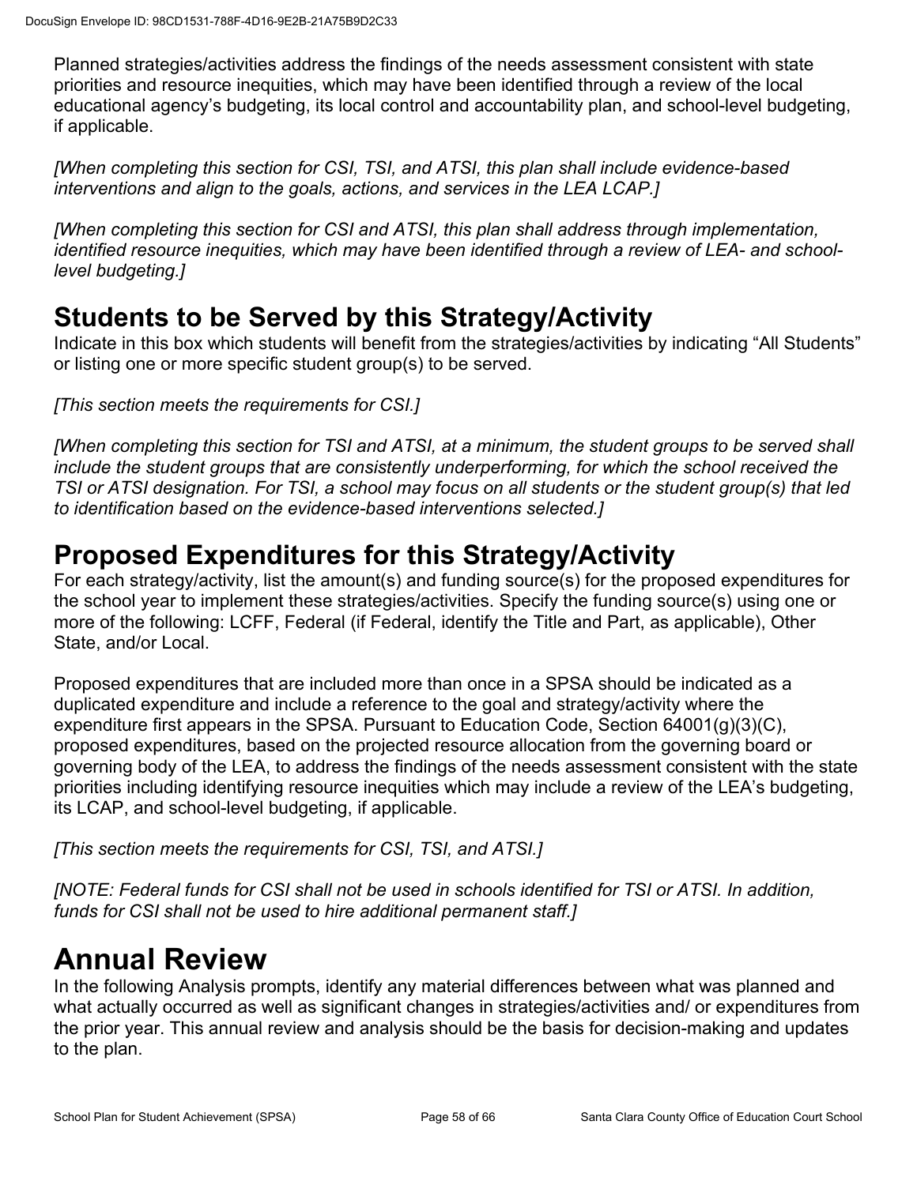Planned strategies/activities address the findings of the needs assessment consistent with state priorities and resource inequities, which may have been identified through a review of the local educational agency's budgeting, its local control and accountability plan, and school-level budgeting, if applicable.

*[When completing this section for CSI, TSI, and ATSI, this plan shall include evidence-based interventions and align to the goals, actions, and services in the LEA LCAP.]*

*[When completing this section for CSI and ATSI, this plan shall address through implementation, identified resource inequities, which may have been identified through a review of LEA- and school-level budgeting.]*

## Students to be Served by this Strategy/Activity

Indicate in this box which students will benefit from the strategies/activities by indicating "All Students" or listing one or more specific student group(s) to be served.

*[This section meets the requirements for CSI.]*

*[When completing this section for TSI and ATSI, at a minimum, the student groups to be served shall include the student groups that are consistently underperforming, for which the school received the TSI or ATSI designation. For TSI, a school may focus on all students or the student group(s) that led to identification based on the evidence-based interventions selected.]*

## Proposed Expenditures for this Strategy/Activity

For each strategy/activity, list the amount(s) and funding source(s) for the proposed expenditures for the school year to implement these strategies/activities. Specify the funding source(s) using one or more of the following: LCFF, Federal (if Federal, identify the Title and Part, as applicable), Other State, and/or Local.

Proposed expenditures that are included more than once in a SPSA should be indicated as a duplicated expenditure and include a reference to the goal and strategy/activity where the expenditure first appears in the SPSA. Pursuant to Education Code, Section 64001(g)(3)(C), proposed expenditures, based on the projected resource allocation from the governing board or governing body of the LEA, to address the findings of the needs assessment consistent with the state priorities including identifying resource inequities which may include a review of the LEA's budgeting, its LCAP, and school-level budgeting, if applicable.

*[This section meets the requirements for CSI, TSI, and ATSI.]*

*[NOTE: Federal funds for CSI shall not be used in schools identified for TSI or ATSI. In addition, funds for CSI shall not be used to hire additional permanent staff.]*

# Annual Review

In the following Analysis prompts, identify any material differences between what was planned and what actually occurred as well as significant changes in strategies/activities and/ or expenditures from the prior year. This annual review and analysis should be the basis for decision-making and updates to the plan.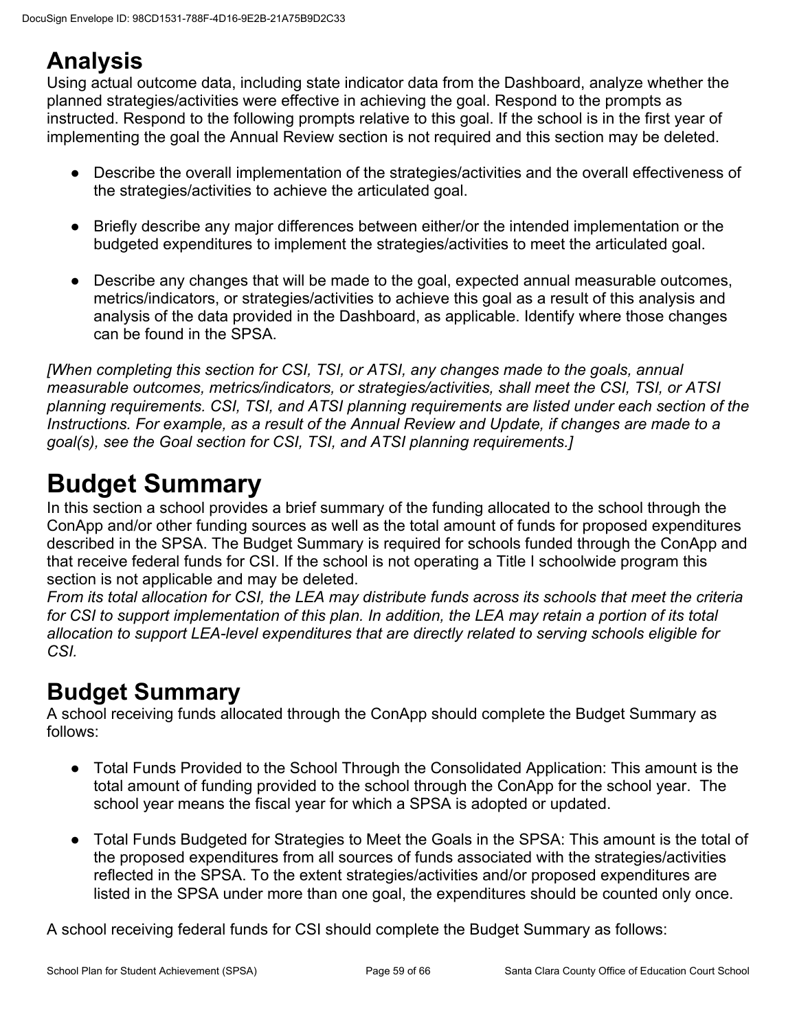# Analysis

Using actual outcome data, including state indicator data from the Dashboard, analyze whether the planned strategies/activities were effective in achieving the goal. Respond to the prompts as instructed. Respond to the following prompts relative to this goal. If the school is in the first year of implementing the goal the Annual Review section is not required and this section may be deleted.

- Describe the overall implementation of the strategies/activities and the overall effectiveness of the strategies/activities to achieve the articulated goal.
- Briefly describe any major differences between either/or the intended implementation or the budgeted expenditures to implement the strategies/activities to meet the articulated goal.
- Describe any changes that will be made to the goal, expected annual measurable outcomes, metrics/indicators, or strategies/activities to achieve this goal as a result of this analysis and analysis of the data provided in the Dashboard, as applicable. Identify where those changes can be found in the SPSA.

*[When completing this section for CSI, TSI, or ATSI, any changes made to the goals, annual measurable outcomes, metrics/indicators, or strategies/activities, shall meet the CSI, TSI, or ATSI planning requirements. CSI, TSI, and ATSI planning requirements are listed under each section of the Instructions. For example, as a result of the Annual Review and Update, if changes are made to a goal(s), see the Goal section for CSI, TSI, and ATSI planning requirements.]*

# Budget Summary

In this section a school provides a brief summary of the funding allocated to the school through the ConApp and/or other funding sources as well as the total amount of funds for proposed expenditures described in the SPSA. The Budget Summary is required for schools funded through the ConApp and that receive federal funds for CSI. If the school is not operating a Title I schoolwide program this section is not applicable and may be deleted.

*From its total allocation for CSI, the LEA may distribute funds across its schools that meet the criteria for CSI to support implementation of this plan. In addition, the LEA may retain a portion of its total allocation to support LEA-level expenditures that are directly related to serving schools eligible for CSI.*

## Budget Summary

A school receiving funds allocated through the ConApp should complete the Budget Summary as follows:

- Total Funds Provided to the School Through the Consolidated Application: This amount is the total amount of funding provided to the school through the ConApp for the school year. The school year means the fiscal year for which a SPSA is adopted or updated.
- Total Funds Budgeted for Strategies to Meet the Goals in the SPSA: This amount is the total of the proposed expenditures from all sources of funds associated with the strategies/activities reflected in the SPSA. To the extent strategies/activities and/or proposed expenditures are listed in the SPSA under more than one goal, the expenditures should be counted only once.

A school receiving federal funds for CSI should complete the Budget Summary as follows: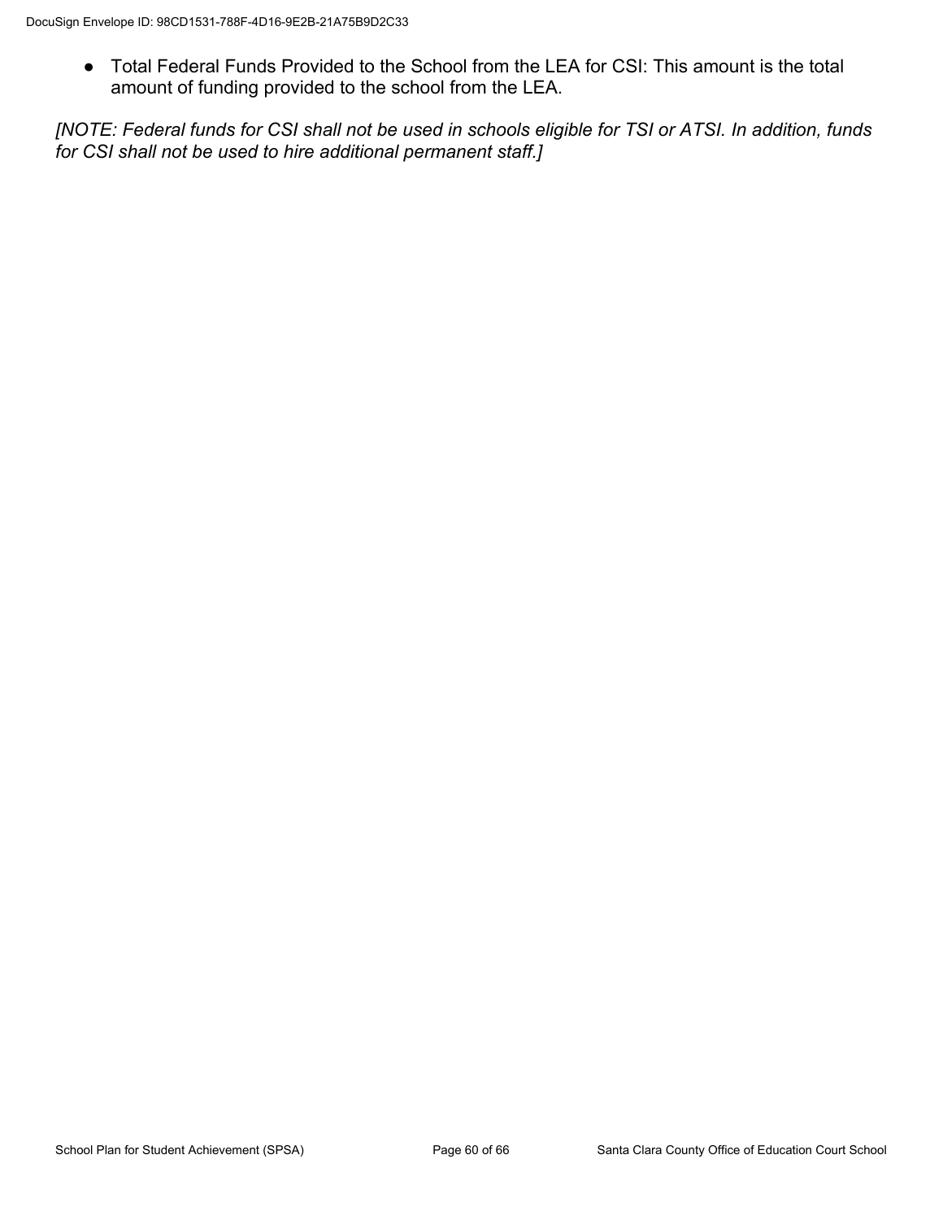- Total Federal Funds Provided to the School from the LEA for CSI: This amount is the total amount of funding provided to the school from the LEA.

*[NOTE: Federal funds for CSI shall not be used in schools eligible for TSI or ATSI. In addition, funds for CSI shall not be used to hire additional permanent staff.]*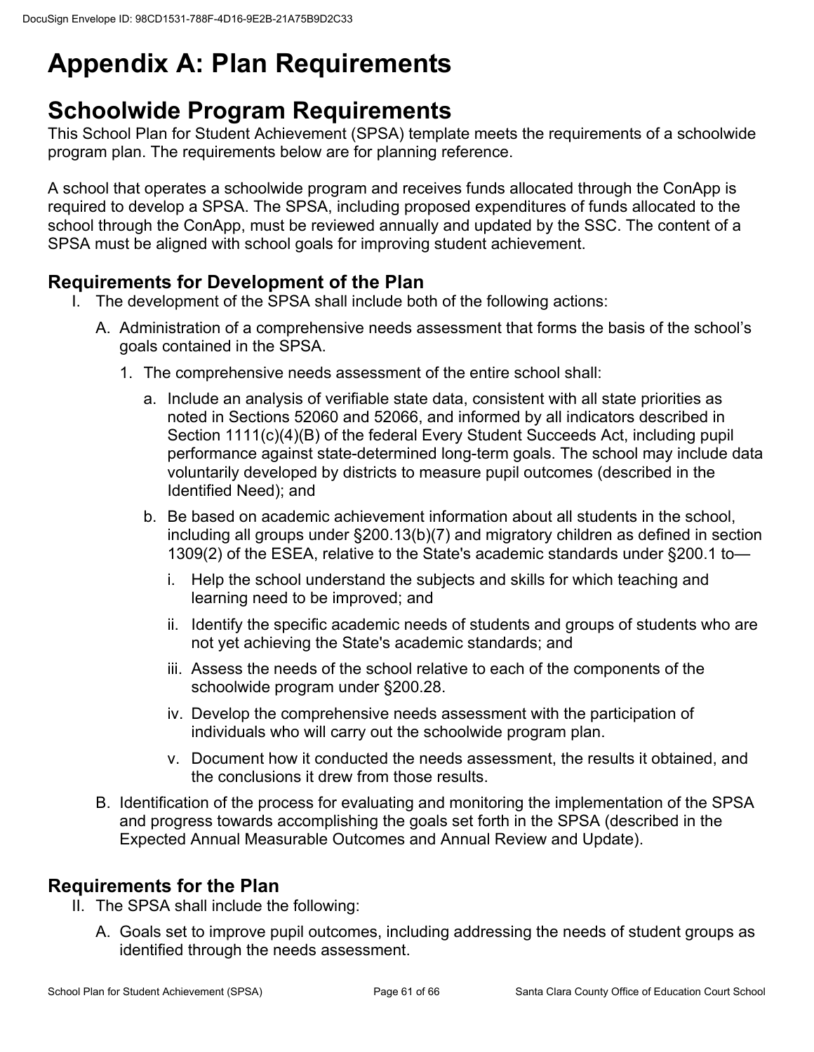# Appendix A: Plan Requirements

## Schoolwide Program Requirements

This School Plan for Student Achievement (SPSA) template meets the requirements of a schoolwide program plan. The requirements below are for planning reference.

A school that operates a schoolwide program and receives funds allocated through the ConApp is required to develop a SPSA. The SPSA, including proposed expenditures of funds allocated to the school through the ConApp, must be reviewed annually and updated by the SSC. The content of a SPSA must be aligned with school goals for improving student achievement.

### Requirements for Development of the Plan

I. The development of the SPSA shall include both of the following actions:

   A. Administration of a comprehensive needs assessment that forms the basis of the school's goals contained in the SPSA.

      1. The comprehensive needs assessment of the entire school shall:

         a. Include an analysis of verifiable state data, consistent with all state priorities as noted in Sections 52060 and 52066, and informed by all indicators described in Section 1111(c)(4)(B) of the federal Every Student Succeeds Act, including pupil performance against state-determined long-term goals. The school may include data voluntarily developed by districts to measure pupil outcomes (described in the Identified Need); and

         b. Be based on academic achievement information about all students in the school, including all groups under §200.13(b)(7) and migratory children as defined in section 1309(2) of the ESEA, relative to the State's academic standards under §200.1 to—

            i. Help the school understand the subjects and skills for which teaching and learning need to be improved; and

            ii. Identify the specific academic needs of students and groups of students who are not yet achieving the State's academic standards; and

            iii. Assess the needs of the school relative to each of the components of the schoolwide program under §200.28.

            iv. Develop the comprehensive needs assessment with the participation of individuals who will carry out the schoolwide program plan.

            v. Document how it conducted the needs assessment, the results it obtained, and the conclusions it drew from those results.

   B. Identification of the process for evaluating and monitoring the implementation of the SPSA and progress towards accomplishing the goals set forth in the SPSA (described in the Expected Annual Measurable Outcomes and Annual Review and Update).

### Requirements for the Plan

II. The SPSA shall include the following:

   A. Goals set to improve pupil outcomes, including addressing the needs of student groups as identified through the needs assessment.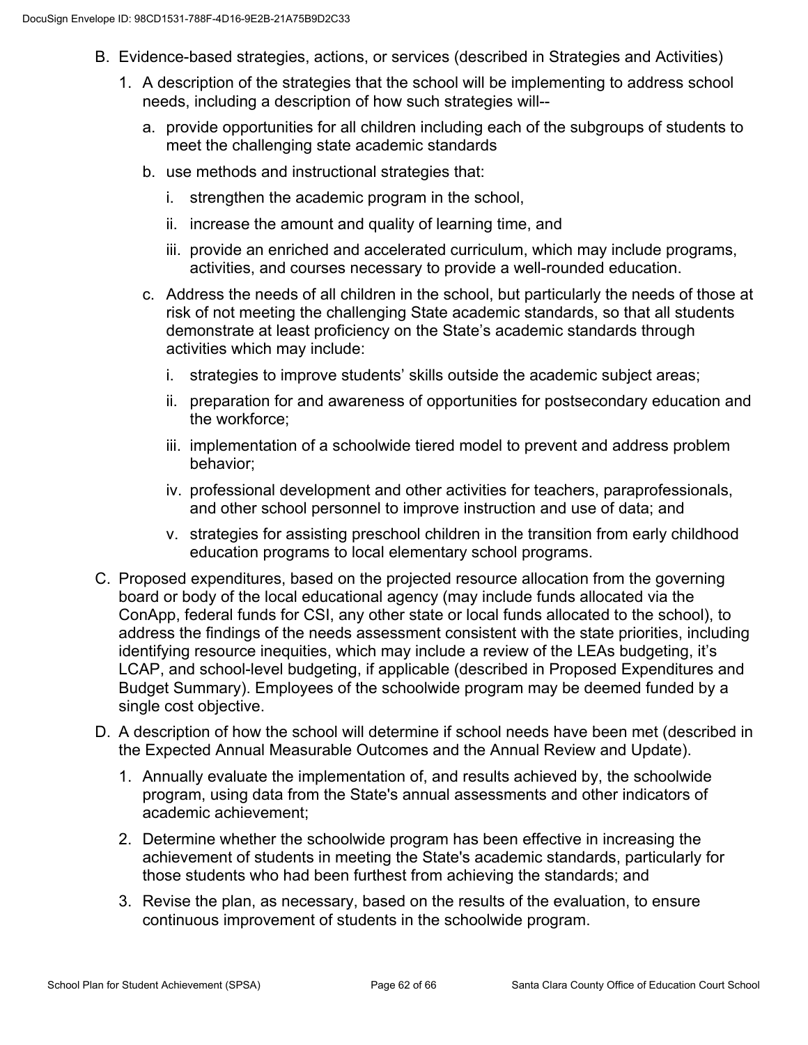B. Evidence-based strategies, actions, or services (described in Strategies and Activities)

   1. A description of the strategies that the school will be implementing to address school needs, including a description of how such strategies will--

      a. provide opportunities for all children including each of the subgroups of students to meet the challenging state academic standards

      b. use methods and instructional strategies that:

         i. strengthen the academic program in the school,

         ii. increase the amount and quality of learning time, and

         iii. provide an enriched and accelerated curriculum, which may include programs, activities, and courses necessary to provide a well-rounded education.

      c. Address the needs of all children in the school, but particularly the needs of those at risk of not meeting the challenging State academic standards, so that all students demonstrate at least proficiency on the State's academic standards through activities which may include:

         i. strategies to improve students' skills outside the academic subject areas;

         ii. preparation for and awareness of opportunities for postsecondary education and the workforce;

         iii. implementation of a schoolwide tiered model to prevent and address problem behavior;

         iv. professional development and other activities for teachers, paraprofessionals, and other school personnel to improve instruction and use of data; and

         v. strategies for assisting preschool children in the transition from early childhood education programs to local elementary school programs.

C. Proposed expenditures, based on the projected resource allocation from the governing board or body of the local educational agency (may include funds allocated via the ConApp, federal funds for CSI, any other state or local funds allocated to the school), to address the findings of the needs assessment consistent with the state priorities, including identifying resource inequities, which may include a review of the LEAs budgeting, it's LCAP, and school-level budgeting, if applicable (described in Proposed Expenditures and Budget Summary). Employees of the schoolwide program may be deemed funded by a single cost objective.

D. A description of how the school will determine if school needs have been met (described in the Expected Annual Measurable Outcomes and the Annual Review and Update).

   1. Annually evaluate the implementation of, and results achieved by, the schoolwide program, using data from the State's annual assessments and other indicators of academic achievement;

   2. Determine whether the schoolwide program has been effective in increasing the achievement of students in meeting the State's academic standards, particularly for those students who had been furthest from achieving the standards; and

   3. Revise the plan, as necessary, based on the results of the evaluation, to ensure continuous improvement of students in the schoolwide program.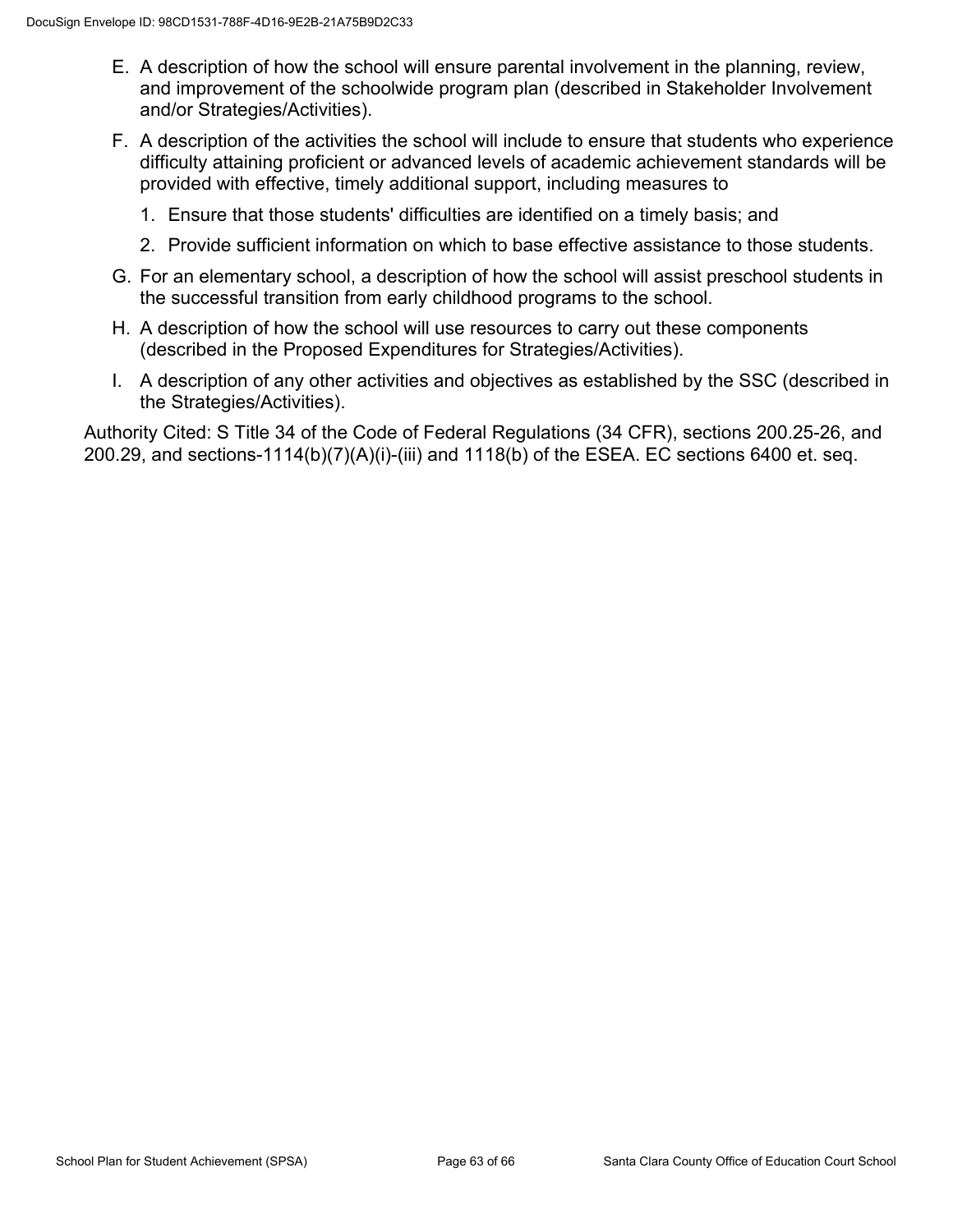E. A description of how the school will ensure parental involvement in the planning, review, and improvement of the schoolwide program plan (described in Stakeholder Involvement and/or Strategies/Activities).

F. A description of the activities the school will include to ensure that students who experience difficulty attaining proficient or advanced levels of academic achievement standards will be provided with effective, timely additional support, including measures to

   1. Ensure that those students' difficulties are identified on a timely basis; and
   2. Provide sufficient information on which to base effective assistance to those students.

G. For an elementary school, a description of how the school will assist preschool students in the successful transition from early childhood programs to the school.

H. A description of how the school will use resources to carry out these components (described in the Proposed Expenditures for Strategies/Activities).

I. A description of any other activities and objectives as established by the SSC (described in the Strategies/Activities).

Authority Cited: S Title 34 of the Code of Federal Regulations (34 CFR), sections 200.25-26, and 200.29, and sections-1114(b)(7)(A)(i)-(iii) and 1118(b) of the ESEA. EC sections 6400 et. seq.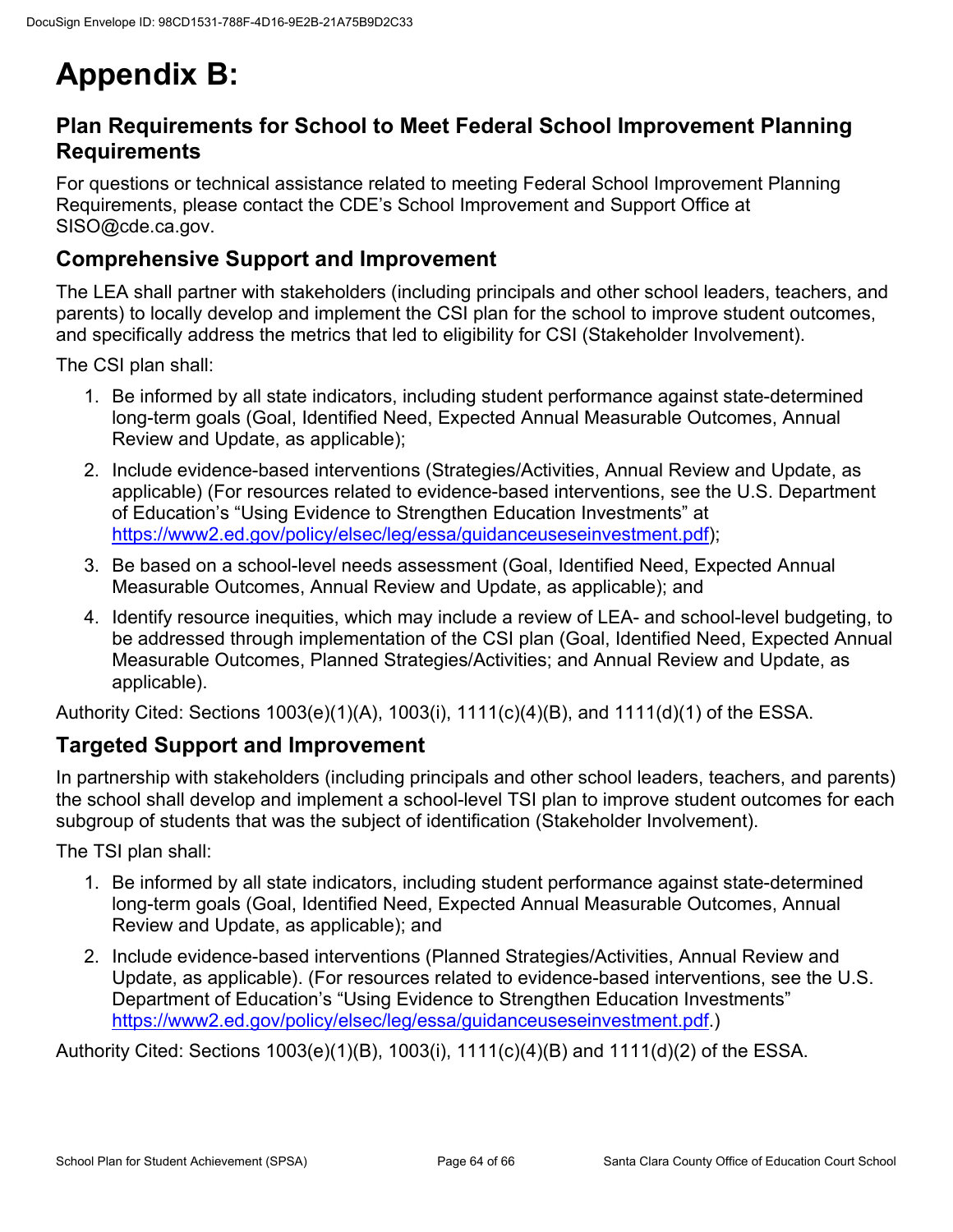# Appendix B:

## Plan Requirements for School to Meet Federal School Improvement Planning Requirements

For questions or technical assistance related to meeting Federal School Improvement Planning Requirements, please contact the CDE's School Improvement and Support Office at SISO@cde.ca.gov.

### Comprehensive Support and Improvement

The LEA shall partner with stakeholders (including principals and other school leaders, teachers, and parents) to locally develop and implement the CSI plan for the school to improve student outcomes, and specifically address the metrics that led to eligibility for CSI (Stakeholder Involvement).

The CSI plan shall:

1. Be informed by all state indicators, including student performance against state-determined long-term goals (Goal, Identified Need, Expected Annual Measurable Outcomes, Annual Review and Update, as applicable);
2. Include evidence-based interventions (Strategies/Activities, Annual Review and Update, as applicable) (For resources related to evidence-based interventions, see the U.S. Department of Education's "Using Evidence to Strengthen Education Investments" at https://www2.ed.gov/policy/elsec/leg/essa/guidanceuseseinvestment.pdf);
3. Be based on a school-level needs assessment (Goal, Identified Need, Expected Annual Measurable Outcomes, Annual Review and Update, as applicable); and
4. Identify resource inequities, which may include a review of LEA- and school-level budgeting, to be addressed through implementation of the CSI plan (Goal, Identified Need, Expected Annual Measurable Outcomes, Planned Strategies/Activities; and Annual Review and Update, as applicable).

Authority Cited: Sections 1003(e)(1)(A), 1003(i), 1111(c)(4)(B), and 1111(d)(1) of the ESSA.

### Targeted Support and Improvement

In partnership with stakeholders (including principals and other school leaders, teachers, and parents) the school shall develop and implement a school-level TSI plan to improve student outcomes for each subgroup of students that was the subject of identification (Stakeholder Involvement).

The TSI plan shall:

1. Be informed by all state indicators, including student performance against state-determined long-term goals (Goal, Identified Need, Expected Annual Measurable Outcomes, Annual Review and Update, as applicable); and
2. Include evidence-based interventions (Planned Strategies/Activities, Annual Review and Update, as applicable). (For resources related to evidence-based interventions, see the U.S. Department of Education's "Using Evidence to Strengthen Education Investments" https://www2.ed.gov/policy/elsec/leg/essa/guidanceuseseinvestment.pdf.)

Authority Cited: Sections 1003(e)(1)(B), 1003(i), 1111(c)(4)(B) and 1111(d)(2) of the ESSA.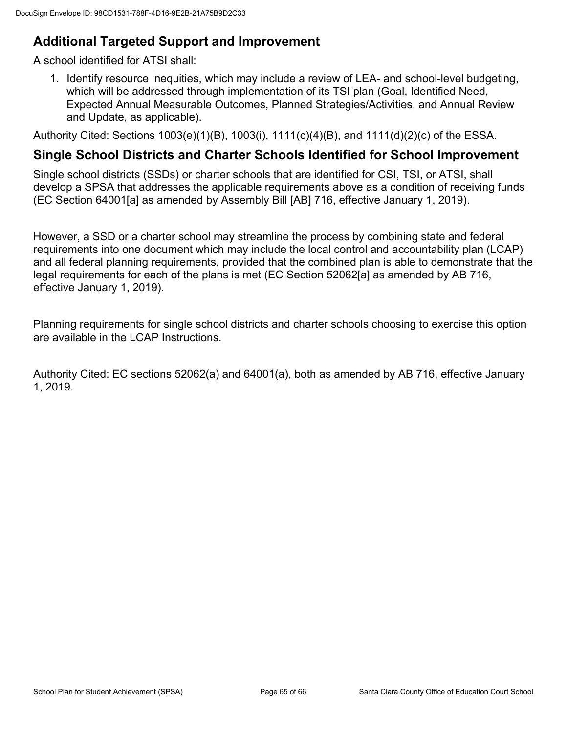## Additional Targeted Support and Improvement

A school identified for ATSI shall:

1. Identify resource inequities, which may include a review of LEA- and school-level budgeting, which will be addressed through implementation of its TSI plan (Goal, Identified Need, Expected Annual Measurable Outcomes, Planned Strategies/Activities, and Annual Review and Update, as applicable).

Authority Cited: Sections 1003(e)(1)(B), 1003(i), 1111(c)(4)(B), and 1111(d)(2)(c) of the ESSA.

## Single School Districts and Charter Schools Identified for School Improvement

Single school districts (SSDs) or charter schools that are identified for CSI, TSI, or ATSI, shall develop a SPSA that addresses the applicable requirements above as a condition of receiving funds (EC Section 64001[a] as amended by Assembly Bill [AB] 716, effective January 1, 2019).

However, a SSD or a charter school may streamline the process by combining state and federal requirements into one document which may include the local control and accountability plan (LCAP) and all federal planning requirements, provided that the combined plan is able to demonstrate that the legal requirements for each of the plans is met (EC Section 52062[a] as amended by AB 716, effective January 1, 2019).

Planning requirements for single school districts and charter schools choosing to exercise this option are available in the LCAP Instructions.

Authority Cited: EC sections 52062(a) and 64001(a), both as amended by AB 716, effective January 1, 2019.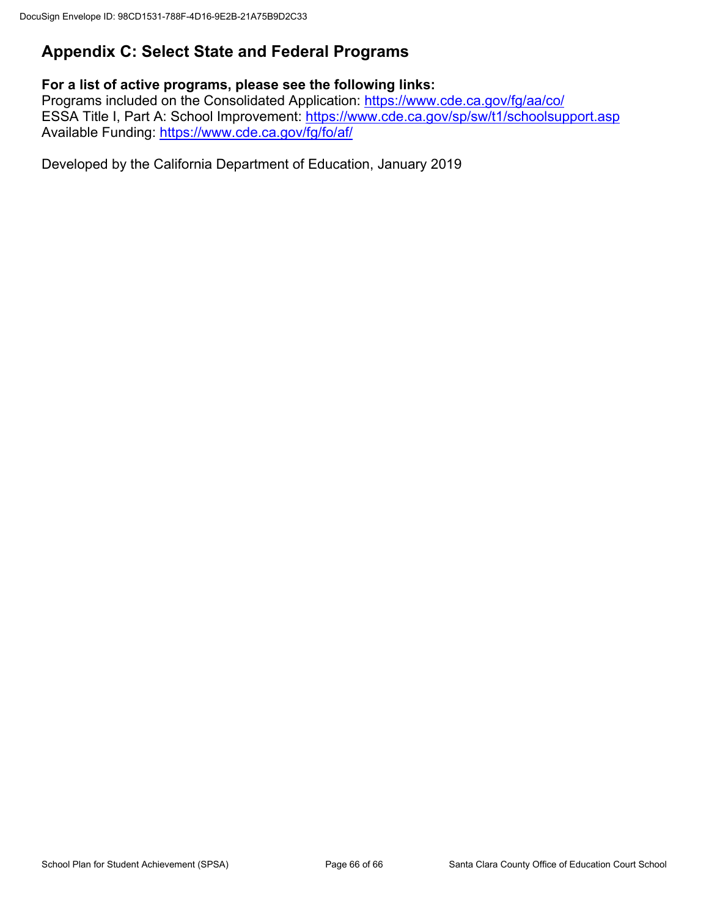## Appendix C: Select State and Federal Programs

**For a list of active programs, please see the following links:**

Programs included on the Consolidated Application: https://www.cde.ca.gov/fg/aa/co/
ESSA Title I, Part A: School Improvement: https://www.cde.ca.gov/sp/sw/t1/schoolsupport.asp
Available Funding: https://www.cde.ca.gov/fg/fo/af/

Developed by the California Department of Education, January 2019